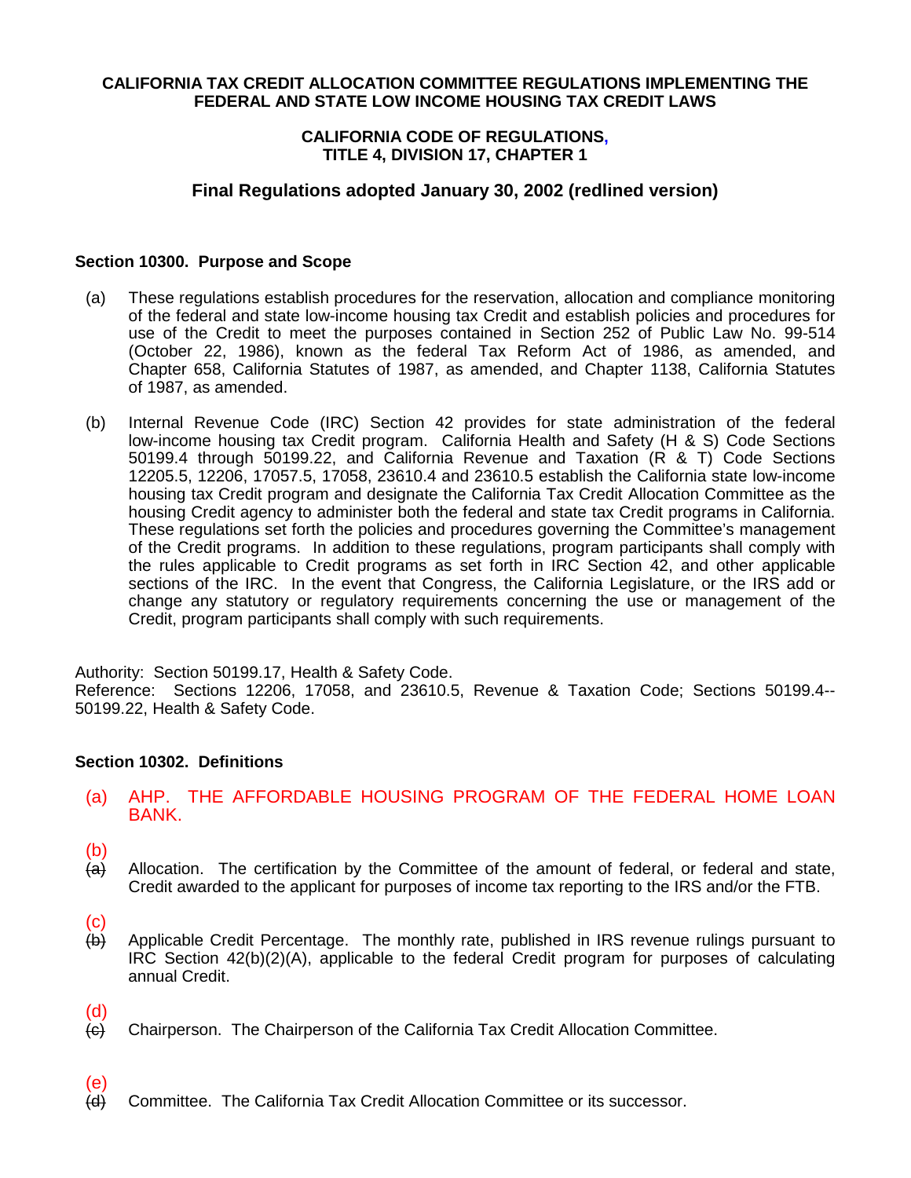**CALIFORNIA TAX CREDIT ALLOCATION COMMITTEE REGULATIONS IMPLEMENTING THE FEDERAL AND STATE LOW INCOME HOUSING TAX CREDIT LAWS**

**CALIFORNIA CODE OF REGULATIONS, TITLE 4, DIVISION 17, CHAPTER 1**

## Final Regulations adopted January 30, 2002 (redlined version)

### Section 10300. Purpose and Scope

(a) These regulations establish procedures for the reservation, allocation and compliance monitoring of the federal and state low-income housing tax Credit and establish policies and procedures for use of the Credit to meet the purposes contained in Section 252 of Public Law No. 99-514 (October 22, 1986), known as the federal Tax Reform Act of 1986, as amended, and Chapter 658, California Statutes of 1987, as amended, and Chapter 1138, California Statutes of 1987, as amended.

(b) Internal Revenue Code (IRC) Section 42 provides for state administration of the federal low-income housing tax Credit program. California Health and Safety (H & S) Code Sections 50199.4 through 50199.22, and California Revenue and Taxation (R & T) Code Sections 12205.5, 12206, 17057.5, 17058, 23610.4 and 23610.5 establish the California state low-income housing tax Credit program and designate the California Tax Credit Allocation Committee as the housing Credit agency to administer both the federal and state tax Credit programs in California. These regulations set forth the policies and procedures governing the Committee's management of the Credit programs. In addition to these regulations, program participants shall comply with the rules applicable to Credit programs as set forth in IRC Section 42, and other applicable sections of the IRC. In the event that Congress, the California Legislature, or the IRS add or change any statutory or regulatory requirements concerning the use or management of the Credit, program participants shall comply with such requirements.

Authority: Section 50199.17, Health & Safety Code.
Reference: Sections 12206, 17058, and 23610.5, Revenue & Taxation Code; Sections 50199.4--50199.22, Health & Safety Code.

### Section 10302. Definitions

(a) AHP. THE AFFORDABLE HOUSING PROGRAM OF THE FEDERAL HOME LOAN BANK.

(b) ~~(a)~~ Allocation. The certification by the Committee of the amount of federal, or federal and state, Credit awarded to the applicant for purposes of income tax reporting to the IRS and/or the FTB.

(c) ~~(b)~~ Applicable Credit Percentage. The monthly rate, published in IRS revenue rulings pursuant to IRC Section 42(b)(2)(A), applicable to the federal Credit program for purposes of calculating annual Credit.

(d) ~~(c)~~ Chairperson. The Chairperson of the California Tax Credit Allocation Committee.

(e) ~~(d)~~ Committee. The California Tax Credit Allocation Committee or its successor.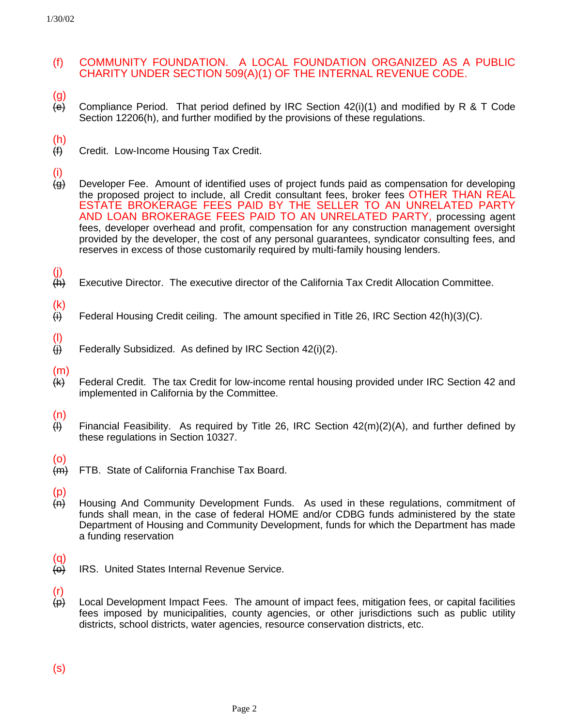(f) COMMUNITY FOUNDATION. A LOCAL FOUNDATION ORGANIZED AS A PUBLIC CHARITY UNDER SECTION 509(A)(1) OF THE INTERNAL REVENUE CODE.

(g)
~~(e)~~ Compliance Period. That period defined by IRC Section 42(i)(1) and modified by R & T Code Section 12206(h), and further modified by the provisions of these regulations.

(h)
~~(f)~~ Credit. Low-Income Housing Tax Credit.

(i)
~~(g)~~ Developer Fee. Amount of identified uses of project funds paid as compensation for developing the proposed project to include, all Credit consultant fees, broker fees OTHER THAN REAL ESTATE BROKERAGE FEES PAID BY THE SELLER TO AN UNRELATED PARTY AND LOAN BROKERAGE FEES PAID TO AN UNRELATED PARTY, processing agent fees, developer overhead and profit, compensation for any construction management oversight provided by the developer, the cost of any personal guarantees, syndicator consulting fees, and reserves in excess of those customarily required by multi-family housing lenders.

(j)
~~(h)~~ Executive Director. The executive director of the California Tax Credit Allocation Committee.

(k)
~~(i)~~ Federal Housing Credit ceiling. The amount specified in Title 26, IRC Section 42(h)(3)(C).

(l)
~~(j)~~ Federally Subsidized. As defined by IRC Section 42(i)(2).

(m)
~~(k)~~ Federal Credit. The tax Credit for low-income rental housing provided under IRC Section 42 and implemented in California by the Committee.

(n)
~~(l)~~ Financial Feasibility. As required by Title 26, IRC Section 42(m)(2)(A), and further defined by these regulations in Section 10327.

(o)
~~(m)~~ FTB. State of California Franchise Tax Board.

(p)
~~(n)~~ Housing And Community Development Funds. As used in these regulations, commitment of funds shall mean, in the case of federal HOME and/or CDBG funds administered by the state Department of Housing and Community Development, funds for which the Department has made a funding reservation

(q)
~~(o)~~ IRS. United States Internal Revenue Service.

(r)
~~(p)~~ Local Development Impact Fees. The amount of impact fees, mitigation fees, or capital facilities fees imposed by municipalities, county agencies, or other jurisdictions such as public utility districts, school districts, water agencies, resource conservation districts, etc.

(s)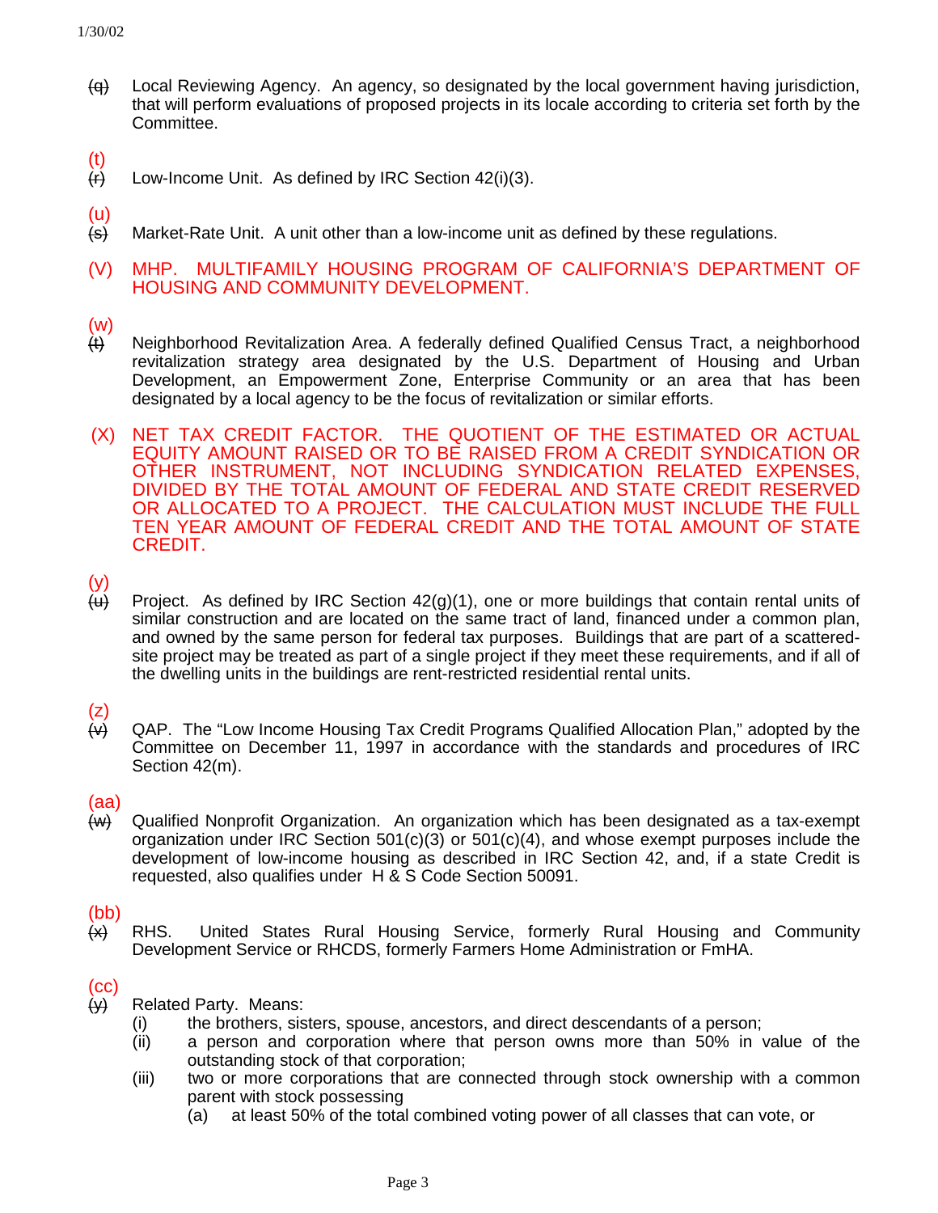~~(q)~~ Local Reviewing Agency. An agency, so designated by the local government having jurisdiction, that will perform evaluations of proposed projects in its locale according to criteria set forth by the Committee.

(t) ~~(r)~~ Low-Income Unit. As defined by IRC Section 42(i)(3).

(u) ~~(s)~~ Market-Rate Unit. A unit other than a low-income unit as defined by these regulations.

(V) MHP. MULTIFAMILY HOUSING PROGRAM OF CALIFORNIA'S DEPARTMENT OF HOUSING AND COMMUNITY DEVELOPMENT.

(w) ~~(t)~~ Neighborhood Revitalization Area. A federally defined Qualified Census Tract, a neighborhood revitalization strategy area designated by the U.S. Department of Housing and Urban Development, an Empowerment Zone, Enterprise Community or an area that has been designated by a local agency to be the focus of revitalization or similar efforts.

(X) NET TAX CREDIT FACTOR. THE QUOTIENT OF THE ESTIMATED OR ACTUAL EQUITY AMOUNT RAISED OR TO BE RAISED FROM A CREDIT SYNDICATION OR OTHER INSTRUMENT, NOT INCLUDING SYNDICATION RELATED EXPENSES, DIVIDED BY THE TOTAL AMOUNT OF FEDERAL AND STATE CREDIT RESERVED OR ALLOCATED TO A PROJECT. THE CALCULATION MUST INCLUDE THE FULL TEN YEAR AMOUNT OF FEDERAL CREDIT AND THE TOTAL AMOUNT OF STATE CREDIT.

(y) ~~(u)~~ Project. As defined by IRC Section 42(g)(1), one or more buildings that contain rental units of similar construction and are located on the same tract of land, financed under a common plan, and owned by the same person for federal tax purposes. Buildings that are part of a scattered-site project may be treated as part of a single project if they meet these requirements, and if all of the dwelling units in the buildings are rent-restricted residential rental units.

(z) ~~(v)~~ QAP. The "Low Income Housing Tax Credit Programs Qualified Allocation Plan," adopted by the Committee on December 11, 1997 in accordance with the standards and procedures of IRC Section 42(m).

(aa) ~~(w)~~ Qualified Nonprofit Organization. An organization which has been designated as a tax-exempt organization under IRC Section 501(c)(3) or 501(c)(4), and whose exempt purposes include the development of low-income housing as described in IRC Section 42, and, if a state Credit is requested, also qualifies under H & S Code Section 50091.

(bb) ~~(x)~~ RHS. United States Rural Housing Service, formerly Rural Housing and Community Development Service or RHCDS, formerly Farmers Home Administration or FmHA.

(cc) ~~(y)~~ Related Party. Means:

- (i) the brothers, sisters, spouse, ancestors, and direct descendants of a person;
- (ii) a person and corporation where that person owns more than 50% in value of the outstanding stock of that corporation;
- (iii) two or more corporations that are connected through stock ownership with a common parent with stock possessing
  - (a) at least 50% of the total combined voting power of all classes that can vote, or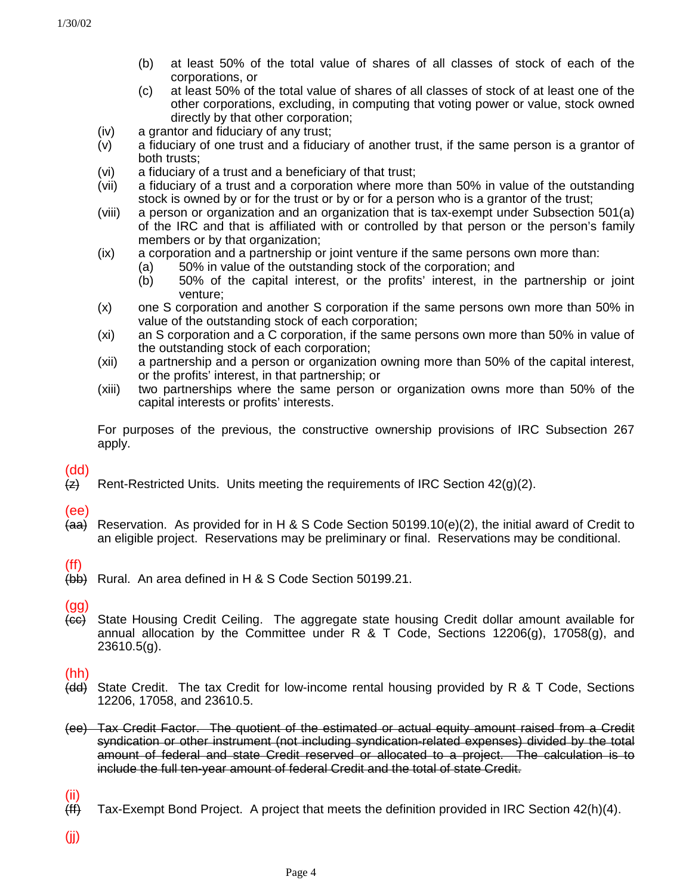(b) at least 50% of the total value of shares of all classes of stock of each of the corporations, or

(c) at least 50% of the total value of shares of all classes of stock of at least one of the other corporations, excluding, in computing that voting power or value, stock owned directly by that other corporation;

(iv) a grantor and fiduciary of any trust;

(v) a fiduciary of one trust and a fiduciary of another trust, if the same person is a grantor of both trusts;

(vi) a fiduciary of a trust and a beneficiary of that trust;

(vii) a fiduciary of a trust and a corporation where more than 50% in value of the outstanding stock is owned by or for the trust or by or for a person who is a grantor of the trust;

(viii) a person or organization and an organization that is tax-exempt under Subsection 501(a) of the IRC and that is affiliated with or controlled by that person or the person's family members or by that organization;

(ix) a corporation and a partnership or joint venture if the same persons own more than:

(a) 50% in value of the outstanding stock of the corporation; and

(b) 50% of the capital interest, or the profits' interest, in the partnership or joint venture;

(x) one S corporation and another S corporation if the same persons own more than 50% in value of the outstanding stock of each corporation;

(xi) an S corporation and a C corporation, if the same persons own more than 50% in value of the outstanding stock of each corporation;

(xii) a partnership and a person or organization owning more than 50% of the capital interest, or the profits' interest, in that partnership; or

(xiii) two partnerships where the same person or organization owns more than 50% of the capital interests or profits' interests.

For purposes of the previous, the constructive ownership provisions of IRC Subsection 267 apply.

(dd) ~~(z)~~ Rent-Restricted Units. Units meeting the requirements of IRC Section 42(g)(2).

(ee) ~~(aa)~~ Reservation. As provided for in H & S Code Section 50199.10(e)(2), the initial award of Credit to an eligible project. Reservations may be preliminary or final. Reservations may be conditional.

(ff) ~~(bb)~~ Rural. An area defined in H & S Code Section 50199.21.

(gg) ~~(cc)~~ State Housing Credit Ceiling. The aggregate state housing Credit dollar amount available for annual allocation by the Committee under R & T Code, Sections 12206(g), 17058(g), and 23610.5(g).

(hh) ~~(dd)~~ State Credit. The tax Credit for low-income rental housing provided by R & T Code, Sections 12206, 17058, and 23610.5.

~~(ee) Tax Credit Factor. The quotient of the estimated or actual equity amount raised from a Credit syndication or other instrument (not including syndication-related expenses) divided by the total amount of federal and state Credit reserved or allocated to a project. The calculation is to include the full ten-year amount of federal Credit and the total of state Credit.~~

(ii) ~~(ff)~~ Tax-Exempt Bond Project. A project that meets the definition provided in IRC Section 42(h)(4).

(jj)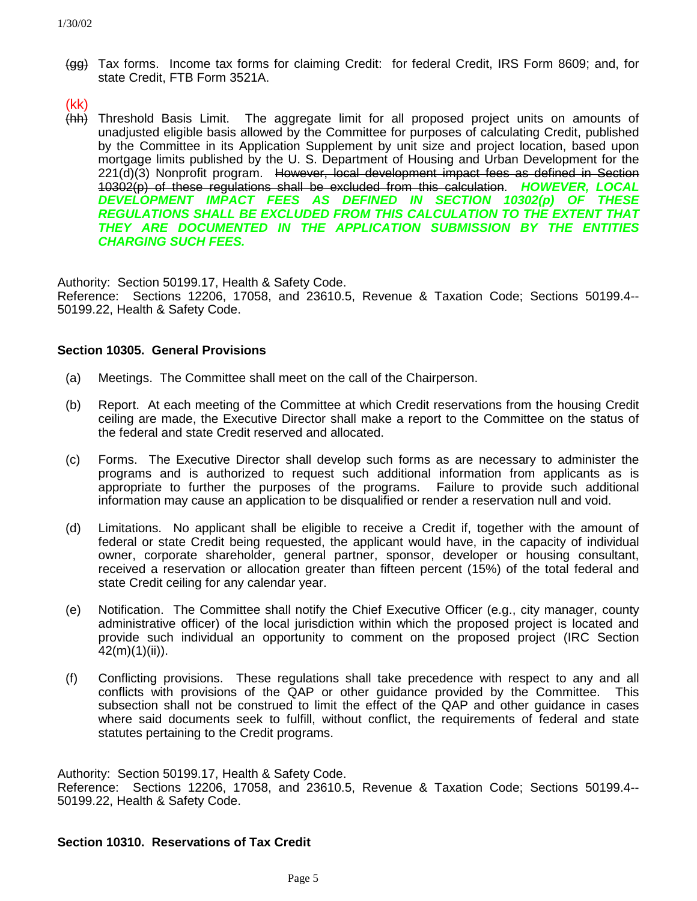~~(gg)~~ Tax forms. Income tax forms for claiming Credit: for federal Credit, IRS Form 8609; and, for state Credit, FTB Form 3521A.

(kk)
~~(hh)~~ Threshold Basis Limit. The aggregate limit for all proposed project units on amounts of unadjusted eligible basis allowed by the Committee for purposes of calculating Credit, published by the Committee in its Application Supplement by unit size and project location, based upon mortgage limits published by the U. S. Department of Housing and Urban Development for the 221(d)(3) Nonprofit program. ~~However, local development impact fees as defined in Section 10302(p) of these regulations shall be excluded from this calculation.~~ ***HOWEVER, LOCAL DEVELOPMENT IMPACT FEES AS DEFINED IN SECTION 10302(p) OF THESE REGULATIONS SHALL BE EXCLUDED FROM THIS CALCULATION TO THE EXTENT THAT THEY ARE DOCUMENTED IN THE APPLICATION SUBMISSION BY THE ENTITIES CHARGING SUCH FEES.***

Authority: Section 50199.17, Health & Safety Code.
Reference: Sections 12206, 17058, and 23610.5, Revenue & Taxation Code; Sections 50199.4--50199.22, Health & Safety Code.

**Section 10305. General Provisions**

(a) Meetings. The Committee shall meet on the call of the Chairperson.

(b) Report. At each meeting of the Committee at which Credit reservations from the housing Credit ceiling are made, the Executive Director shall make a report to the Committee on the status of the federal and state Credit reserved and allocated.

(c) Forms. The Executive Director shall develop such forms as are necessary to administer the programs and is authorized to request such additional information from applicants as is appropriate to further the purposes of the programs. Failure to provide such additional information may cause an application to be disqualified or render a reservation null and void.

(d) Limitations. No applicant shall be eligible to receive a Credit if, together with the amount of federal or state Credit being requested, the applicant would have, in the capacity of individual owner, corporate shareholder, general partner, sponsor, developer or housing consultant, received a reservation or allocation greater than fifteen percent (15%) of the total federal and state Credit ceiling for any calendar year.

(e) Notification. The Committee shall notify the Chief Executive Officer (e.g., city manager, county administrative officer) of the local jurisdiction within which the proposed project is located and provide such individual an opportunity to comment on the proposed project (IRC Section 42(m)(1)(ii)).

(f) Conflicting provisions. These regulations shall take precedence with respect to any and all conflicts with provisions of the QAP or other guidance provided by the Committee. This subsection shall not be construed to limit the effect of the QAP and other guidance in cases where said documents seek to fulfill, without conflict, the requirements of federal and state statutes pertaining to the Credit programs.

Authority: Section 50199.17, Health & Safety Code.
Reference: Sections 12206, 17058, and 23610.5, Revenue & Taxation Code; Sections 50199.4--50199.22, Health & Safety Code.

**Section 10310. Reservations of Tax Credit**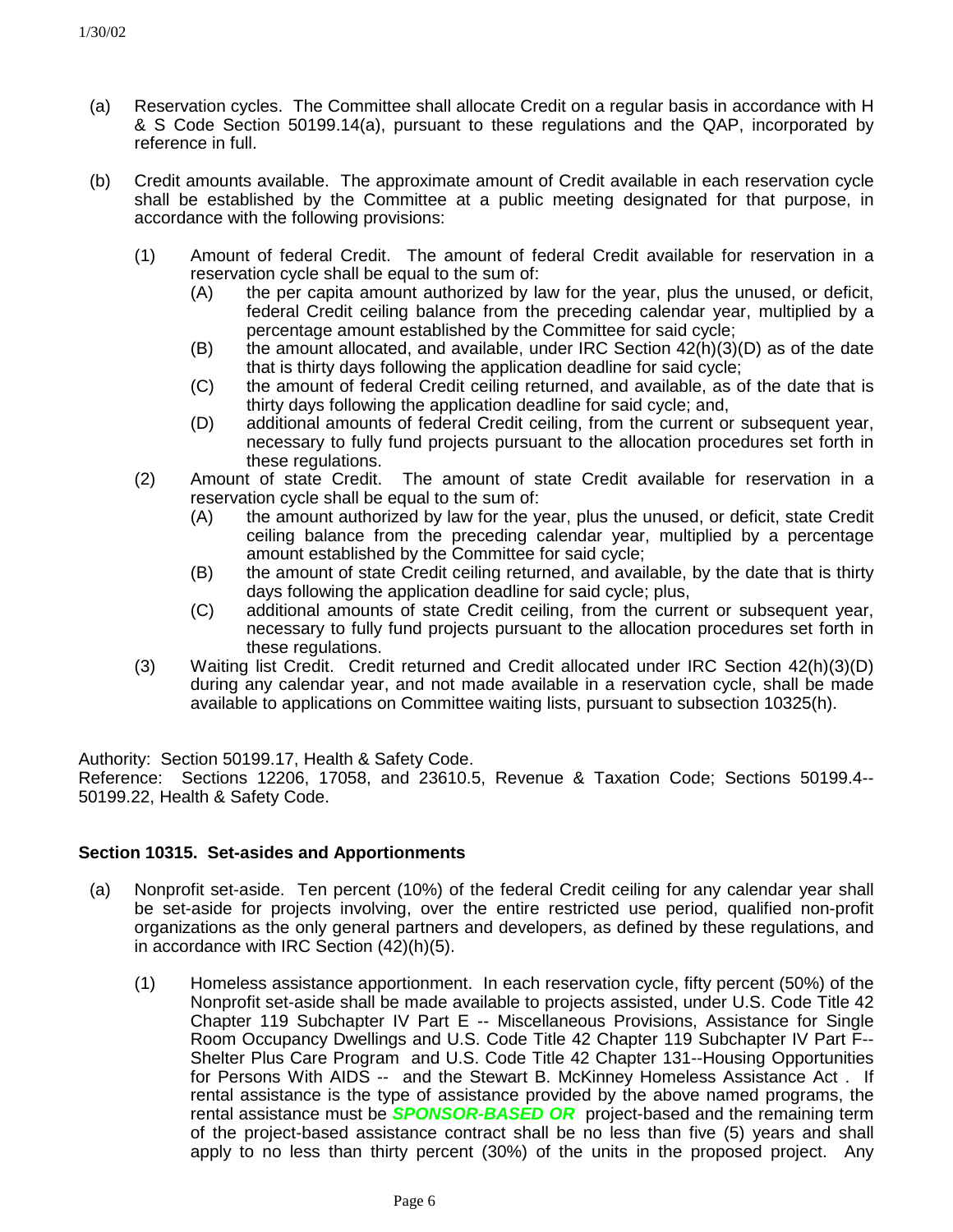(a) Reservation cycles. The Committee shall allocate Credit on a regular basis in accordance with H & S Code Section 50199.14(a), pursuant to these regulations and the QAP, incorporated by reference in full.

(b) Credit amounts available. The approximate amount of Credit available in each reservation cycle shall be established by the Committee at a public meeting designated for that purpose, in accordance with the following provisions:

 (1) Amount of federal Credit. The amount of federal Credit available for reservation in a reservation cycle shall be equal to the sum of:
  (A) the per capita amount authorized by law for the year, plus the unused, or deficit, federal Credit ceiling balance from the preceding calendar year, multiplied by a percentage amount established by the Committee for said cycle;
  (B) the amount allocated, and available, under IRC Section 42(h)(3)(D) as of the date that is thirty days following the application deadline for said cycle;
  (C) the amount of federal Credit ceiling returned, and available, as of the date that is thirty days following the application deadline for said cycle; and,
  (D) additional amounts of federal Credit ceiling, from the current or subsequent year, necessary to fully fund projects pursuant to the allocation procedures set forth in these regulations.

 (2) Amount of state Credit. The amount of state Credit available for reservation in a reservation cycle shall be equal to the sum of:
  (A) the amount authorized by law for the year, plus the unused, or deficit, state Credit ceiling balance from the preceding calendar year, multiplied by a percentage amount established by the Committee for said cycle;
  (B) the amount of state Credit ceiling returned, and available, by the date that is thirty days following the application deadline for said cycle; plus,
  (C) additional amounts of state Credit ceiling, from the current or subsequent year, necessary to fully fund projects pursuant to the allocation procedures set forth in these regulations.

 (3) Waiting list Credit. Credit returned and Credit allocated under IRC Section 42(h)(3)(D) during any calendar year, and not made available in a reservation cycle, shall be made available to applications on Committee waiting lists, pursuant to subsection 10325(h).

Authority: Section 50199.17, Health & Safety Code.
Reference: Sections 12206, 17058, and 23610.5, Revenue & Taxation Code; Sections 50199.4--50199.22, Health & Safety Code.

**Section 10315. Set-asides and Apportionments**

(a) Nonprofit set-aside. Ten percent (10%) of the federal Credit ceiling for any calendar year shall be set-aside for projects involving, over the entire restricted use period, qualified non-profit organizations as the only general partners and developers, as defined by these regulations, and in accordance with IRC Section (42)(h)(5).

 (1) Homeless assistance apportionment. In each reservation cycle, fifty percent (50%) of the Nonprofit set-aside shall be made available to projects assisted, under U.S. Code Title 42 Chapter 119 Subchapter IV Part E -- Miscellaneous Provisions, Assistance for Single Room Occupancy Dwellings and U.S. Code Title 42 Chapter 119 Subchapter IV Part F-- Shelter Plus Care Program and U.S. Code Title 42 Chapter 131--Housing Opportunities for Persons With AIDS -- and the Stewart B. McKinney Homeless Assistance Act . If rental assistance is the type of assistance provided by the above named programs, the rental assistance must be ***SPONSOR-BASED OR*** project-based and the remaining term of the project-based assistance contract shall be no less than five (5) years and shall apply to no less than thirty percent (30%) of the units in the proposed project. Any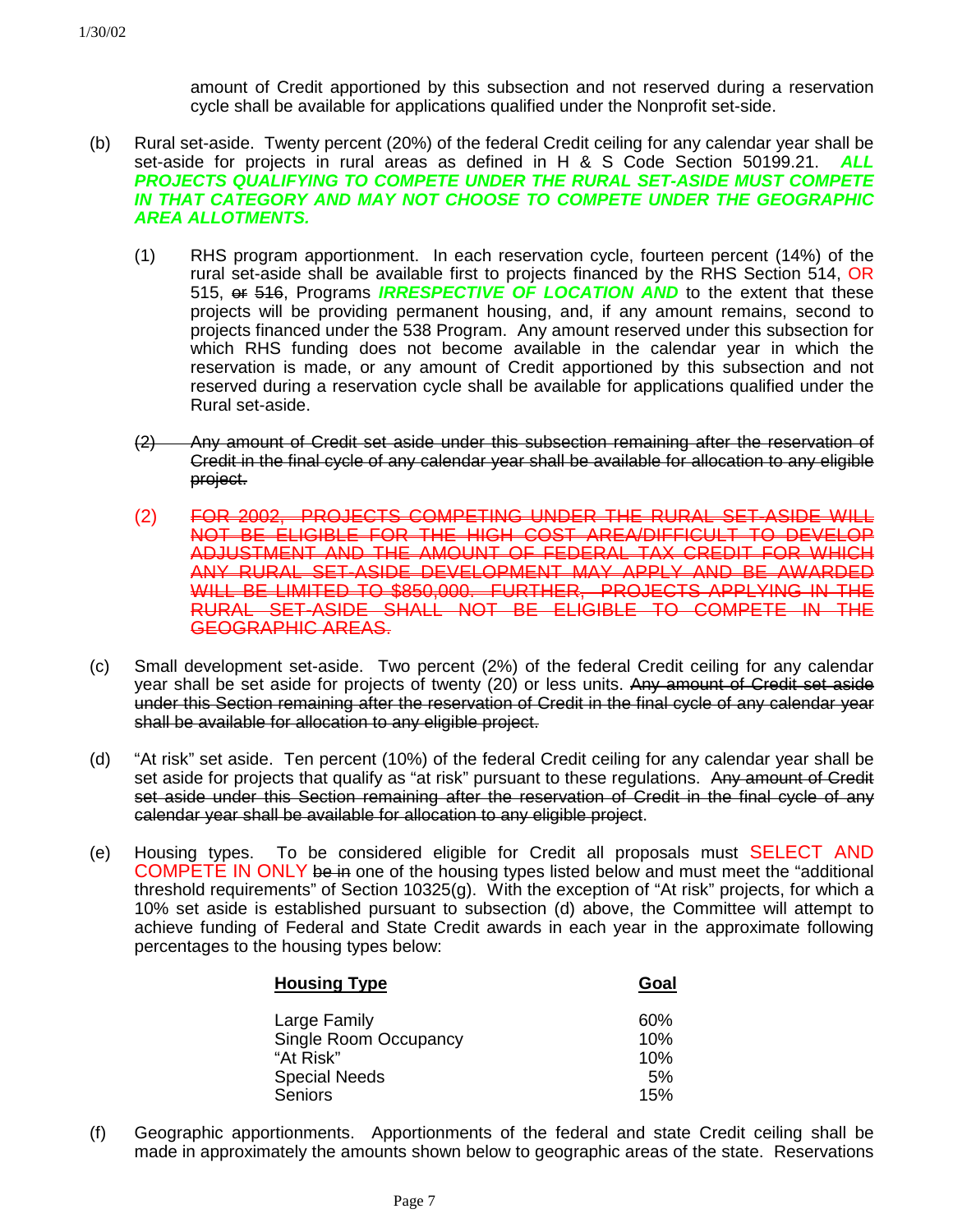amount of Credit apportioned by this subsection and not reserved during a reservation cycle shall be available for applications qualified under the Nonprofit set-side.

(b) Rural set-aside. Twenty percent (20%) of the federal Credit ceiling for any calendar year shall be set-aside for projects in rural areas as defined in H & S Code Section 50199.21. ***ALL PROJECTS QUALIFYING TO COMPETE UNDER THE RURAL SET-ASIDE MUST COMPETE IN THAT CATEGORY AND MAY NOT CHOOSE TO COMPETE UNDER THE GEOGRAPHIC AREA ALLOTMENTS.***

(1) RHS program apportionment. In each reservation cycle, fourteen percent (14%) of the rural set-aside shall be available first to projects financed by the RHS Section 514, OR 515, ~~or~~ ~~516~~, Programs ***IRRESPECTIVE OF LOCATION AND*** to the extent that these projects will be providing permanent housing, and, if any amount remains, second to projects financed under the 538 Program. Any amount reserved under this subsection for which RHS funding does not become available in the calendar year in which the reservation is made, or any amount of Credit apportioned by this subsection and not reserved during a reservation cycle shall be available for applications qualified under the Rural set-aside.

~~(2) Any amount of Credit set aside under this subsection remaining after the reservation of Credit in the final cycle of any calendar year shall be available for allocation to any eligible project.~~

(2) ~~FOR 2002, PROJECTS COMPETING UNDER THE RURAL SET-ASIDE WILL NOT BE ELIGIBLE FOR THE HIGH COST AREA/DIFFICULT TO DEVELOP ADJUSTMENT AND THE AMOUNT OF FEDERAL TAX CREDIT FOR WHICH ANY RURAL SET-ASIDE DEVELOPMENT MAY APPLY AND BE AWARDED WILL BE LIMITED TO $850,000. FURTHER, PROJECTS APPLYING IN THE RURAL SET-ASIDE SHALL NOT BE ELIGIBLE TO COMPETE IN THE GEOGRAPHIC AREAS.~~

(c) Small development set-aside. Two percent (2%) of the federal Credit ceiling for any calendar year shall be set aside for projects of twenty (20) or less units. ~~Any amount of Credit set aside under this Section remaining after the reservation of Credit in the final cycle of any calendar year shall be available for allocation to any eligible project.~~

(d) "At risk" set aside. Ten percent (10%) of the federal Credit ceiling for any calendar year shall be set aside for projects that qualify as "at risk" pursuant to these regulations. ~~Any amount of Credit set aside under this Section remaining after the reservation of Credit in the final cycle of any calendar year shall be available for allocation to any eligible project~~.

(e) Housing types. To be considered eligible for Credit all proposals must SELECT AND COMPETE IN ONLY ~~be in~~ one of the housing types listed below and must meet the "additional threshold requirements" of Section 10325(g). With the exception of "At risk" projects, for which a 10% set aside is established pursuant to subsection (d) above, the Committee will attempt to achieve funding of Federal and State Credit awards in each year in the approximate following percentages to the housing types below:

| Housing Type | Goal |
|---|---|
| Large Family | 60% |
| Single Room Occupancy | 10% |
| "At Risk" | 10% |
| Special Needs | 5% |
| Seniors | 15% |

(f) Geographic apportionments. Apportionments of the federal and state Credit ceiling shall be made in approximately the amounts shown below to geographic areas of the state. Reservations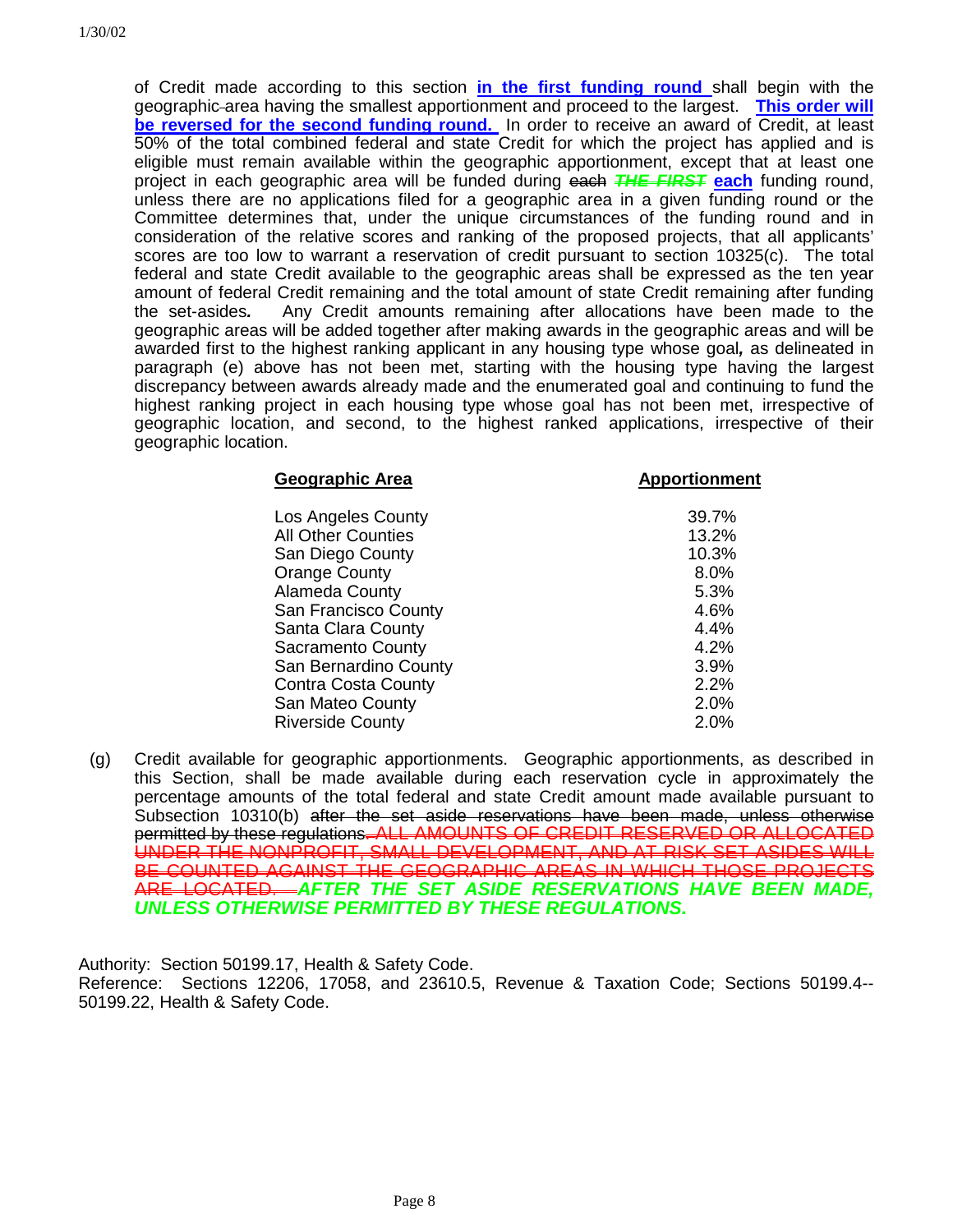of Credit made according to this section **in the first funding round** shall begin with the geographic area having the smallest apportionment and proceed to the largest. **This order will be reversed for the second funding round.** In order to receive an award of Credit, at least 50% of the total combined federal and state Credit for which the project has applied and is eligible must remain available within the geographic apportionment, except that at least one project in each geographic area will be funded during ~~each~~ ~~***THE FIRST***~~ **each** funding round, unless there are no applications filed for a geographic area in a given funding round or the Committee determines that, under the unique circumstances of the funding round and in consideration of the relative scores and ranking of the proposed projects, that all applicants' scores are too low to warrant a reservation of credit pursuant to section 10325(c). The total federal and state Credit available to the geographic areas shall be expressed as the ten year amount of federal Credit remaining and the total amount of state Credit remaining after funding the set-asides*.* Any Credit amounts remaining after allocations have been made to the geographic areas will be added together after making awards in the geographic areas and will be awarded first to the highest ranking applicant in any housing type whose goal*,* as delineated in paragraph (e) above has not been met, starting with the housing type having the largest discrepancy between awards already made and the enumerated goal and continuing to fund the highest ranking project in each housing type whose goal has not been met, irrespective of geographic location, and second, to the highest ranked applications, irrespective of their geographic location.

| Geographic Area | Apportionment |
|---|---|
| Los Angeles County | 39.7% |
| All Other Counties | 13.2% |
| San Diego County | 10.3% |
| Orange County | 8.0% |
| Alameda County | 5.3% |
| San Francisco County | 4.6% |
| Santa Clara County | 4.4% |
| Sacramento County | 4.2% |
| San Bernardino County | 3.9% |
| Contra Costa County | 2.2% |
| San Mateo County | 2.0% |
| Riverside County | 2.0% |

(g) Credit available for geographic apportionments. Geographic apportionments, as described in this Section, shall be made available during each reservation cycle in approximately the percentage amounts of the total federal and state Credit amount made available pursuant to Subsection 10310(b) ~~after the set aside reservations have been made, unless otherwise permitted by these regulations.~~ ~~ALL AMOUNTS OF CREDIT RESERVED OR ALLOCATED UNDER THE NONPROFIT, SMALL DEVELOPMENT, AND AT RISK SET ASIDES WILL BE COUNTED AGAINST THE GEOGRAPHIC AREAS IN WHICH THOSE PROJECTS ARE LOCATED.~~ ***AFTER THE SET ASIDE RESERVATIONS HAVE BEEN MADE, UNLESS OTHERWISE PERMITTED BY THESE REGULATIONS.***

Authority: Section 50199.17, Health & Safety Code.
Reference: Sections 12206, 17058, and 23610.5, Revenue & Taxation Code; Sections 50199.4--50199.22, Health & Safety Code.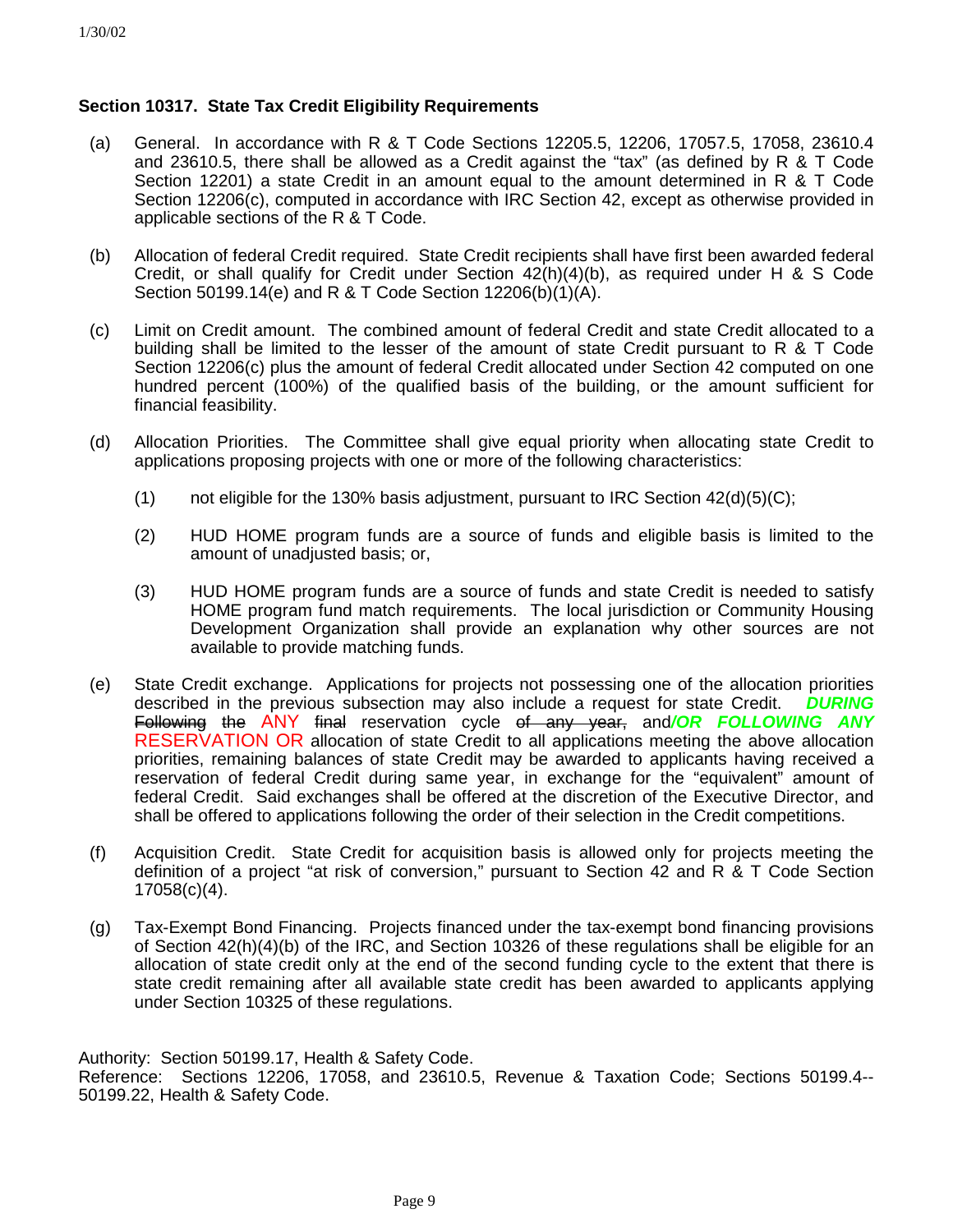### Section 10317. State Tax Credit Eligibility Requirements

(a) General. In accordance with R & T Code Sections 12205.5, 12206, 17057.5, 17058, 23610.4 and 23610.5, there shall be allowed as a Credit against the "tax" (as defined by R & T Code Section 12201) a state Credit in an amount equal to the amount determined in R & T Code Section 12206(c), computed in accordance with IRC Section 42, except as otherwise provided in applicable sections of the R & T Code.

(b) Allocation of federal Credit required. State Credit recipients shall have first been awarded federal Credit, or shall qualify for Credit under Section 42(h)(4)(b), as required under H & S Code Section 50199.14(e) and R & T Code Section 12206(b)(1)(A).

(c) Limit on Credit amount. The combined amount of federal Credit and state Credit allocated to a building shall be limited to the lesser of the amount of state Credit pursuant to R & T Code Section 12206(c) plus the amount of federal Credit allocated under Section 42 computed on one hundred percent (100%) of the qualified basis of the building, or the amount sufficient for financial feasibility.

(d) Allocation Priorities. The Committee shall give equal priority when allocating state Credit to applications proposing projects with one or more of the following characteristics:

(1) not eligible for the 130% basis adjustment, pursuant to IRC Section 42(d)(5)(C);

(2) HUD HOME program funds are a source of funds and eligible basis is limited to the amount of unadjusted basis; or,

(3) HUD HOME program funds are a source of funds and state Credit is needed to satisfy HOME program fund match requirements. The local jurisdiction or Community Housing Development Organization shall provide an explanation why other sources are not available to provide matching funds.

(e) State Credit exchange. Applications for projects not possessing one of the allocation priorities described in the previous subsection may also include a request for state Credit. ***DURING*** ~~Following~~ ~~the~~ ANY ~~final~~ reservation cycle ~~of any year,~~ and***/OR FOLLOWING ANY*** RESERVATION OR allocation of state Credit to all applications meeting the above allocation priorities, remaining balances of state Credit may be awarded to applicants having received a reservation of federal Credit during same year, in exchange for the "equivalent" amount of federal Credit. Said exchanges shall be offered at the discretion of the Executive Director, and shall be offered to applications following the order of their selection in the Credit competitions.

(f) Acquisition Credit. State Credit for acquisition basis is allowed only for projects meeting the definition of a project "at risk of conversion," pursuant to Section 42 and R & T Code Section 17058(c)(4).

(g) Tax-Exempt Bond Financing. Projects financed under the tax-exempt bond financing provisions of Section 42(h)(4)(b) of the IRC, and Section 10326 of these regulations shall be eligible for an allocation of state credit only at the end of the second funding cycle to the extent that there is state credit remaining after all available state credit has been awarded to applicants applying under Section 10325 of these regulations.

Authority: Section 50199.17, Health & Safety Code.
Reference: Sections 12206, 17058, and 23610.5, Revenue & Taxation Code; Sections 50199.4--50199.22, Health & Safety Code.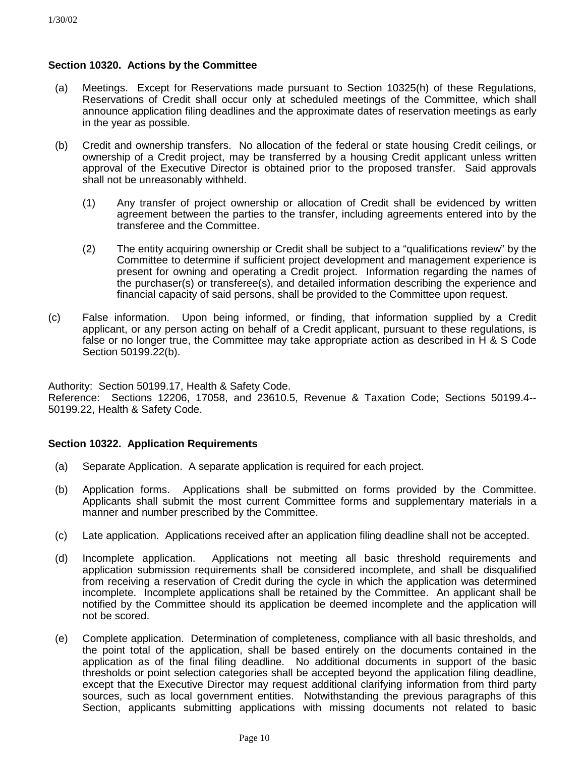### Section 10320. Actions by the Committee

(a) Meetings. Except for Reservations made pursuant to Section 10325(h) of these Regulations, Reservations of Credit shall occur only at scheduled meetings of the Committee, which shall announce application filing deadlines and the approximate dates of reservation meetings as early in the year as possible.

(b) Credit and ownership transfers. No allocation of the federal or state housing Credit ceilings, or ownership of a Credit project, may be transferred by a housing Credit applicant unless written approval of the Executive Director is obtained prior to the proposed transfer. Said approvals shall not be unreasonably withheld.

> (1) Any transfer of project ownership or allocation of Credit shall be evidenced by written agreement between the parties to the transfer, including agreements entered into by the transferee and the Committee.
>
> (2) The entity acquiring ownership or Credit shall be subject to a "qualifications review" by the Committee to determine if sufficient project development and management experience is present for owning and operating a Credit project. Information regarding the names of the purchaser(s) or transferee(s), and detailed information describing the experience and financial capacity of said persons, shall be provided to the Committee upon request.

(c) False information. Upon being informed, or finding, that information supplied by a Credit applicant, or any person acting on behalf of a Credit applicant, pursuant to these regulations, is false or no longer true, the Committee may take appropriate action as described in H & S Code Section 50199.22(b).

Authority: Section 50199.17, Health & Safety Code.
Reference: Sections 12206, 17058, and 23610.5, Revenue & Taxation Code; Sections 50199.4--50199.22, Health & Safety Code.

### Section 10322. Application Requirements

(a) Separate Application. A separate application is required for each project.

(b) Application forms. Applications shall be submitted on forms provided by the Committee. Applicants shall submit the most current Committee forms and supplementary materials in a manner and number prescribed by the Committee.

(c) Late application. Applications received after an application filing deadline shall not be accepted.

(d) Incomplete application. Applications not meeting all basic threshold requirements and application submission requirements shall be considered incomplete, and shall be disqualified from receiving a reservation of Credit during the cycle in which the application was determined incomplete. Incomplete applications shall be retained by the Committee. An applicant shall be notified by the Committee should its application be deemed incomplete and the application will not be scored.

(e) Complete application. Determination of completeness, compliance with all basic thresholds, and the point total of the application, shall be based entirely on the documents contained in the application as of the final filing deadline. No additional documents in support of the basic thresholds or point selection categories shall be accepted beyond the application filing deadline, except that the Executive Director may request additional clarifying information from third party sources, such as local government entities. Notwithstanding the previous paragraphs of this Section, applicants submitting applications with missing documents not related to basic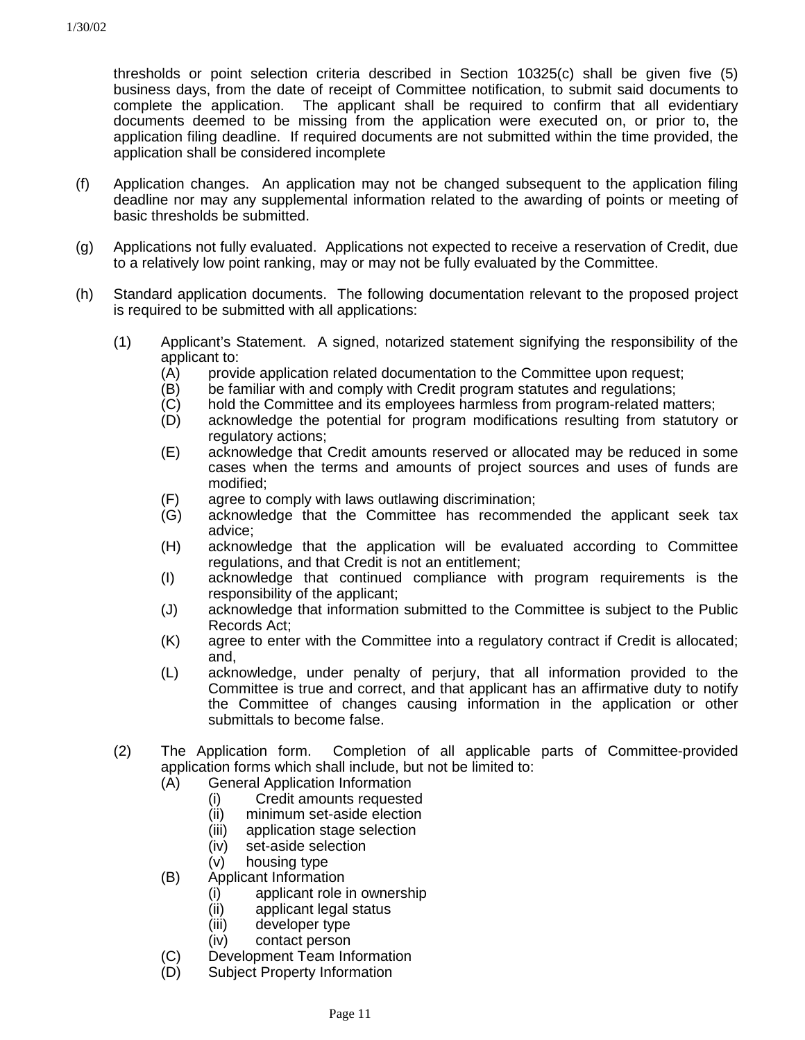thresholds or point selection criteria described in Section 10325(c) shall be given five (5) business days, from the date of receipt of Committee notification, to submit said documents to complete the application. The applicant shall be required to confirm that all evidentiary documents deemed to be missing from the application were executed on, or prior to, the application filing deadline. If required documents are not submitted within the time provided, the application shall be considered incomplete

(f) Application changes. An application may not be changed subsequent to the application filing deadline nor may any supplemental information related to the awarding of points or meeting of basic thresholds be submitted.

(g) Applications not fully evaluated. Applications not expected to receive a reservation of Credit, due to a relatively low point ranking, may or may not be fully evaluated by the Committee.

(h) Standard application documents. The following documentation relevant to the proposed project is required to be submitted with all applications:

(1) Applicant's Statement. A signed, notarized statement signifying the responsibility of the applicant to:
  (A) provide application related documentation to the Committee upon request;
  (B) be familiar with and comply with Credit program statutes and regulations;
  (C) hold the Committee and its employees harmless from program-related matters;
  (D) acknowledge the potential for program modifications resulting from statutory or regulatory actions;
  (E) acknowledge that Credit amounts reserved or allocated may be reduced in some cases when the terms and amounts of project sources and uses of funds are modified;
  (F) agree to comply with laws outlawing discrimination;
  (G) acknowledge that the Committee has recommended the applicant seek tax advice;
  (H) acknowledge that the application will be evaluated according to Committee regulations, and that Credit is not an entitlement;
  (I) acknowledge that continued compliance with program requirements is the responsibility of the applicant;
  (J) acknowledge that information submitted to the Committee is subject to the Public Records Act;
  (K) agree to enter with the Committee into a regulatory contract if Credit is allocated; and,
  (L) acknowledge, under penalty of perjury, that all information provided to the Committee is true and correct, and that applicant has an affirmative duty to notify the Committee of changes causing information in the application or other submittals to become false.

(2) The Application form. Completion of all applicable parts of Committee-provided application forms which shall include, but not be limited to:
  (A) General Application Information
    (i) Credit amounts requested
    (ii) minimum set-aside election
    (iii) application stage selection
    (iv) set-aside selection
    (v) housing type
  (B) Applicant Information
    (i) applicant role in ownership
    (ii) applicant legal status
    (iii) developer type
    (iv) contact person
  (C) Development Team Information
  (D) Subject Property Information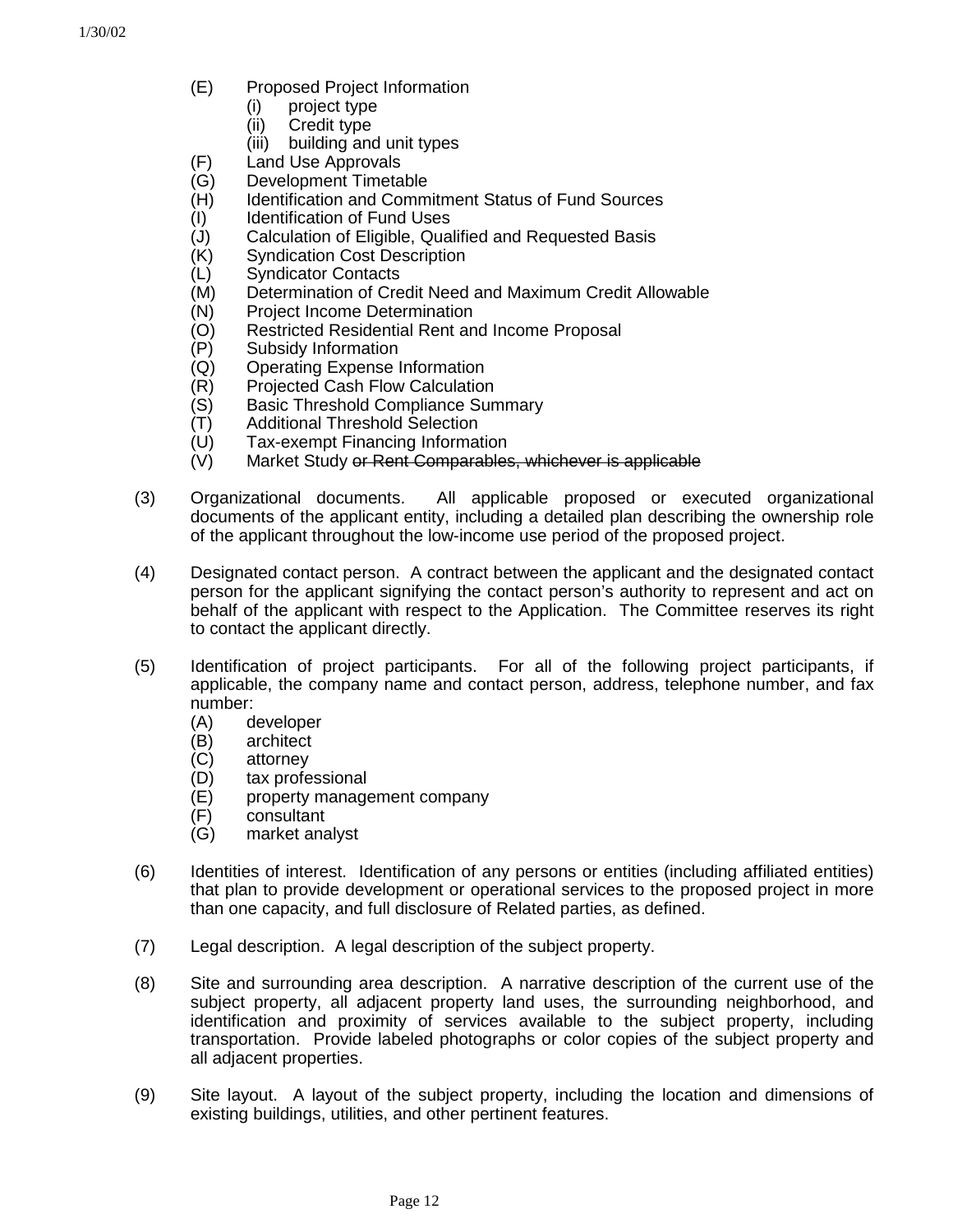- (E) Proposed Project Information
  - (i) project type
  - (ii) Credit type
  - (iii) building and unit types
- (F) Land Use Approvals
- (G) Development Timetable
- (H) Identification and Commitment Status of Fund Sources
- (I) Identification of Fund Uses
- (J) Calculation of Eligible, Qualified and Requested Basis
- (K) Syndication Cost Description
- (L) Syndicator Contacts
- (M) Determination of Credit Need and Maximum Credit Allowable
- (N) Project Income Determination
- (O) Restricted Residential Rent and Income Proposal
- (P) Subsidy Information
- (Q) Operating Expense Information
- (R) Projected Cash Flow Calculation
- (S) Basic Threshold Compliance Summary
- (T) Additional Threshold Selection
- (U) Tax-exempt Financing Information
- (V) Market Study ~~or Rent Comparables, whichever is applicable~~

(3) Organizational documents. All applicable proposed or executed organizational documents of the applicant entity, including a detailed plan describing the ownership role of the applicant throughout the low-income use period of the proposed project.

(4) Designated contact person. A contract between the applicant and the designated contact person for the applicant signifying the contact person's authority to represent and act on behalf of the applicant with respect to the Application. The Committee reserves its right to contact the applicant directly.

(5) Identification of project participants. For all of the following project participants, if applicable, the company name and contact person, address, telephone number, and fax number:
- (A) developer
- (B) architect
- (C) attorney
- (D) tax professional
- (E) property management company
- (F) consultant
- (G) market analyst

(6) Identities of interest. Identification of any persons or entities (including affiliated entities) that plan to provide development or operational services to the proposed project in more than one capacity, and full disclosure of Related parties, as defined.

(7) Legal description. A legal description of the subject property.

(8) Site and surrounding area description. A narrative description of the current use of the subject property, all adjacent property land uses, the surrounding neighborhood, and identification and proximity of services available to the subject property, including transportation. Provide labeled photographs or color copies of the subject property and all adjacent properties.

(9) Site layout. A layout of the subject property, including the location and dimensions of existing buildings, utilities, and other pertinent features.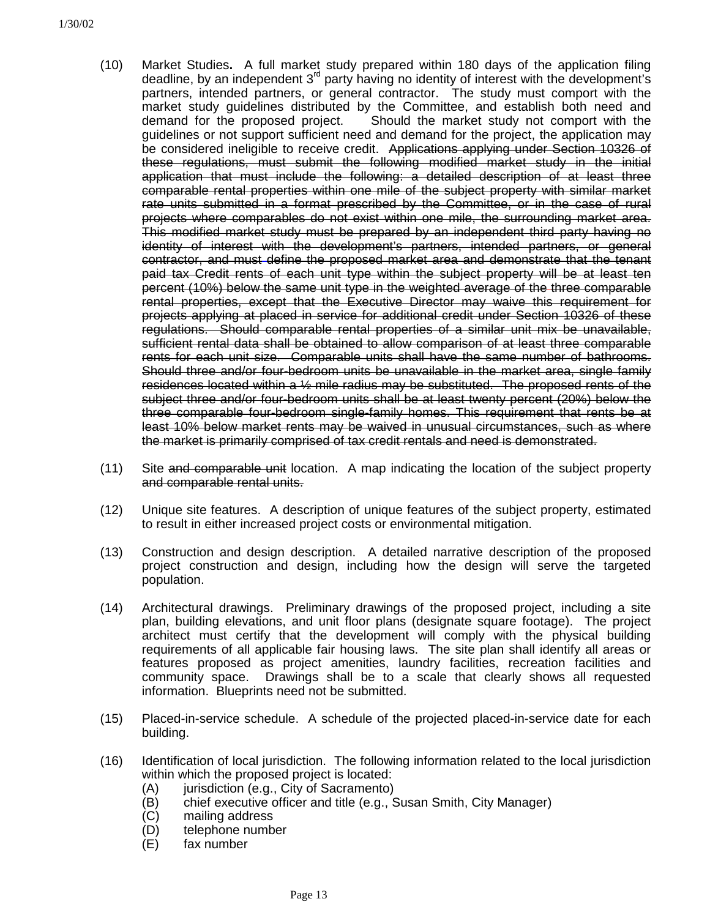(10) Market Studies**.** A full market study prepared within 180 days of the application filing deadline, by an independent 3rd party having no identity of interest with the development's partners, intended partners, or general contractor. The study must comport with the market study guidelines distributed by the Committee, and establish both need and demand for the proposed project. Should the market study not comport with the guidelines or not support sufficient need and demand for the project, the application may be considered ineligible to receive credit. ~~Applications applying under Section 10326 of these regulations, must submit the following modified market study in the initial application that must include the following: a detailed description of at least three comparable rental properties within one mile of the subject property with similar market rate units submitted in a format prescribed by the Committee, or in the case of rural projects where comparables do not exist within one mile, the surrounding market area. This modified market study must be prepared by an independent third party having no identity of interest with the development's partners, intended partners, or general contractor, and must define the proposed market area and demonstrate that the tenant paid tax Credit rents of each unit type within the subject property will be at least ten percent (10%) below the same unit type in the weighted average of the three comparable rental properties, except that the Executive Director may waive this requirement for projects applying at placed in service for additional credit under Section 10326 of these regulations. Should comparable rental properties of a similar unit mix be unavailable, sufficient rental data shall be obtained to allow comparison of at least three comparable rents for each unit size. Comparable units shall have the same number of bathrooms. Should three and/or four-bedroom units be unavailable in the market area, single family residences located within a ½ mile radius may be substituted. The proposed rents of the subject three and/or four-bedroom units shall be at least twenty percent (20%) below the three comparable four-bedroom single-family homes. This requirement that rents be at least 10% below market rents may be waived in unusual circumstances, such as where the market is primarily comprised of tax credit rentals and need is demonstrated.~~

(11) Site ~~and comparable unit~~ location. A map indicating the location of the subject property ~~and comparable rental units.~~

(12) Unique site features. A description of unique features of the subject property, estimated to result in either increased project costs or environmental mitigation.

(13) Construction and design description. A detailed narrative description of the proposed project construction and design, including how the design will serve the targeted population.

(14) Architectural drawings. Preliminary drawings of the proposed project, including a site plan, building elevations, and unit floor plans (designate square footage). The project architect must certify that the development will comply with the physical building requirements of all applicable fair housing laws. The site plan shall identify all areas or features proposed as project amenities, laundry facilities, recreation facilities and community space. Drawings shall be to a scale that clearly shows all requested information. Blueprints need not be submitted.

(15) Placed-in-service schedule. A schedule of the projected placed-in-service date for each building.

(16) Identification of local jurisdiction. The following information related to the local jurisdiction within which the proposed project is located:
   - (A) jurisdiction (e.g., City of Sacramento)
   - (B) chief executive officer and title (e.g., Susan Smith, City Manager)
   - (C) mailing address
   - (D) telephone number
   - (E) fax number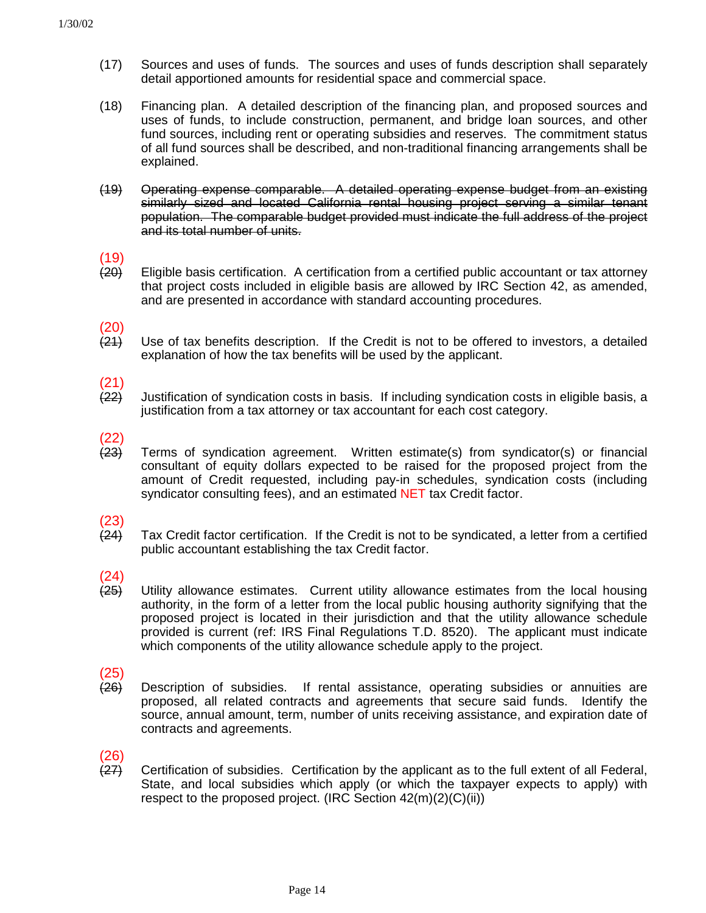(17) Sources and uses of funds. The sources and uses of funds description shall separately detail apportioned amounts for residential space and commercial space.

(18) Financing plan. A detailed description of the financing plan, and proposed sources and uses of funds, to include construction, permanent, and bridge loan sources, and other fund sources, including rent or operating subsidies and reserves. The commitment status of all fund sources shall be described, and non-traditional financing arrangements shall be explained.

~~(19) Operating expense comparable. A detailed operating expense budget from an existing similarly sized and located California rental housing project serving a similar tenant population. The comparable budget provided must indicate the full address of the project and its total number of units.~~

(19) ~~(20)~~ Eligible basis certification. A certification from a certified public accountant or tax attorney that project costs included in eligible basis are allowed by IRC Section 42, as amended, and are presented in accordance with standard accounting procedures.

(20) ~~(21)~~ Use of tax benefits description. If the Credit is not to be offered to investors, a detailed explanation of how the tax benefits will be used by the applicant.

(21) ~~(22)~~ Justification of syndication costs in basis. If including syndication costs in eligible basis, a justification from a tax attorney or tax accountant for each cost category.

(22) ~~(23)~~ Terms of syndication agreement. Written estimate(s) from syndicator(s) or financial consultant of equity dollars expected to be raised for the proposed project from the amount of Credit requested, including pay-in schedules, syndication costs (including syndicator consulting fees), and an estimated NET tax Credit factor.

(23) ~~(24)~~ Tax Credit factor certification. If the Credit is not to be syndicated, a letter from a certified public accountant establishing the tax Credit factor.

(24) ~~(25)~~ Utility allowance estimates. Current utility allowance estimates from the local housing authority, in the form of a letter from the local public housing authority signifying that the proposed project is located in their jurisdiction and that the utility allowance schedule provided is current (ref: IRS Final Regulations T.D. 8520). The applicant must indicate which components of the utility allowance schedule apply to the project.

(25) ~~(26)~~ Description of subsidies. If rental assistance, operating subsidies or annuities are proposed, all related contracts and agreements that secure said funds. Identify the source, annual amount, term, number of units receiving assistance, and expiration date of contracts and agreements.

(26) ~~(27)~~ Certification of subsidies. Certification by the applicant as to the full extent of all Federal, State, and local subsidies which apply (or which the taxpayer expects to apply) with respect to the proposed project. (IRC Section 42(m)(2)(C)(ii))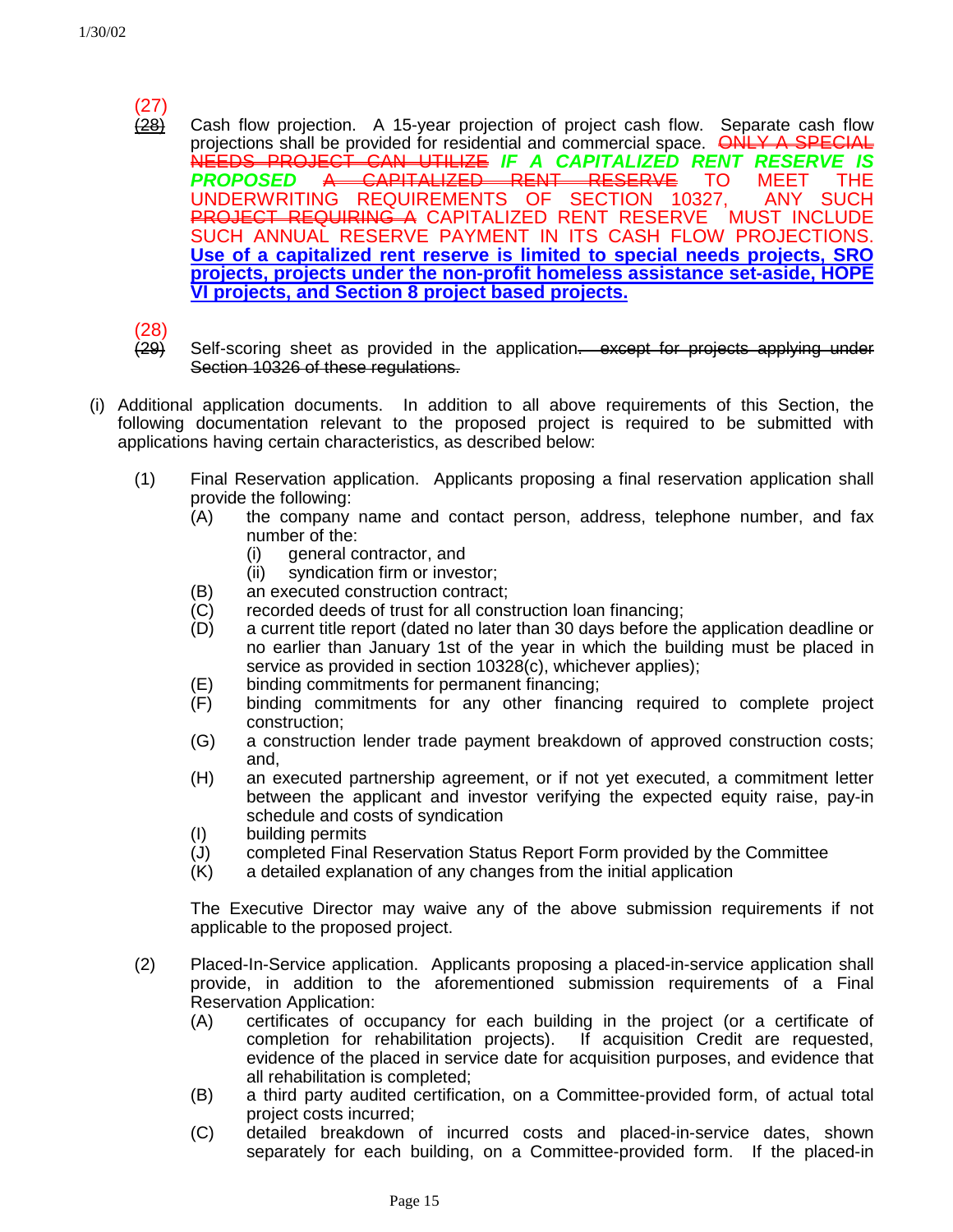(27)
~~(28)~~ Cash flow projection. A 15-year projection of project cash flow. Separate cash flow projections shall be provided for residential and commercial space. ~~ONLY A SPECIAL NEEDS PROJECT CAN UTILIZE~~ ***IF A CAPITALIZED RENT RESERVE IS PROPOSED*** ~~A CAPITALIZED RENT RESERVE~~ TO MEET THE UNDERWRITING REQUIREMENTS OF SECTION 10327, ANY SUCH ~~PROJECT REQUIRING A~~ CAPITALIZED RENT RESERVE MUST INCLUDE SUCH ANNUAL RESERVE PAYMENT IN ITS CASH FLOW PROJECTIONS. **Use of a capitalized rent reserve is limited to special needs projects, SRO projects, projects under the non-profit homeless assistance set-aside, HOPE VI projects, and Section 8 project based projects.**

(28)
~~(29)~~ Self-scoring sheet as provided in the application~~. except for projects applying under Section 10326 of these regulations.~~

(i) Additional application documents. In addition to all above requirements of this Section, the following documentation relevant to the proposed project is required to be submitted with applications having certain characteristics, as described below:

(1) Final Reservation application. Applicants proposing a final reservation application shall provide the following:
   - (A) the company name and contact person, address, telephone number, and fax number of the:
     - (i) general contractor, and
     - (ii) syndication firm or investor;
   - (B) an executed construction contract;
   - (C) recorded deeds of trust for all construction loan financing;
   - (D) a current title report (dated no later than 30 days before the application deadline or no earlier than January 1st of the year in which the building must be placed in service as provided in section 10328(c), whichever applies);
   - (E) binding commitments for permanent financing;
   - (F) binding commitments for any other financing required to complete project construction;
   - (G) a construction lender trade payment breakdown of approved construction costs; and,
   - (H) an executed partnership agreement, or if not yet executed, a commitment letter between the applicant and investor verifying the expected equity raise, pay-in schedule and costs of syndication
   - (I) building permits
   - (J) completed Final Reservation Status Report Form provided by the Committee
   - (K) a detailed explanation of any changes from the initial application

   The Executive Director may waive any of the above submission requirements if not applicable to the proposed project.

(2) Placed-In-Service application. Applicants proposing a placed-in-service application shall provide, in addition to the aforementioned submission requirements of a Final Reservation Application:
   - (A) certificates of occupancy for each building in the project (or a certificate of completion for rehabilitation projects). If acquisition Credit are requested, evidence of the placed in service date for acquisition purposes, and evidence that all rehabilitation is completed;
   - (B) a third party audited certification, on a Committee-provided form, of actual total project costs incurred;
   - (C) detailed breakdown of incurred costs and placed-in-service dates, shown separately for each building, on a Committee-provided form. If the placed-in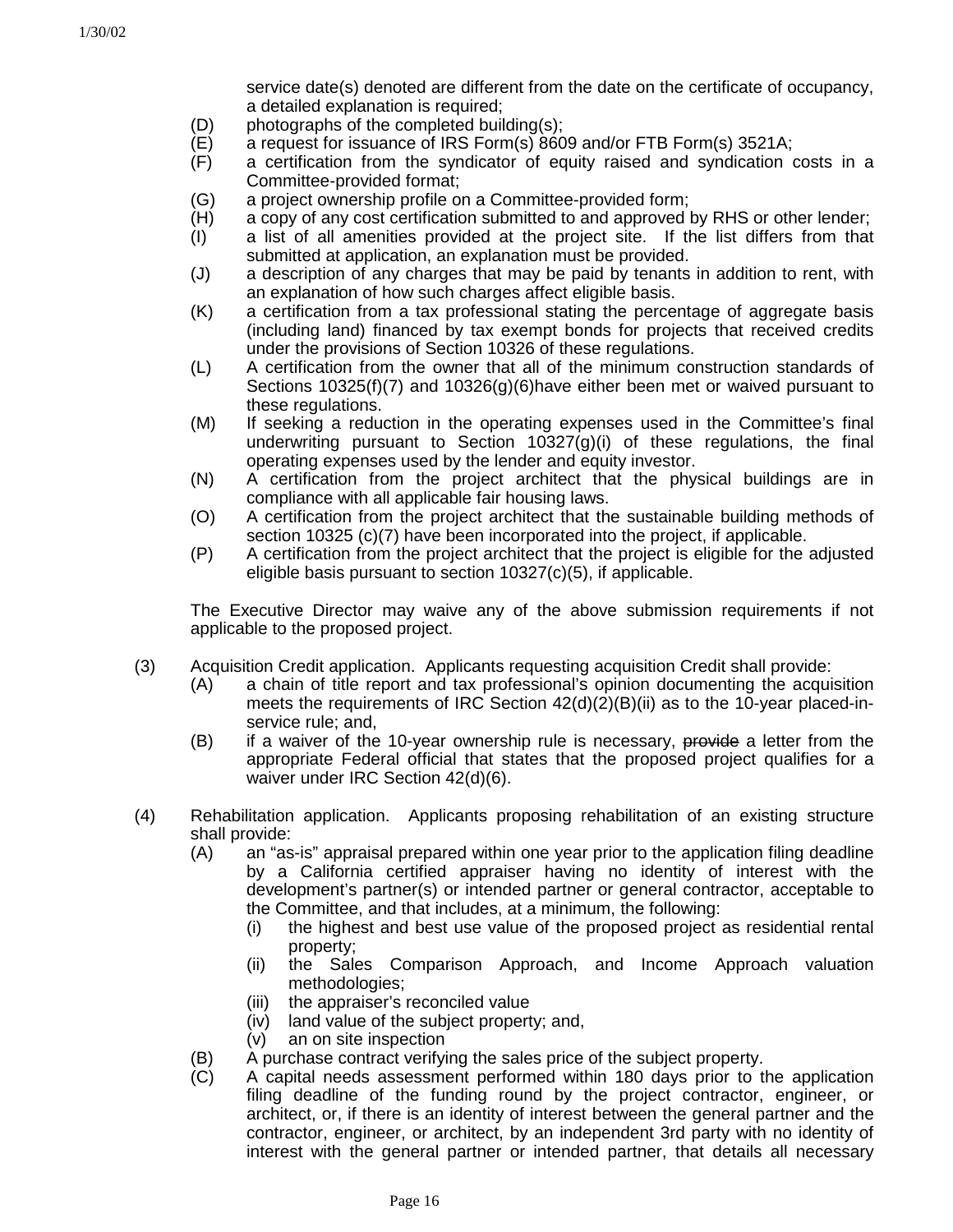service date(s) denoted are different from the date on the certificate of occupancy, a detailed explanation is required;

(D) photographs of the completed building(s);

(E) a request for issuance of IRS Form(s) 8609 and/or FTB Form(s) 3521A;

(F) a certification from the syndicator of equity raised and syndication costs in a Committee-provided format;

(G) a project ownership profile on a Committee-provided form;

(H) a copy of any cost certification submitted to and approved by RHS or other lender;

(I) a list of all amenities provided at the project site. If the list differs from that submitted at application, an explanation must be provided.

(J) a description of any charges that may be paid by tenants in addition to rent, with an explanation of how such charges affect eligible basis.

(K) a certification from a tax professional stating the percentage of aggregate basis (including land) financed by tax exempt bonds for projects that received credits under the provisions of Section 10326 of these regulations.

(L) A certification from the owner that all of the minimum construction standards of Sections 10325(f)(7) and 10326(g)(6)have either been met or waived pursuant to these regulations.

(M) If seeking a reduction in the operating expenses used in the Committee's final underwriting pursuant to Section 10327(g)(i) of these regulations, the final operating expenses used by the lender and equity investor.

(N) A certification from the project architect that the physical buildings are in compliance with all applicable fair housing laws.

(O) A certification from the project architect that the sustainable building methods of section 10325 (c)(7) have been incorporated into the project, if applicable.

(P) A certification from the project architect that the project is eligible for the adjusted eligible basis pursuant to section 10327(c)(5), if applicable.

The Executive Director may waive any of the above submission requirements if not applicable to the proposed project.

(3) Acquisition Credit application. Applicants requesting acquisition Credit shall provide:

(A) a chain of title report and tax professional's opinion documenting the acquisition meets the requirements of IRC Section 42(d)(2)(B)(ii) as to the 10-year placed-in-service rule; and,

(B) if a waiver of the 10-year ownership rule is necessary, ~~provide~~ a letter from the appropriate Federal official that states that the proposed project qualifies for a waiver under IRC Section 42(d)(6).

(4) Rehabilitation application. Applicants proposing rehabilitation of an existing structure shall provide:

(A) an "as-is" appraisal prepared within one year prior to the application filing deadline by a California certified appraiser having no identity of interest with the development's partner(s) or intended partner or general contractor, acceptable to the Committee, and that includes, at a minimum, the following:

(i) the highest and best use value of the proposed project as residential rental property;

(ii) the Sales Comparison Approach, and Income Approach valuation methodologies;

(iii) the appraiser's reconciled value

(iv) land value of the subject property; and,

(v) an on site inspection

(B) A purchase contract verifying the sales price of the subject property.

(C) A capital needs assessment performed within 180 days prior to the application filing deadline of the funding round by the project contractor, engineer, or architect, or, if there is an identity of interest between the general partner and the contractor, engineer, or architect, by an independent 3rd party with no identity of interest with the general partner or intended partner, that details all necessary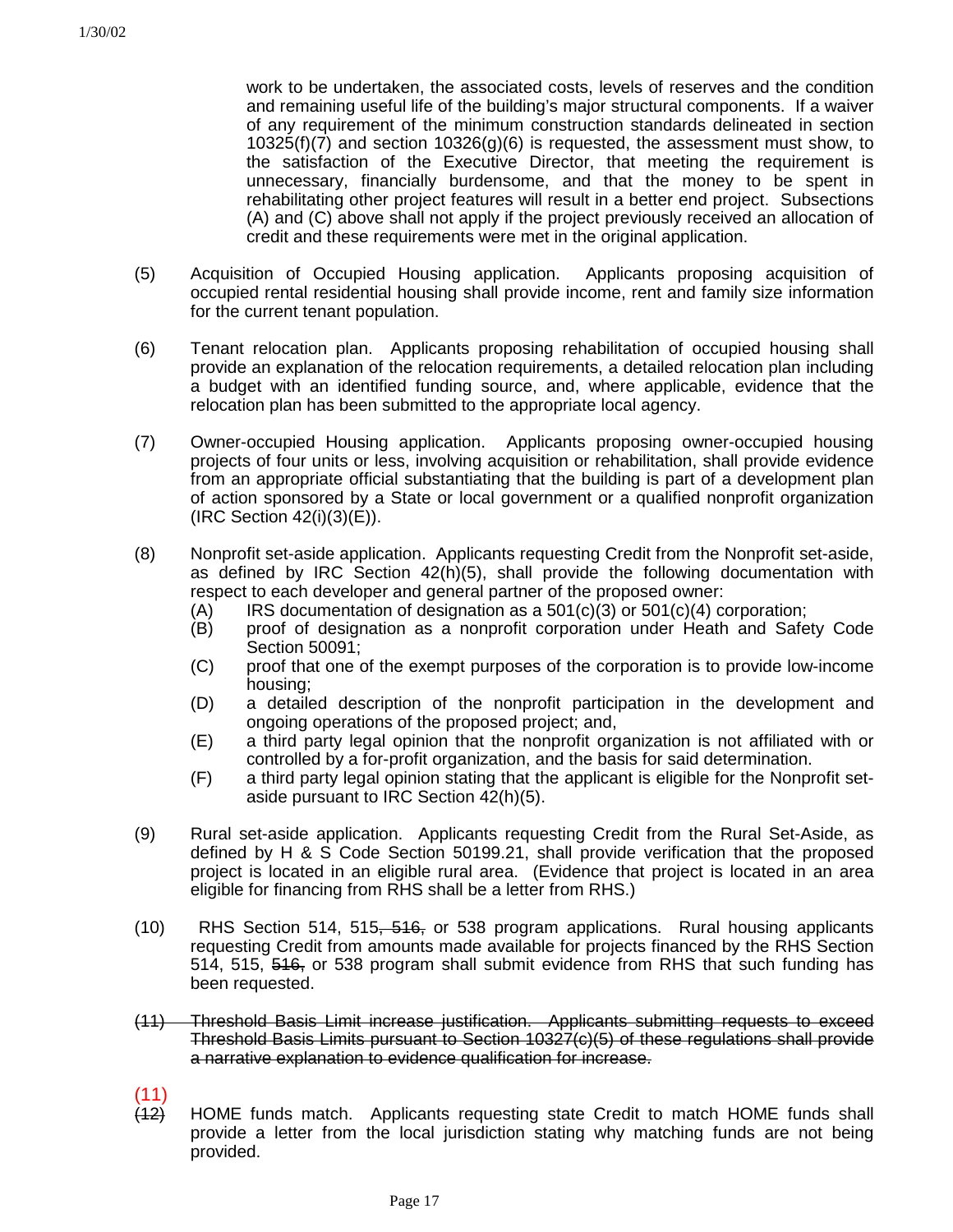work to be undertaken, the associated costs, levels of reserves and the condition and remaining useful life of the building's major structural components. If a waiver of any requirement of the minimum construction standards delineated in section 10325(f)(7) and section 10326(g)(6) is requested, the assessment must show, to the satisfaction of the Executive Director, that meeting the requirement is unnecessary, financially burdensome, and that the money to be spent in rehabilitating other project features will result in a better end project. Subsections (A) and (C) above shall not apply if the project previously received an allocation of credit and these requirements were met in the original application.

(5) Acquisition of Occupied Housing application. Applicants proposing acquisition of occupied rental residential housing shall provide income, rent and family size information for the current tenant population.

(6) Tenant relocation plan. Applicants proposing rehabilitation of occupied housing shall provide an explanation of the relocation requirements, a detailed relocation plan including a budget with an identified funding source, and, where applicable, evidence that the relocation plan has been submitted to the appropriate local agency.

(7) Owner-occupied Housing application. Applicants proposing owner-occupied housing projects of four units or less, involving acquisition or rehabilitation, shall provide evidence from an appropriate official substantiating that the building is part of a development plan of action sponsored by a State or local government or a qualified nonprofit organization (IRC Section 42(i)(3)(E)).

(8) Nonprofit set-aside application. Applicants requesting Credit from the Nonprofit set-aside, as defined by IRC Section 42(h)(5), shall provide the following documentation with respect to each developer and general partner of the proposed owner:
   - (A) IRS documentation of designation as a 501(c)(3) or 501(c)(4) corporation;
   - (B) proof of designation as a nonprofit corporation under Heath and Safety Code Section 50091;
   - (C) proof that one of the exempt purposes of the corporation is to provide low-income housing;
   - (D) a detailed description of the nonprofit participation in the development and ongoing operations of the proposed project; and,
   - (E) a third party legal opinion that the nonprofit organization is not affiliated with or controlled by a for-profit organization, and the basis for said determination.
   - (F) a third party legal opinion stating that the applicant is eligible for the Nonprofit set-aside pursuant to IRC Section 42(h)(5).

(9) Rural set-aside application. Applicants requesting Credit from the Rural Set-Aside, as defined by H & S Code Section 50199.21, shall provide verification that the proposed project is located in an eligible rural area. (Evidence that project is located in an area eligible for financing from RHS shall be a letter from RHS.)

(10) RHS Section 514, 515~~, 516,~~ or 538 program applications. Rural housing applicants requesting Credit from amounts made available for projects financed by the RHS Section 514, 515, ~~516,~~ or 538 program shall submit evidence from RHS that such funding has been requested.

~~(11) Threshold Basis Limit increase justification. Applicants submitting requests to exceed Threshold Basis Limits pursuant to Section 10327(c)(5) of these regulations shall provide a narrative explanation to evidence qualification for increase.~~

(11) ~~(12)~~ HOME funds match. Applicants requesting state Credit to match HOME funds shall provide a letter from the local jurisdiction stating why matching funds are not being provided.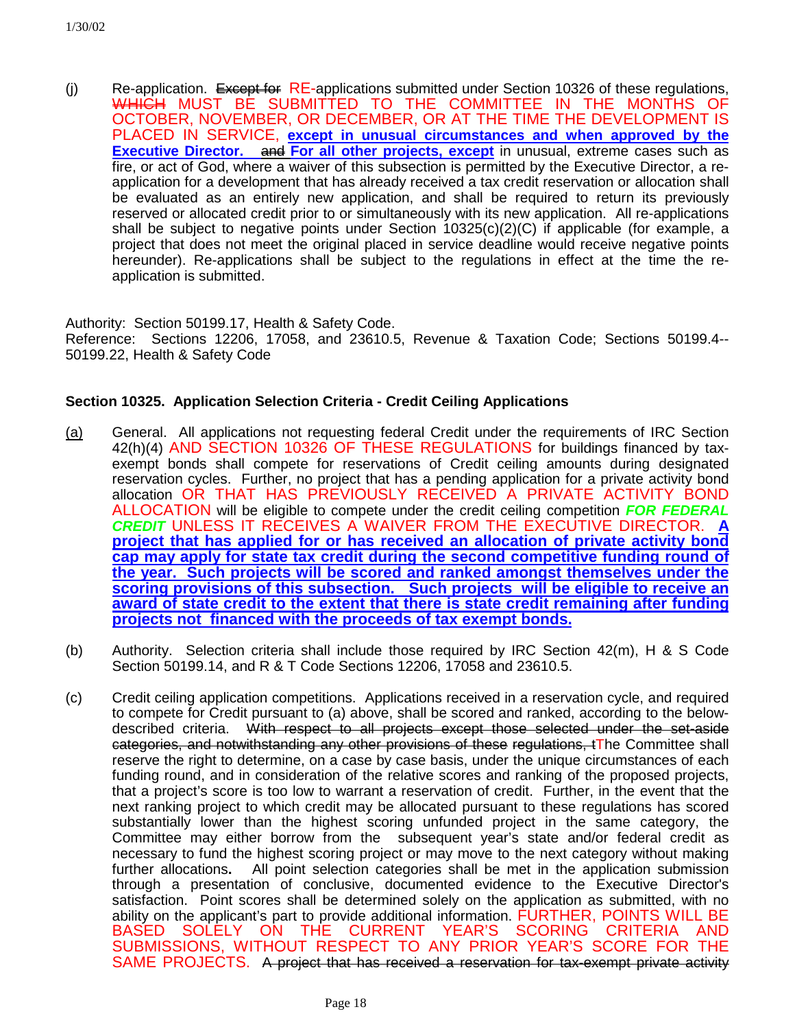(j) Re-application. ~~Except for~~ RE-applications submitted under Section 10326 of these regulations, ~~WHICH~~ MUST BE SUBMITTED TO THE COMMITTEE IN THE MONTHS OF OCTOBER, NOVEMBER, OR DECEMBER, OR AT THE TIME THE DEVELOPMENT IS PLACED IN SERVICE, **except in unusual circumstances and when approved by the Executive Director.** ~~and~~ **For all other projects, except** in unusual, extreme cases such as fire, or act of God, where a waiver of this subsection is permitted by the Executive Director, a re-application for a development that has already received a tax credit reservation or allocation shall be evaluated as an entirely new application, and shall be required to return its previously reserved or allocated credit prior to or simultaneously with its new application. All re-applications shall be subject to negative points under Section 10325(c)(2)(C) if applicable (for example, a project that does not meet the original placed in service deadline would receive negative points hereunder). Re-applications shall be subject to the regulations in effect at the time the re-application is submitted.

Authority: Section 50199.17, Health & Safety Code.
Reference: Sections 12206, 17058, and 23610.5, Revenue & Taxation Code; Sections 50199.4--50199.22, Health & Safety Code

**Section 10325. Application Selection Criteria - Credit Ceiling Applications**

(a) General. All applications not requesting federal Credit under the requirements of IRC Section 42(h)(4) AND SECTION 10326 OF THESE REGULATIONS for buildings financed by tax-exempt bonds shall compete for reservations of Credit ceiling amounts during designated reservation cycles. Further, no project that has a pending application for a private activity bond allocation OR THAT HAS PREVIOUSLY RECEIVED A PRIVATE ACTIVITY BOND ALLOCATION will be eligible to compete under the credit ceiling competition ***FOR FEDERAL CREDIT*** UNLESS IT RECEIVES A WAIVER FROM THE EXECUTIVE DIRECTOR. **A project that has applied for or has received an allocation of private activity bond cap may apply for state tax credit during the second competitive funding round of the year. Such projects will be scored and ranked amongst themselves under the scoring provisions of this subsection. Such projects will be eligible to receive an award of state credit to the extent that there is state credit remaining after funding projects not financed with the proceeds of tax exempt bonds.**

(b) Authority. Selection criteria shall include those required by IRC Section 42(m), H & S Code Section 50199.14, and R & T Code Sections 12206, 17058 and 23610.5.

(c) Credit ceiling application competitions. Applications received in a reservation cycle, and required to compete for Credit pursuant to (a) above, shall be scored and ranked, according to the below-described criteria. ~~With respect to all projects except those selected under the set-aside categories, and notwithstanding any other provisions of these regulations, t~~The Committee shall reserve the right to determine, on a case by case basis, under the unique circumstances of each funding round, and in consideration of the relative scores and ranking of the proposed projects, that a project's score is too low to warrant a reservation of credit. Further, in the event that the next ranking project to which credit may be allocated pursuant to these regulations has scored substantially lower than the highest scoring unfunded project in the same category, the Committee may either borrow from the subsequent year's state and/or federal credit as necessary to fund the highest scoring project or may move to the next category without making further allocations**.** All point selection categories shall be met in the application submission through a presentation of conclusive, documented evidence to the Executive Director's satisfaction. Point scores shall be determined solely on the application as submitted, with no ability on the applicant's part to provide additional information. FURTHER, POINTS WILL BE BASED SOLELY ON THE CURRENT YEAR'S SCORING CRITERIA AND SUBMISSIONS, WITHOUT RESPECT TO ANY PRIOR YEAR'S SCORE FOR THE SAME PROJECTS. ~~A project that has received a reservation for tax-exempt private activity~~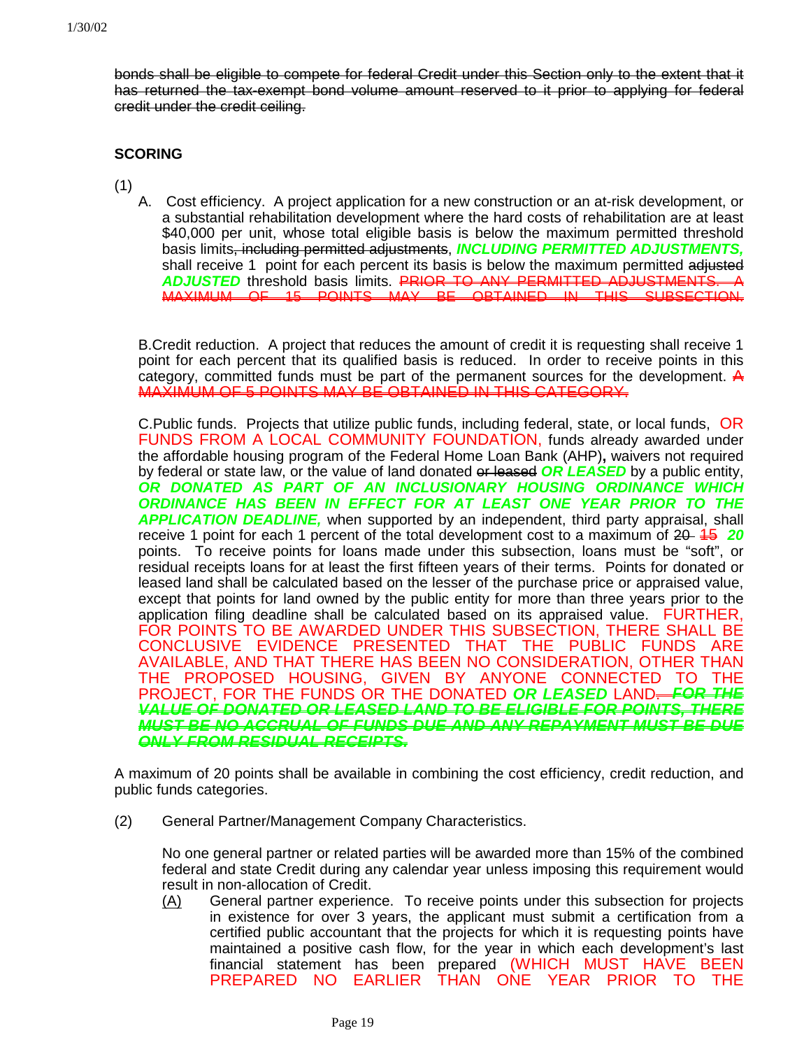~~bonds shall be eligible to compete for federal Credit under this Section only to the extent that it has returned the tax-exempt bond volume amount reserved to it prior to applying for federal credit under the credit ceiling.~~

**SCORING**

(1)

A. Cost efficiency. A project application for a new construction or an at-risk development, or a substantial rehabilitation development where the hard costs of rehabilitation are at least $40,000 per unit, whose total eligible basis is below the maximum permitted threshold basis limits~~, including permitted adjustments~~, ***INCLUDING PERMITTED ADJUSTMENTS,*** shall receive 1 point for each percent its basis is below the maximum permitted ~~adjusted~~ ***ADJUSTED*** threshold basis limits. ~~PRIOR TO ANY PERMITTED ADJUSTMENTS. A MAXIMUM OF 15 POINTS MAY BE OBTAINED IN THIS SUBSECTION.~~

B. Credit reduction. A project that reduces the amount of credit it is requesting shall receive 1 point for each percent that its qualified basis is reduced. In order to receive points in this category, committed funds must be part of the permanent sources for the development. ~~A MAXIMUM OF 5 POINTS MAY BE OBTAINED IN THIS CATEGORY.~~

C. Public funds. Projects that utilize public funds, including federal, state, or local funds, OR FUNDS FROM A LOCAL COMMUNITY FOUNDATION, funds already awarded under the affordable housing program of the Federal Home Loan Bank (AHP), waivers not required by federal or state law, or the value of land donated ~~or leased~~ ***OR LEASED*** by a public entity, ***OR DONATED AS PART OF AN INCLUSIONARY HOUSING ORDINANCE WHICH ORDINANCE HAS BEEN IN EFFECT FOR AT LEAST ONE YEAR PRIOR TO THE APPLICATION DEADLINE,*** when supported by an independent, third party appraisal, shall receive 1 point for each 1 percent of the total development cost to a maximum of ~~20~~ ~~15~~ ***20*** points. To receive points for loans made under this subsection, loans must be "soft", or residual receipts loans for at least the first fifteen years of their terms. Points for donated or leased land shall be calculated based on the lesser of the purchase price or appraised value, except that points for land owned by the public entity for more than three years prior to the application filing deadline shall be calculated based on its appraised value. FURTHER, FOR POINTS TO BE AWARDED UNDER THIS SUBSECTION, THERE SHALL BE CONCLUSIVE EVIDENCE PRESENTED THAT THE PUBLIC FUNDS ARE AVAILABLE, AND THAT THERE HAS BEEN NO CONSIDERATION, OTHER THAN THE PROPOSED HOUSING, GIVEN BY ANYONE CONNECTED TO THE PROJECT, FOR THE FUNDS OR THE DONATED ***OR LEASED*** LAND~~.~~ ~~***FOR THE VALUE OF DONATED OR LEASED LAND TO BE ELIGIBLE FOR POINTS, THERE MUST BE NO ACCRUAL OF FUNDS DUE AND ANY REPAYMENT MUST BE DUE ONLY FROM RESIDUAL RECEIPTS.***~~

A maximum of 20 points shall be available in combining the cost efficiency, credit reduction, and public funds categories.

(2) General Partner/Management Company Characteristics.

No one general partner or related parties will be awarded more than 15% of the combined federal and state Credit during any calendar year unless imposing this requirement would result in non-allocation of Credit.

(A) General partner experience. To receive points under this subsection for projects in existence for over 3 years, the applicant must submit a certification from a certified public accountant that the projects for which it is requesting points have maintained a positive cash flow, for the year in which each development's last financial statement has been prepared (WHICH MUST HAVE BEEN PREPARED NO EARLIER THAN ONE YEAR PRIOR TO THE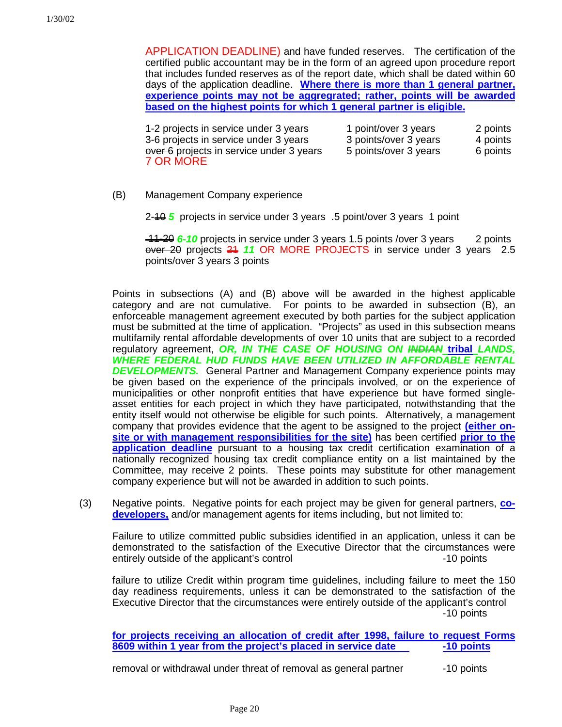APPLICATION DEADLINE) and have funded reserves. The certification of the certified public accountant may be in the form of an agreed upon procedure report that includes funded reserves as of the report date, which shall be dated within 60 days of the application deadline. **Where there is more than 1 general partner, experience points may not be aggregrated; rather, points will be awarded based on the highest points for which 1 general partner is eligible.**

| | | |
|---|---|---|
| 1-2 projects in service under 3 years | 1 point/over 3 years | 2 points |
| 3-6 projects in service under 3 years | 3 points/over 3 years | 4 points |
| ~~over 6~~ projects in service under 3 years 7 OR MORE | 5 points/over 3 years | 6 points |

(B) Management Company experience

2-~~10~~ ***5*** projects in service under 3 years .5 point/over 3 years 1 point

~~11-20~~ ***6-10*** projects in service under 3 years 1.5 points /over 3 years 2 points
~~over 20~~ projects ~~21~~ ***11*** OR MORE PROJECTS in service under 3 years 2.5 points/over 3 years 3 points

Points in subsections (A) and (B) above will be awarded in the highest applicable category and are not cumulative. For points to be awarded in subsection (B), an enforceable management agreement executed by both parties for the subject application must be submitted at the time of application. "Projects" as used in this subsection means multifamily rental affordable developments of over 10 units that are subject to a recorded regulatory agreement, ***OR, IN THE CASE OF HOUSING ON ~~INDIAN~~ tribal LANDS, WHERE FEDERAL HUD FUNDS HAVE BEEN UTILIZED IN AFFORDABLE RENTAL DEVELOPMENTS.*** General Partner and Management Company experience points may be given based on the experience of the principals involved, or on the experience of municipalities or other nonprofit entities that have experience but have formed single-asset entities for each project in which they have participated, notwithstanding that the entity itself would not otherwise be eligible for such points. Alternatively, a management company that provides evidence that the agent to be assigned to the project **(either on-site or with management responsibilities for the site)** has been certified **prior to the application deadline** pursuant to a housing tax credit certification examination of a nationally recognized housing tax credit compliance entity on a list maintained by the Committee, may receive 2 points. These points may substitute for other management company experience but will not be awarded in addition to such points.

(3) Negative points. Negative points for each project may be given for general partners, **co-developers,** and/or management agents for items including, but not limited to:

Failure to utilize committed public subsidies identified in an application, unless it can be demonstrated to the satisfaction of the Executive Director that the circumstances were entirely outside of the applicant's control -10 points

failure to utilize Credit within program time guidelines, including failure to meet the 150 day readiness requirements, unless it can be demonstrated to the satisfaction of the Executive Director that the circumstances were entirely outside of the applicant's control -10 points

**for projects receiving an allocation of credit after 1998, failure to request Forms 8609 within 1 year from the project's placed in service date -10 points**

removal or withdrawal under threat of removal as general partner -10 points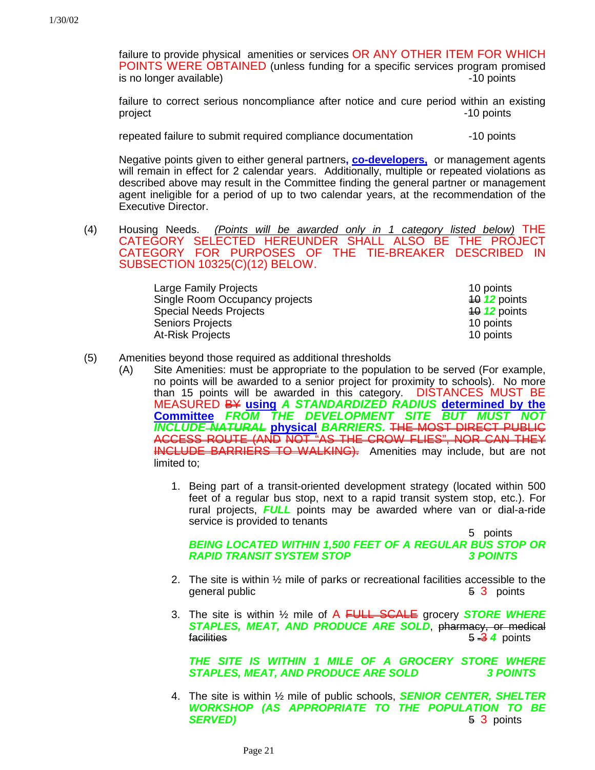failure to provide physical amenities or services OR ANY OTHER ITEM FOR WHICH POINTS WERE OBTAINED (unless funding for a specific services program promised is no longer available) -10 points

failure to correct serious noncompliance after notice and cure period within an existing project -10 points

repeated failure to submit required compliance documentation -10 points

Negative points given to either general partners, **co-developers,** or management agents will remain in effect for 2 calendar years. Additionally, multiple or repeated violations as described above may result in the Committee finding the general partner or management agent ineligible for a period of up to two calendar years, at the recommendation of the Executive Director.

(4) Housing Needs. *(Points will be awarded only in 1 category listed below)* THE CATEGORY SELECTED HEREUNDER SHALL ALSO BE THE PROJECT CATEGORY FOR PURPOSES OF THE TIE-BREAKER DESCRIBED IN SUBSECTION 10325(C)(12) BELOW.

| | |
|---|---|
| Large Family Projects | 10 points |
| Single Room Occupancy projects | ~~10~~ ***12*** points |
| Special Needs Projects | ~~10~~ ***12*** points |
| Seniors Projects | 10 points |
| At-Risk Projects | 10 points |

(5) Amenities beyond those required as additional thresholds

(A) Site Amenities: must be appropriate to the population to be served (For example, no points will be awarded to a senior project for proximity to schools). No more than 15 points will be awarded in this category. DISTANCES MUST BE MEASURED ~~BY~~ **using** ***A STANDARDIZED RADIUS*** **determined by the Committee** ***FROM THE DEVELOPMENT SITE BUT MUST NOT INCLUDE*** ~~***NATURAL***~~ **physical** ***BARRIERS.*** ~~THE MOST DIRECT PUBLIC ACCESS ROUTE (AND NOT "AS THE CROW FLIES", NOR CAN THEY INCLUDE BARRIERS TO WALKING).~~ Amenities may include, but are not limited to;

1. Being part of a transit-oriented development strategy (located within 500 feet of a regular bus stop, next to a rapid transit system stop, etc.). For rural projects, ***FULL*** points may be awarded where van or dial-a-ride service is provided to tenants 5 points

   ***BEING LOCATED WITHIN 1,500 FEET OF A REGULAR BUS STOP OR RAPID TRANSIT SYSTEM STOP 3 POINTS***

2. The site is within ½ mile of parks or recreational facilities accessible to the general public ~~5~~ 3 points

3. The site is within ½ mile of A ~~FULL SCALE~~ grocery ***STORE WHERE STAPLES, MEAT, AND PRODUCE ARE SOLD***, ~~pharmacy, or medical facilities~~ ~~5~~ ~~3~~ ***4*** points

   ***THE SITE IS WITHIN 1 MILE OF A GROCERY STORE WHERE STAPLES, MEAT, AND PRODUCE ARE SOLD 3 POINTS***

4. The site is within ½ mile of public schools, ***SENIOR CENTER, SHELTER WORKSHOP (AS APPROPRIATE TO THE POPULATION TO BE SERVED)*** ~~5~~ 3 points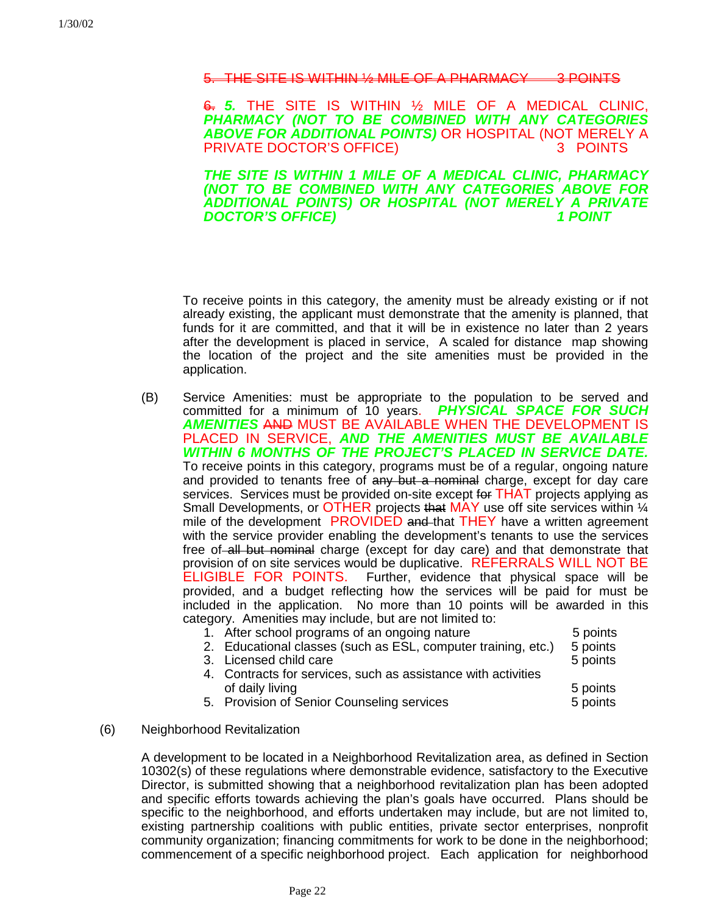~~5. THE SITE IS WITHIN ½ MILE OF A PHARMACY 3 POINTS~~

~~6.~~ ***5.*** THE SITE IS WITHIN ½ MILE OF A MEDICAL CLINIC, ***PHARMACY (NOT TO BE COMBINED WITH ANY CATEGORIES ABOVE FOR ADDITIONAL POINTS)*** OR HOSPITAL (NOT MERELY A PRIVATE DOCTOR'S OFFICE) 3 POINTS

***THE SITE IS WITHIN 1 MILE OF A MEDICAL CLINIC, PHARMACY (NOT TO BE COMBINED WITH ANY CATEGORIES ABOVE FOR ADDITIONAL POINTS) OR HOSPITAL (NOT MERELY A PRIVATE DOCTOR'S OFFICE) 1 POINT***

To receive points in this category, the amenity must be already existing or if not already existing, the applicant must demonstrate that the amenity is planned, that funds for it are committed, and that it will be in existence no later than 2 years after the development is placed in service, A scaled for distance map showing the location of the project and the site amenities must be provided in the application.

(B) Service Amenities: must be appropriate to the population to be served and committed for a minimum of 10 years. ***PHYSICAL SPACE FOR SUCH AMENITIES*** ~~AND~~ MUST BE AVAILABLE WHEN THE DEVELOPMENT IS PLACED IN SERVICE, ***AND THE AMENITIES MUST BE AVAILABLE WITHIN 6 MONTHS OF THE PROJECT'S PLACED IN SERVICE DATE.*** To receive points in this category, programs must be of a regular, ongoing nature and provided to tenants free of ~~any but a nominal~~ charge, except for day care services. Services must be provided on-site except ~~for~~ THAT projects applying as Small Developments, or OTHER projects ~~that~~ MAY use off site services within ¼ mile of the development PROVIDED ~~and~~ that THEY have a written agreement with the service provider enabling the development's tenants to use the services free of ~~all but nominal~~ charge (except for day care) and that demonstrate that provision of on site services would be duplicative. REFERRALS WILL NOT BE ELIGIBLE FOR POINTS. Further, evidence that physical space will be provided, and a budget reflecting how the services will be paid for must be included in the application. No more than 10 points will be awarded in this category. Amenities may include, but are not limited to:

1. After school programs of an ongoing nature 5 points
2. Educational classes (such as ESL, computer training, etc.) 5 points
3. Licensed child care 5 points
4. Contracts for services, such as assistance with activities of daily living 5 points
5. Provision of Senior Counseling services 5 points

(6) Neighborhood Revitalization

A development to be located in a Neighborhood Revitalization area, as defined in Section 10302(s) of these regulations where demonstrable evidence, satisfactory to the Executive Director, is submitted showing that a neighborhood revitalization plan has been adopted and specific efforts towards achieving the plan's goals have occurred. Plans should be specific to the neighborhood, and efforts undertaken may include, but are not limited to, existing partnership coalitions with public entities, private sector enterprises, nonprofit community organization; financing commitments for work to be done in the neighborhood; commencement of a specific neighborhood project. Each application for neighborhood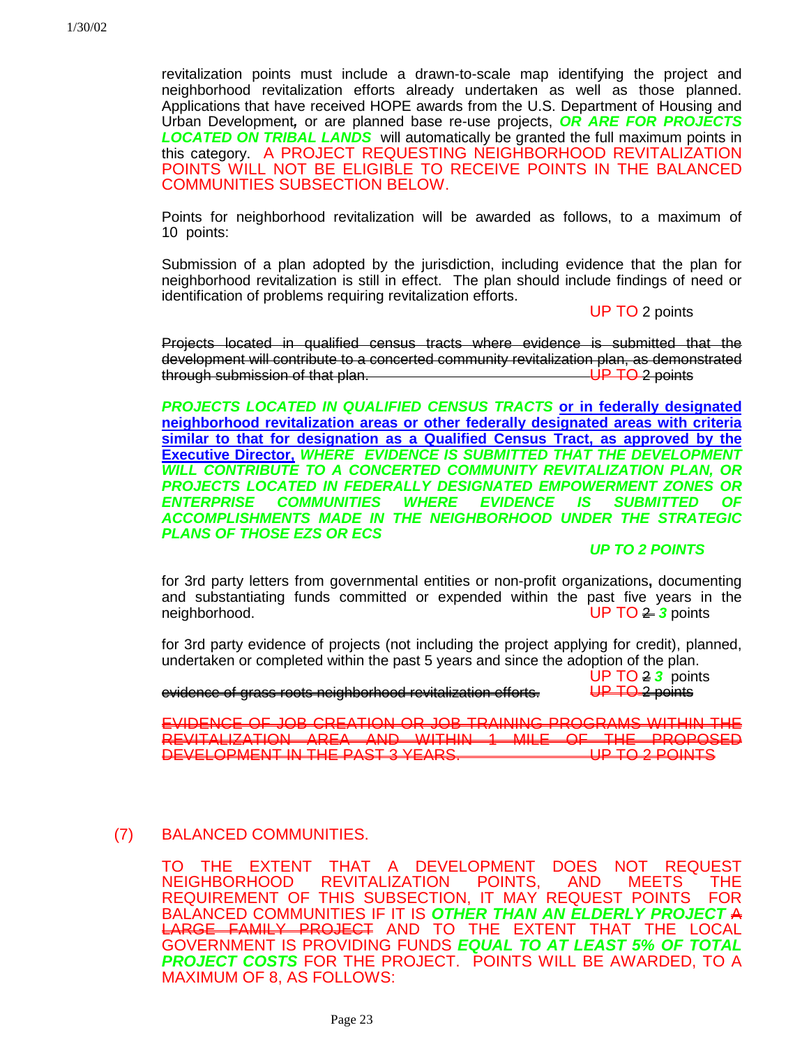revitalization points must include a drawn-to-scale map identifying the project and neighborhood revitalization efforts already undertaken as well as those planned. Applications that have received HOPE awards from the U.S. Department of Housing and Urban Development, or are planned base re-use projects, ***OR ARE FOR PROJECTS LOCATED ON TRIBAL LANDS*** will automatically be granted the full maximum points in this category. A PROJECT REQUESTING NEIGHBORHOOD REVITALIZATION POINTS WILL NOT BE ELIGIBLE TO RECEIVE POINTS IN THE BALANCED COMMUNITIES SUBSECTION BELOW.

Points for neighborhood revitalization will be awarded as follows, to a maximum of 10 points:

Submission of a plan adopted by the jurisdiction, including evidence that the plan for neighborhood revitalization is still in effect. The plan should include findings of need or identification of problems requiring revitalization efforts.

UP TO 2 points

~~Projects located in qualified census tracts where evidence is submitted that the development will contribute to a concerted community revitalization plan, as demonstrated through submission of that plan. UP TO 2 points~~

***PROJECTS LOCATED IN QUALIFIED CENSUS TRACTS*** **or in federally designated neighborhood revitalization areas or other federally designated areas with criteria similar to that for designation as a Qualified Census Tract, as approved by the Executive Director,** ***WHERE EVIDENCE IS SUBMITTED THAT THE DEVELOPMENT WILL CONTRIBUTE TO A CONCERTED COMMUNITY REVITALIZATION PLAN, OR PROJECTS LOCATED IN FEDERALLY DESIGNATED EMPOWERMENT ZONES OR ENTERPRISE COMMUNITIES WHERE EVIDENCE IS SUBMITTED OF ACCOMPLISHMENTS MADE IN THE NEIGHBORHOOD UNDER THE STRATEGIC PLANS OF THOSE EZS OR ECS***

***UP TO 2 POINTS***

for 3rd party letters from governmental entities or non-profit organizations, documenting and substantiating funds committed or expended within the past five years in the neighborhood. UP TO ~~2~~ ***3*** points

for 3rd party evidence of projects (not including the project applying for credit), planned, undertaken or completed within the past 5 years and since the adoption of the plan.

UP TO ~~2~~ ***3*** points

~~evidence of grass roots neighborhood revitalization efforts. UP TO 2 points~~

~~EVIDENCE OF JOB CREATION OR JOB TRAINING PROGRAMS WITHIN THE REVITALIZATION AREA AND WITHIN 1 MILE OF THE PROPOSED DEVELOPMENT IN THE PAST 3 YEARS. UP TO 2 POINTS~~

(7) BALANCED COMMUNITIES.

TO THE EXTENT THAT A DEVELOPMENT DOES NOT REQUEST NEIGHBORHOOD REVITALIZATION POINTS, AND MEETS THE REQUIREMENT OF THIS SUBSECTION, IT MAY REQUEST POINTS FOR BALANCED COMMUNITIES IF IT IS ***OTHER THAN AN ELDERLY PROJECT*** ~~A LARGE FAMILY PROJECT~~ AND TO THE EXTENT THAT THE LOCAL GOVERNMENT IS PROVIDING FUNDS ***EQUAL TO AT LEAST 5% OF TOTAL PROJECT COSTS*** FOR THE PROJECT. POINTS WILL BE AWARDED, TO A MAXIMUM OF 8, AS FOLLOWS: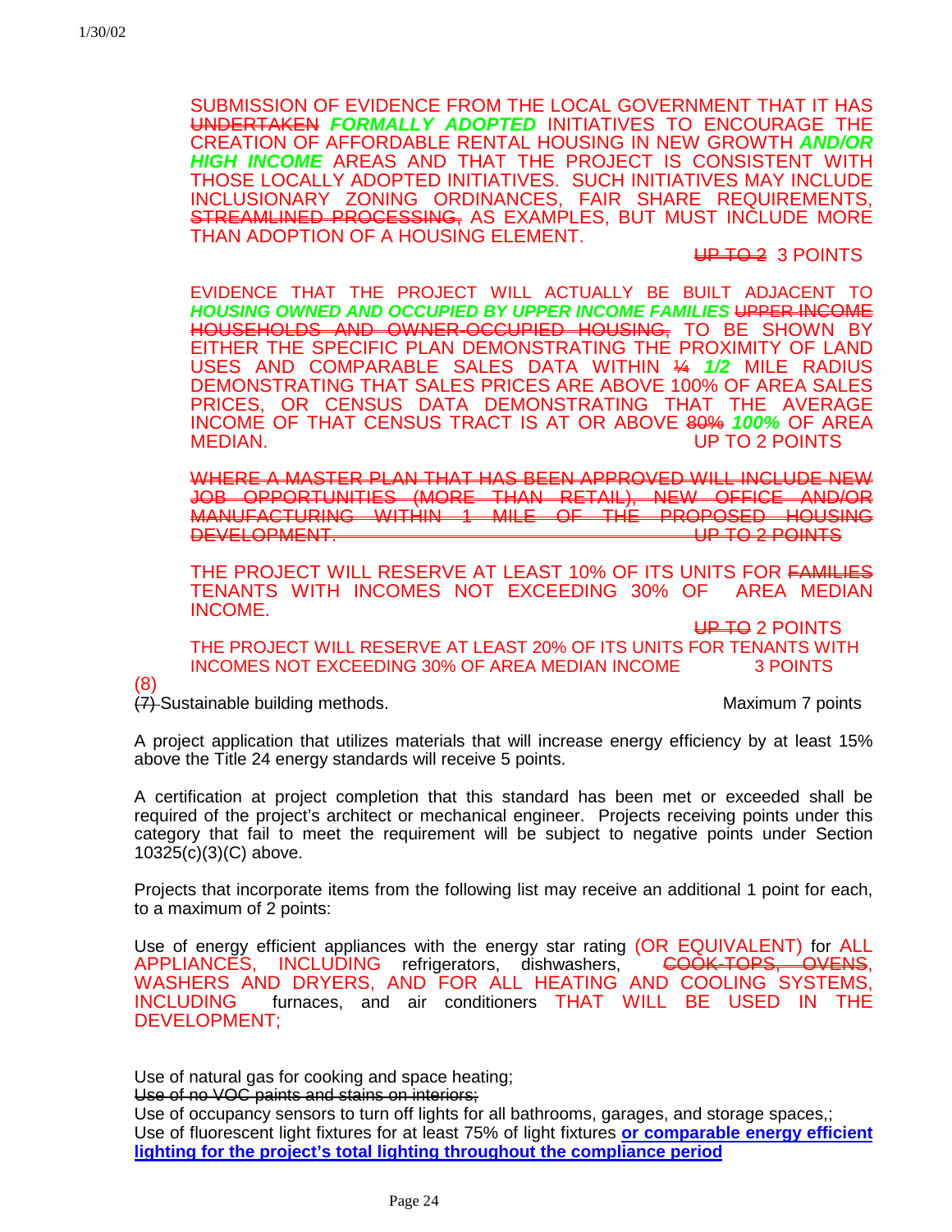SUBMISSION OF EVIDENCE FROM THE LOCAL GOVERNMENT THAT IT HAS ~~UNDERTAKEN~~ ***FORMALLY ADOPTED*** INITIATIVES TO ENCOURAGE THE CREATION OF AFFORDABLE RENTAL HOUSING IN NEW GROWTH ***AND/OR HIGH INCOME*** AREAS AND THAT THE PROJECT IS CONSISTENT WITH THOSE LOCALLY ADOPTED INITIATIVES. SUCH INITIATIVES MAY INCLUDE INCLUSIONARY ZONING ORDINANCES, FAIR SHARE REQUIREMENTS, ~~STREAMLINED PROCESSING,~~ AS EXAMPLES, BUT MUST INCLUDE MORE THAN ADOPTION OF A HOUSING ELEMENT.

~~UP TO 2~~ 3 POINTS

EVIDENCE THAT THE PROJECT WILL ACTUALLY BE BUILT ADJACENT TO ***HOUSING OWNED AND OCCUPIED BY UPPER INCOME FAMILIES*** ~~UPPER INCOME HOUSEHOLDS AND OWNER-OCCUPIED HOUSING,~~ TO BE SHOWN BY EITHER THE SPECIFIC PLAN DEMONSTRATING THE PROXIMITY OF LAND USES AND COMPARABLE SALES DATA WITHIN ~~¼~~ ***1/2*** MILE RADIUS DEMONSTRATING THAT SALES PRICES ARE ABOVE 100% OF AREA SALES PRICES, OR CENSUS DATA DEMONSTRATING THAT THE AVERAGE INCOME OF THAT CENSUS TRACT IS AT OR ABOVE ~~80%~~ ***100%*** OF AREA MEDIAN. UP TO 2 POINTS

~~WHERE A MASTER PLAN THAT HAS BEEN APPROVED WILL INCLUDE NEW JOB OPPORTUNITIES (MORE THAN RETAIL), NEW OFFICE AND/OR MANUFACTURING WITHIN 1 MILE OF THE PROPOSED HOUSING DEVELOPMENT. UP TO 2 POINTS~~

THE PROJECT WILL RESERVE AT LEAST 10% OF ITS UNITS FOR ~~FAMILIES~~ TENANTS WITH INCOMES NOT EXCEEDING 30% OF AREA MEDIAN INCOME.

~~UP TO~~ 2 POINTS

THE PROJECT WILL RESERVE AT LEAST 20% OF ITS UNITS FOR TENANTS WITH INCOMES NOT EXCEEDING 30% OF AREA MEDIAN INCOME 3 POINTS

(8)
~~(7)~~ Sustainable building methods. Maximum 7 points

A project application that utilizes materials that will increase energy efficiency by at least 15% above the Title 24 energy standards will receive 5 points.

A certification at project completion that this standard has been met or exceeded shall be required of the project's architect or mechanical engineer. Projects receiving points under this category that fail to meet the requirement will be subject to negative points under Section 10325(c)(3)(C) above.

Projects that incorporate items from the following list may receive an additional 1 point for each, to a maximum of 2 points:

Use of energy efficient appliances with the energy star rating (OR EQUIVALENT) for ALL APPLIANCES, INCLUDING refrigerators, dishwashers, ~~COOK-TOPS, OVENS,~~ WASHERS AND DRYERS, AND FOR ALL HEATING AND COOLING SYSTEMS, INCLUDING furnaces, and air conditioners THAT WILL BE USED IN THE DEVELOPMENT;

Use of natural gas for cooking and space heating;
~~Use of no VOC paints and stains on interiors;~~
Use of occupancy sensors to turn off lights for all bathrooms, garages, and storage spaces,;
Use of fluorescent light fixtures for at least 75% of light fixtures **or comparable energy efficient lighting for the project's total lighting throughout the compliance period**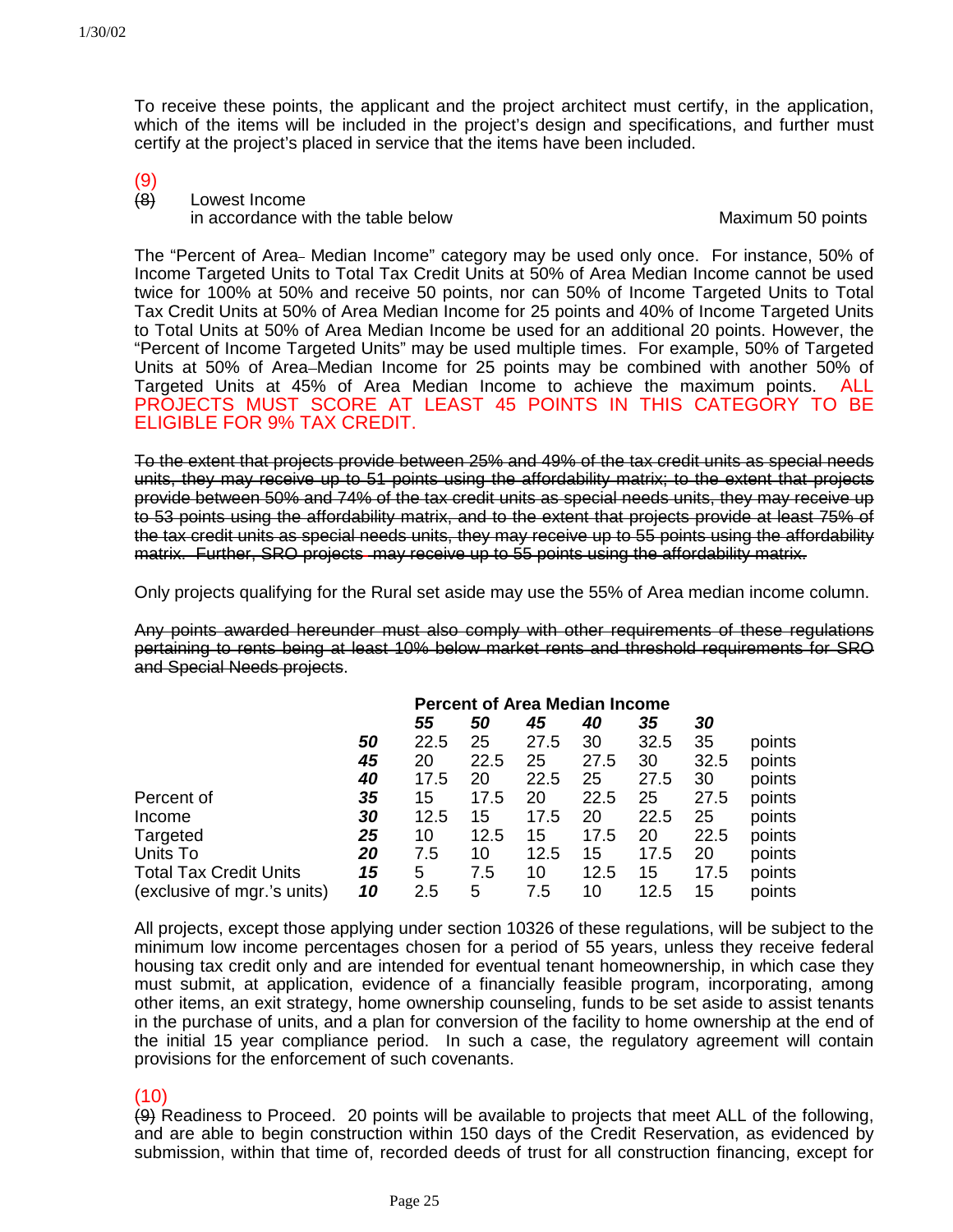To receive these points, the applicant and the project architect must certify, in the application, which of the items will be included in the project's design and specifications, and further must certify at the project's placed in service that the items have been included.

(9)
~~(8)~~ Lowest Income
in accordance with the table below — Maximum 50 points

The "Percent of Area Median Income" category may be used only once. For instance, 50% of Income Targeted Units to Total Tax Credit Units at 50% of Area Median Income cannot be used twice for 100% at 50% and receive 50 points, nor can 50% of Income Targeted Units to Total Tax Credit Units at 50% of Area Median Income for 25 points and 40% of Income Targeted Units to Total Units at 50% of Area Median Income be used for an additional 20 points. However, the "Percent of Income Targeted Units" may be used multiple times. For example, 50% of Targeted Units at 50% of Area Median Income for 25 points may be combined with another 50% of Targeted Units at 45% of Area Median Income to achieve the maximum points. ALL PROJECTS MUST SCORE AT LEAST 45 POINTS IN THIS CATEGORY TO BE ELIGIBLE FOR 9% TAX CREDIT.

~~To the extent that projects provide between 25% and 49% of the tax credit units as special needs units, they may receive up to 51 points using the affordability matrix; to the extent that projects provide between 50% and 74% of the tax credit units as special needs units, they may receive up to 53 points using the affordability matrix, and to the extent that projects provide at least 75% of the tax credit units as special needs units, they may receive up to 55 points using the affordability matrix. Further, SRO projects may receive up to 55 points using the affordability matrix.~~

Only projects qualifying for the Rural set aside may use the 55% of Area median income column.

~~Any points awarded hereunder must also comply with other requirements of these regulations pertaining to rents being at least 10% below market rents and threshold requirements for SRO and Special Needs projects~~.

| | | Percent of Area Median Income | | | | | | |
|---|---|---|---|---|---|---|---|---|
| | | ***55*** | ***50*** | ***45*** | ***40*** | ***35*** | ***30*** | |
| | ***50*** | 22.5 | 25 | 27.5 | 30 | 32.5 | 35 | points |
| | ***45*** | 20 | 22.5 | 25 | 27.5 | 30 | 32.5 | points |
| | ***40*** | 17.5 | 20 | 22.5 | 25 | 27.5 | 30 | points |
| Percent of | ***35*** | 15 | 17.5 | 20 | 22.5 | 25 | 27.5 | points |
| Income | ***30*** | 12.5 | 15 | 17.5 | 20 | 22.5 | 25 | points |
| Targeted | ***25*** | 10 | 12.5 | 15 | 17.5 | 20 | 22.5 | points |
| Units To | ***20*** | 7.5 | 10 | 12.5 | 15 | 17.5 | 20 | points |
| Total Tax Credit Units | ***15*** | 5 | 7.5 | 10 | 12.5 | 15 | 17.5 | points |
| (exclusive of mgr.'s units) | ***10*** | 2.5 | 5 | 7.5 | 10 | 12.5 | 15 | points |

All projects, except those applying under section 10326 of these regulations, will be subject to the minimum low income percentages chosen for a period of 55 years, unless they receive federal housing tax credit only and are intended for eventual tenant homeownership, in which case they must submit, at application, evidence of a financially feasible program, incorporating, among other items, an exit strategy, home ownership counseling, funds to be set aside to assist tenants in the purchase of units, and a plan for conversion of the facility to home ownership at the end of the initial 15 year compliance period. In such a case, the regulatory agreement will contain provisions for the enforcement of such covenants.

(10)
~~(9)~~ Readiness to Proceed. 20 points will be available to projects that meet ALL of the following, and are able to begin construction within 150 days of the Credit Reservation, as evidenced by submission, within that time of, recorded deeds of trust for all construction financing, except for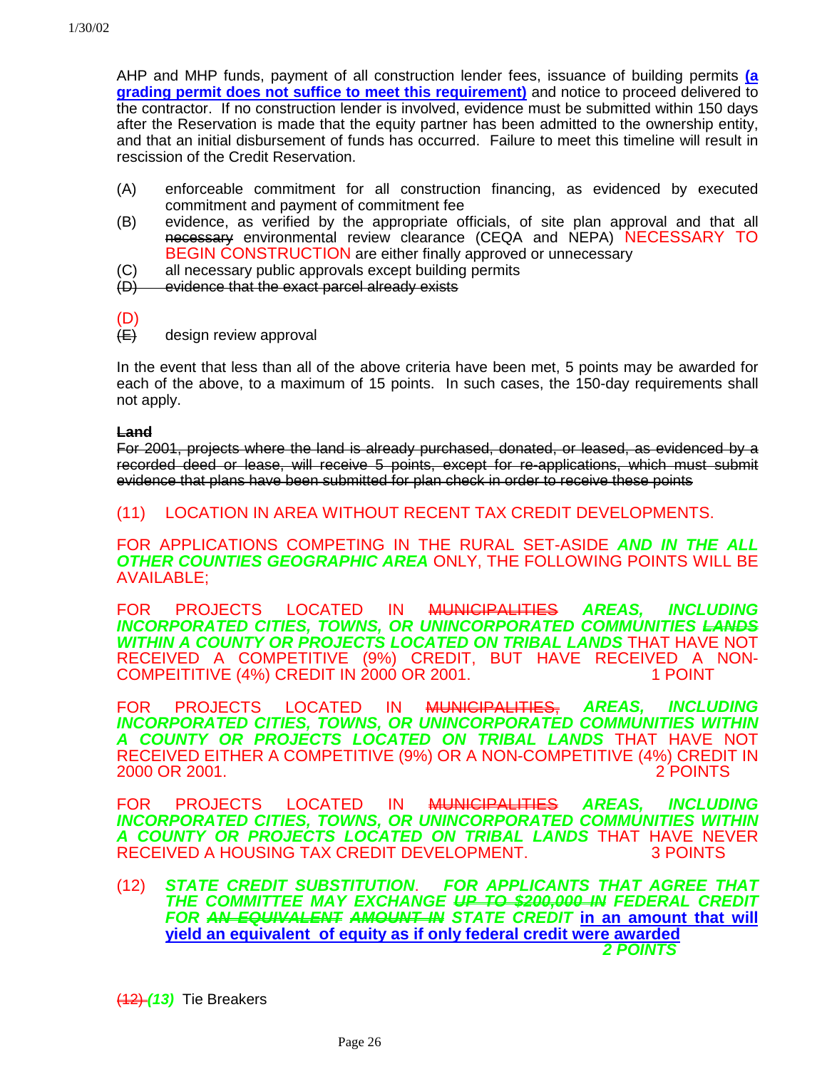AHP and MHP funds, payment of all construction lender fees, issuance of building permits **(a grading permit does not suffice to meet this requirement)** and notice to proceed delivered to the contractor. If no construction lender is involved, evidence must be submitted within 150 days after the Reservation is made that the equity partner has been admitted to the ownership entity, and that an initial disbursement of funds has occurred. Failure to meet this timeline will result in rescission of the Credit Reservation.

(A) enforceable commitment for all construction financing, as evidenced by executed commitment and payment of commitment fee

(B) evidence, as verified by the appropriate officials, of site plan approval and that all ~~necessary~~ environmental review clearance (CEQA and NEPA) NECESSARY TO BEGIN CONSTRUCTION are either finally approved or unnecessary

(C) all necessary public approvals except building permits

~~(D) evidence that the exact parcel already exists~~

(D) ~~(E)~~ design review approval

In the event that less than all of the above criteria have been met, 5 points may be awarded for each of the above, to a maximum of 15 points. In such cases, the 150-day requirements shall not apply.

~~**Land**~~

~~For 2001, projects where the land is already purchased, donated, or leased, as evidenced by a recorded deed or lease, will receive 5 points, except for re-applications, which must submit evidence that plans have been submitted for plan check in order to receive these points~~

(11) LOCATION IN AREA WITHOUT RECENT TAX CREDIT DEVELOPMENTS.

FOR APPLICATIONS COMPETING IN THE RURAL SET-ASIDE ***AND IN THE ALL OTHER COUNTIES GEOGRAPHIC AREA*** ONLY, THE FOLLOWING POINTS WILL BE AVAILABLE;

FOR PROJECTS LOCATED IN ~~MUNICIPALITIES~~ ***AREAS, INCLUDING INCORPORATED CITIES, TOWNS, OR UNINCORPORATED COMMUNITIES ~~LANDS~~ WITHIN A COUNTY OR PROJECTS LOCATED ON TRIBAL LANDS*** THAT HAVE NOT RECEIVED A COMPETITIVE (9%) CREDIT, BUT HAVE RECEIVED A NON-COMPEITITIVE (4%) CREDIT IN 2000 OR 2001. 1 POINT

FOR PROJECTS LOCATED IN ~~MUNICIPALITIES,~~ ***AREAS, INCLUDING INCORPORATED CITIES, TOWNS, OR UNINCORPORATED COMMUNITIES WITHIN A COUNTY OR PROJECTS LOCATED ON TRIBAL LANDS*** THAT HAVE NOT RECEIVED EITHER A COMPETITIVE (9%) OR A NON-COMPETITIVE (4%) CREDIT IN 2000 OR 2001. 2 POINTS

FOR PROJECTS LOCATED IN ~~MUNICIPALITIES~~ ***AREAS, INCLUDING INCORPORATED CITIES, TOWNS, OR UNINCORPORATED COMMUNITIES WITHIN A COUNTY OR PROJECTS LOCATED ON TRIBAL LANDS*** THAT HAVE NEVER RECEIVED A HOUSING TAX CREDIT DEVELOPMENT. 3 POINTS

(12) ***STATE CREDIT SUBSTITUTION. FOR APPLICANTS THAT AGREE THAT THE COMMITTEE MAY EXCHANGE ~~UP TO $200,000 IN~~ FEDERAL CREDIT FOR ~~AN EQUIVALENT AMOUNT IN~~ STATE CREDIT*** **in an amount that will yield an equivalent of equity as if only federal credit were awarded** ***2 POINTS***

~~(12)~~ ***(13)*** Tie Breakers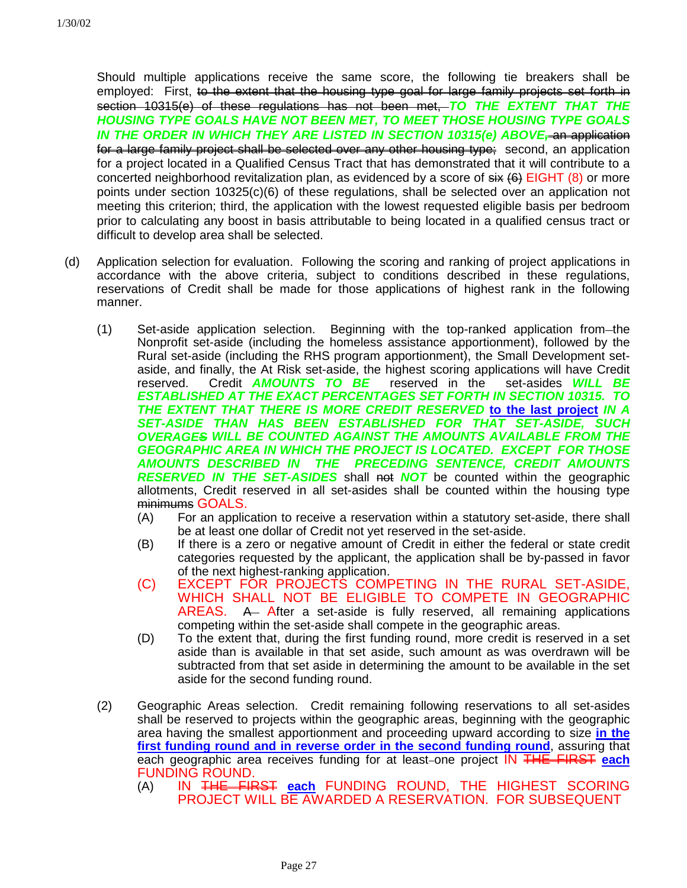Should multiple applications receive the same score, the following tie breakers shall be employed: First, ~~to the extent that the housing type goal for large family projects set forth in section 10315(e) of these regulations has not been met,~~ ***TO THE EXTENT THAT THE HOUSING TYPE GOALS HAVE NOT BEEN MET, TO MEET THOSE HOUSING TYPE GOALS IN THE ORDER IN WHICH THEY ARE LISTED IN SECTION 10315(e) ABOVE***~~, an application for a large family project shall be selected over any other housing type;~~ second, an application for a project located in a Qualified Census Tract that has demonstrated that it will contribute to a concerted neighborhood revitalization plan, as evidenced by a score of ~~six (6)~~ EIGHT (8) or more points under section 10325(c)(6) of these regulations, shall be selected over an application not meeting this criterion; third, the application with the lowest requested eligible basis per bedroom prior to calculating any boost in basis attributable to being located in a qualified census tract or difficult to develop area shall be selected.

(d) Application selection for evaluation. Following the scoring and ranking of project applications in accordance with the above criteria, subject to conditions described in these regulations, reservations of Credit shall be made for those applications of highest rank in the following manner.

(1) Set-aside application selection. Beginning with the top-ranked application from the Nonprofit set-aside (including the homeless assistance apportionment), followed by the Rural set-aside (including the RHS program apportionment), the Small Development set-aside, and finally, the At Risk set-aside, the highest scoring applications will have Credit reserved. Credit ***AMOUNTS TO BE*** reserved in the set-asides ***WILL BE ESTABLISHED AT THE EXACT PERCENTAGES SET FORTH IN SECTION 10315. TO THE EXTENT THAT THERE IS MORE CREDIT RESERVED*** **to the last project** ***IN A SET-ASIDE THAN HAS BEEN ESTABLISHED FOR THAT SET-ASIDE, SUCH OVERAGE~~S~~ WILL BE COUNTED AGAINST THE AMOUNTS AVAILABLE FROM THE GEOGRAPHIC AREA IN WHICH THE PROJECT IS LOCATED. EXCEPT FOR THOSE AMOUNTS DESCRIBED IN THE PRECEDING SENTENCE, CREDIT AMOUNTS RESERVED IN THE SET-ASIDES*** shall ~~not~~ ***NOT*** be counted within the geographic allotments, Credit reserved in all set-asides shall be counted within the housing type ~~minimums~~ GOALS.

(A) For an application to receive a reservation within a statutory set-aside, there shall be at least one dollar of Credit not yet reserved in the set-aside.

(B) If there is a zero or negative amount of Credit in either the federal or state credit categories requested by the applicant, the application shall be by-passed in favor of the next highest-ranking application.

(C) EXCEPT FOR PROJECTS COMPETING IN THE RURAL SET-ASIDE, WHICH SHALL NOT BE ELIGIBLE TO COMPETE IN GEOGRAPHIC AREAS. ~~A~~ After a set-aside is fully reserved, all remaining applications competing within the set-aside shall compete in the geographic areas.

(D) To the extent that, during the first funding round, more credit is reserved in a set aside than is available in that set aside, such amount as was overdrawn will be subtracted from that set aside in determining the amount to be available in the set aside for the second funding round.

(2) Geographic Areas selection. Credit remaining following reservations to all set-asides shall be reserved to projects within the geographic areas, beginning with the geographic area having the smallest apportionment and proceeding upward according to size **in the first funding round and in reverse order in the second funding round**, assuring that each geographic area receives funding for at least one project IN ~~THE FIRST~~ **each** FUNDING ROUND.

(A) IN ~~THE FIRST~~ **each** FUNDING ROUND, THE HIGHEST SCORING PROJECT WILL BE AWARDED A RESERVATION. FOR SUBSEQUENT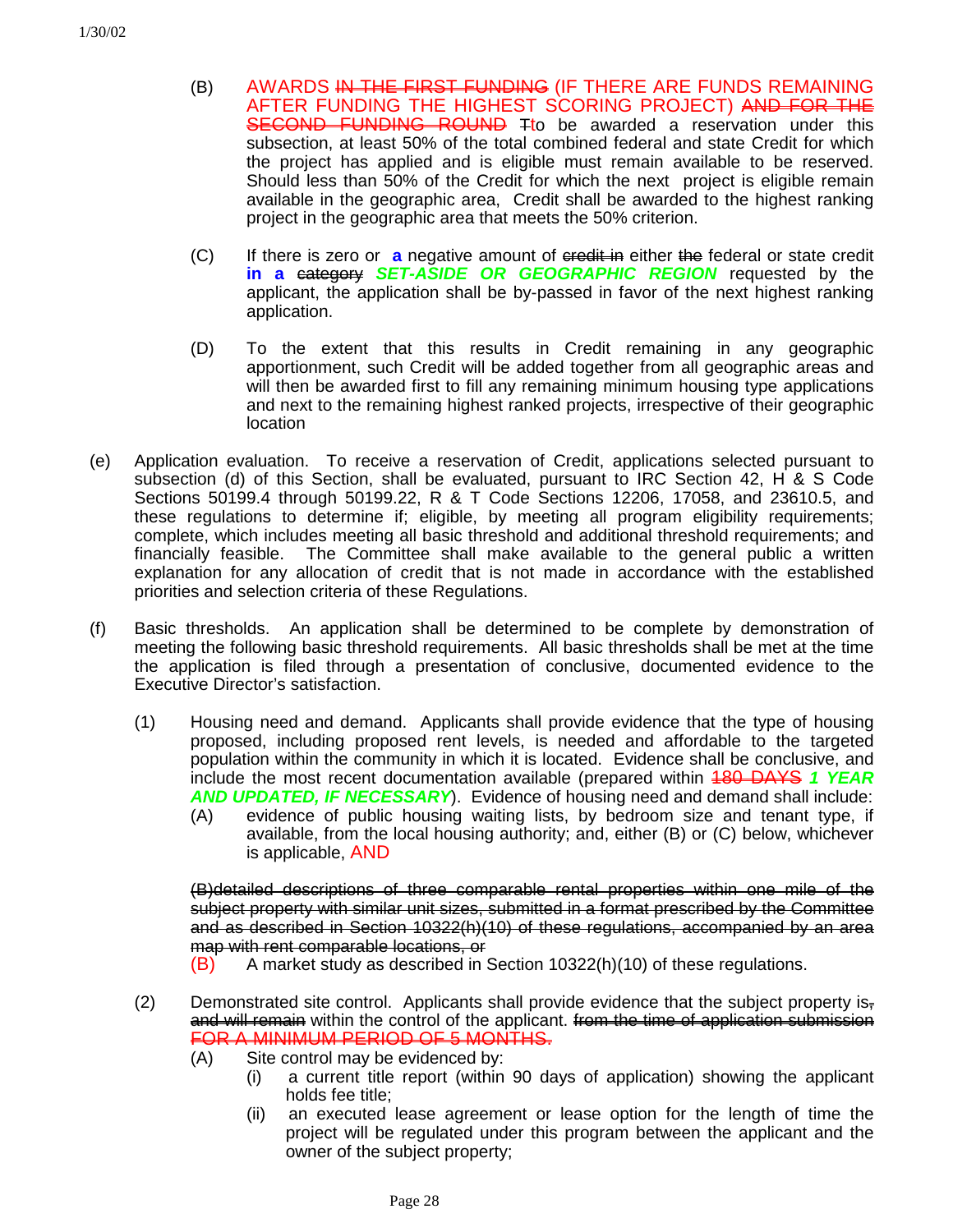(B) AWARDS ~~IN THE FIRST FUNDING~~ (IF THERE ARE FUNDS REMAINING AFTER FUNDING THE HIGHEST SCORING PROJECT) ~~AND FOR THE SECOND FUNDING ROUND~~ ~~T~~to be awarded a reservation under this subsection, at least 50% of the total combined federal and state Credit for which the project has applied and is eligible must remain available to be reserved. Should less than 50% of the Credit for which the next project is eligible remain available in the geographic area, Credit shall be awarded to the highest ranking project in the geographic area that meets the 50% criterion.

(C) If there is zero or **a** negative amount of ~~credit in~~ either ~~the~~ federal or state credit **in a** ~~category~~ ***SET-ASIDE OR GEOGRAPHIC REGION*** requested by the applicant, the application shall be by-passed in favor of the next highest ranking application.

(D) To the extent that this results in Credit remaining in any geographic apportionment, such Credit will be added together from all geographic areas and will then be awarded first to fill any remaining minimum housing type applications and next to the remaining highest ranked projects, irrespective of their geographic location

(e) Application evaluation. To receive a reservation of Credit, applications selected pursuant to subsection (d) of this Section, shall be evaluated, pursuant to IRC Section 42, H & S Code Sections 50199.4 through 50199.22, R & T Code Sections 12206, 17058, and 23610.5, and these regulations to determine if; eligible, by meeting all program eligibility requirements; complete, which includes meeting all basic threshold and additional threshold requirements; and financially feasible. The Committee shall make available to the general public a written explanation for any allocation of credit that is not made in accordance with the established priorities and selection criteria of these Regulations.

(f) Basic thresholds. An application shall be determined to be complete by demonstration of meeting the following basic threshold requirements. All basic thresholds shall be met at the time the application is filed through a presentation of conclusive, documented evidence to the Executive Director's satisfaction.

(1) Housing need and demand. Applicants shall provide evidence that the type of housing proposed, including proposed rent levels, is needed and affordable to the targeted population within the community in which it is located. Evidence shall be conclusive, and include the most recent documentation available (prepared within ~~180 DAYS~~ ***1 YEAR AND UPDATED, IF NECESSARY***). Evidence of housing need and demand shall include:

(A) evidence of public housing waiting lists, by bedroom size and tenant type, if available, from the local housing authority; and, either (B) or (C) below, whichever is applicable, AND

~~(B)detailed descriptions of three comparable rental properties within one mile of the subject property with similar unit sizes, submitted in a format prescribed by the Committee and as described in Section 10322(h)(10) of these regulations, accompanied by an area map with rent comparable locations, or~~

(B) A market study as described in Section 10322(h)(10) of these regulations.

(2) Demonstrated site control. Applicants shall provide evidence that the subject property is~~, and will remain~~ within the control of the applicant. ~~from the time of application submission FOR A MINIMUM PERIOD OF 5 MONTHS.~~

(A) Site control may be evidenced by:

(i) a current title report (within 90 days of application) showing the applicant holds fee title;

(ii) an executed lease agreement or lease option for the length of time the project will be regulated under this program between the applicant and the owner of the subject property;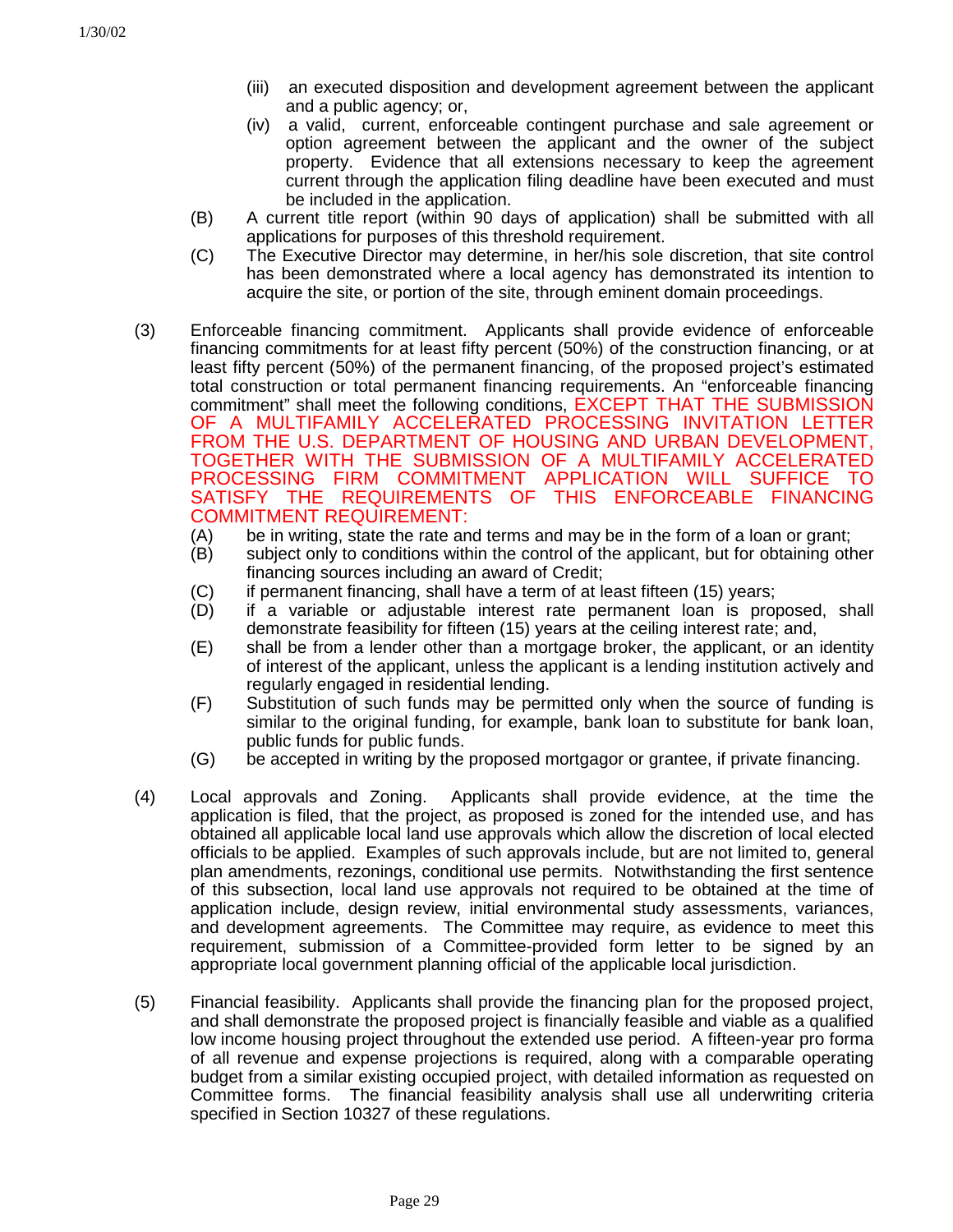(iii) an executed disposition and development agreement between the applicant and a public agency; or,

(iv) a valid, current, enforceable contingent purchase and sale agreement or option agreement between the applicant and the owner of the subject property. Evidence that all extensions necessary to keep the agreement current through the application filing deadline have been executed and must be included in the application.

(B) A current title report (within 90 days of application) shall be submitted with all applications for purposes of this threshold requirement.

(C) The Executive Director may determine, in her/his sole discretion, that site control has been demonstrated where a local agency has demonstrated its intention to acquire the site, or portion of the site, through eminent domain proceedings.

(3) Enforceable financing commitment. Applicants shall provide evidence of enforceable financing commitments for at least fifty percent (50%) of the construction financing, or at least fifty percent (50%) of the permanent financing, of the proposed project's estimated total construction or total permanent financing requirements. An "enforceable financing commitment" shall meet the following conditions, EXCEPT THAT THE SUBMISSION OF A MULTIFAMILY ACCELERATED PROCESSING INVITATION LETTER FROM THE U.S. DEPARTMENT OF HOUSING AND URBAN DEVELOPMENT, TOGETHER WITH THE SUBMISSION OF A MULTIFAMILY ACCELERATED PROCESSING FIRM COMMITMENT APPLICATION WILL SUFFICE TO SATISFY THE REQUIREMENTS OF THIS ENFORCEABLE FINANCING COMMITMENT REQUIREMENT:

(A) be in writing, state the rate and terms and may be in the form of a loan or grant;

(B) subject only to conditions within the control of the applicant, but for obtaining other financing sources including an award of Credit;

(C) if permanent financing, shall have a term of at least fifteen (15) years;

(D) if a variable or adjustable interest rate permanent loan is proposed, shall demonstrate feasibility for fifteen (15) years at the ceiling interest rate; and,

(E) shall be from a lender other than a mortgage broker, the applicant, or an identity of interest of the applicant, unless the applicant is a lending institution actively and regularly engaged in residential lending.

(F) Substitution of such funds may be permitted only when the source of funding is similar to the original funding, for example, bank loan to substitute for bank loan, public funds for public funds.

(G) be accepted in writing by the proposed mortgagor or grantee, if private financing.

(4) Local approvals and Zoning. Applicants shall provide evidence, at the time the application is filed, that the project, as proposed is zoned for the intended use, and has obtained all applicable local land use approvals which allow the discretion of local elected officials to be applied. Examples of such approvals include, but are not limited to, general plan amendments, rezonings, conditional use permits. Notwithstanding the first sentence of this subsection, local land use approvals not required to be obtained at the time of application include, design review, initial environmental study assessments, variances, and development agreements. The Committee may require, as evidence to meet this requirement, submission of a Committee-provided form letter to be signed by an appropriate local government planning official of the applicable local jurisdiction.

(5) Financial feasibility. Applicants shall provide the financing plan for the proposed project, and shall demonstrate the proposed project is financially feasible and viable as a qualified low income housing project throughout the extended use period. A fifteen-year pro forma of all revenue and expense projections is required, along with a comparable operating budget from a similar existing occupied project, with detailed information as requested on Committee forms. The financial feasibility analysis shall use all underwriting criteria specified in Section 10327 of these regulations.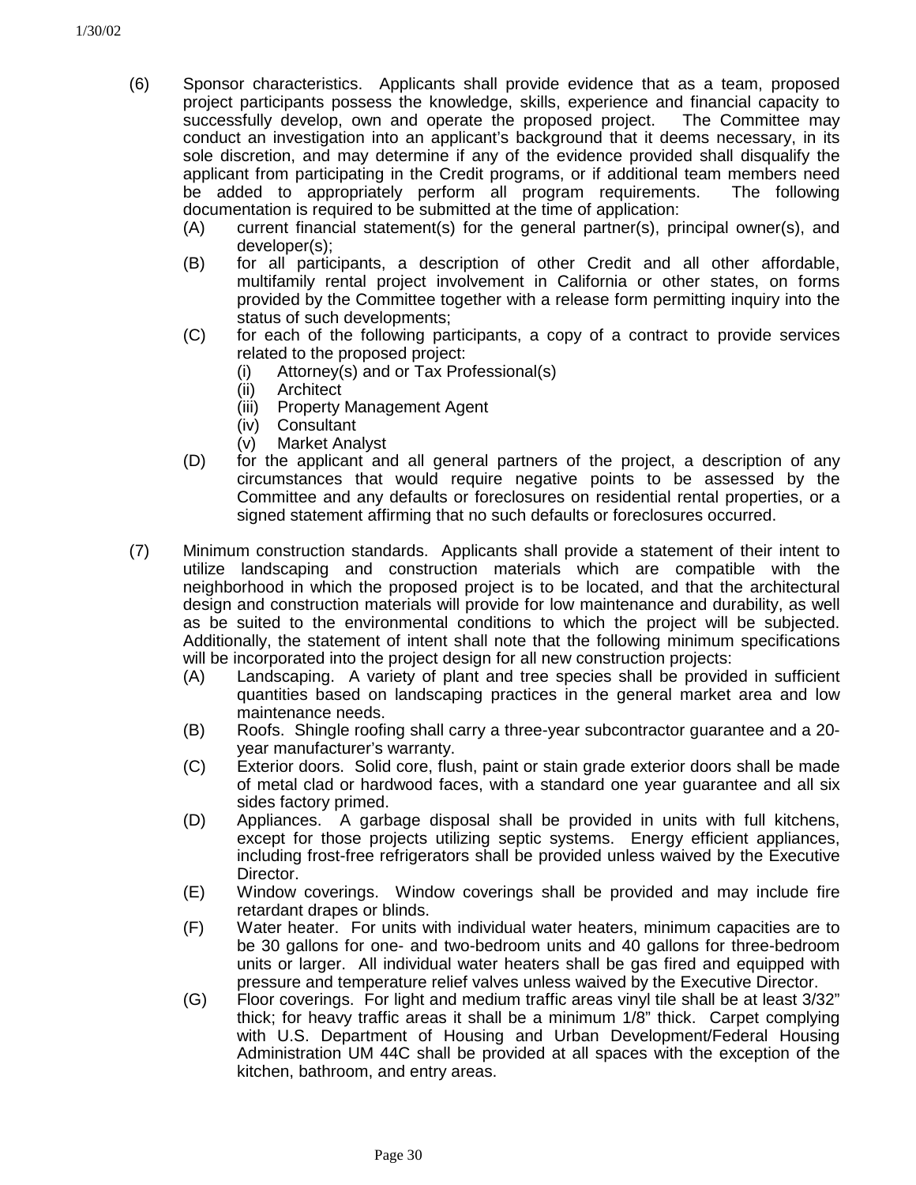(6) Sponsor characteristics. Applicants shall provide evidence that as a team, proposed project participants possess the knowledge, skills, experience and financial capacity to successfully develop, own and operate the proposed project. The Committee may conduct an investigation into an applicant's background that it deems necessary, in its sole discretion, and may determine if any of the evidence provided shall disqualify the applicant from participating in the Credit programs, or if additional team members need be added to appropriately perform all program requirements. The following documentation is required to be submitted at the time of application:

   (A) current financial statement(s) for the general partner(s), principal owner(s), and developer(s);

   (B) for all participants, a description of other Credit and all other affordable, multifamily rental project involvement in California or other states, on forms provided by the Committee together with a release form permitting inquiry into the status of such developments;

   (C) for each of the following participants, a copy of a contract to provide services related to the proposed project:

      (i) Attorney(s) and or Tax Professional(s)

      (ii) Architect

      (iii) Property Management Agent

      (iv) Consultant

      (v) Market Analyst

   (D) for the applicant and all general partners of the project, a description of any circumstances that would require negative points to be assessed by the Committee and any defaults or foreclosures on residential rental properties, or a signed statement affirming that no such defaults or foreclosures occurred.

(7) Minimum construction standards. Applicants shall provide a statement of their intent to utilize landscaping and construction materials which are compatible with the neighborhood in which the proposed project is to be located, and that the architectural design and construction materials will provide for low maintenance and durability, as well as be suited to the environmental conditions to which the project will be subjected. Additionally, the statement of intent shall note that the following minimum specifications will be incorporated into the project design for all new construction projects:

   (A) Landscaping. A variety of plant and tree species shall be provided in sufficient quantities based on landscaping practices in the general market area and low maintenance needs.

   (B) Roofs. Shingle roofing shall carry a three-year subcontractor guarantee and a 20-year manufacturer's warranty.

   (C) Exterior doors. Solid core, flush, paint or stain grade exterior doors shall be made of metal clad or hardwood faces, with a standard one year guarantee and all six sides factory primed.

   (D) Appliances. A garbage disposal shall be provided in units with full kitchens, except for those projects utilizing septic systems. Energy efficient appliances, including frost-free refrigerators shall be provided unless waived by the Executive Director.

   (E) Window coverings. Window coverings shall be provided and may include fire retardant drapes or blinds.

   (F) Water heater. For units with individual water heaters, minimum capacities are to be 30 gallons for one- and two-bedroom units and 40 gallons for three-bedroom units or larger. All individual water heaters shall be gas fired and equipped with pressure and temperature relief valves unless waived by the Executive Director.

   (G) Floor coverings. For light and medium traffic areas vinyl tile shall be at least 3/32" thick; for heavy traffic areas it shall be a minimum 1/8" thick. Carpet complying with U.S. Department of Housing and Urban Development/Federal Housing Administration UM 44C shall be provided at all spaces with the exception of the kitchen, bathroom, and entry areas.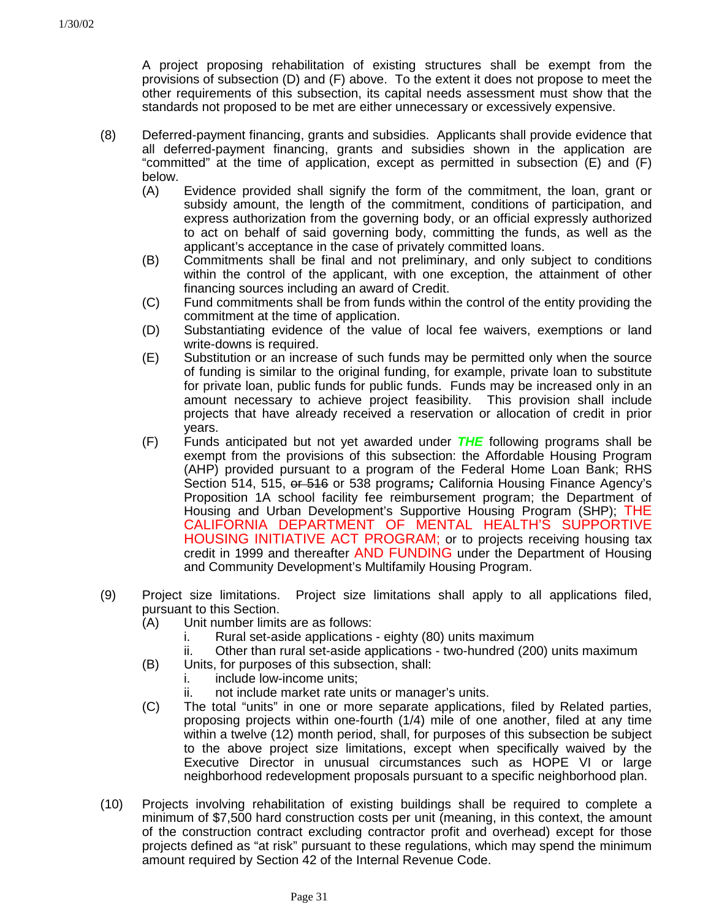A project proposing rehabilitation of existing structures shall be exempt from the provisions of subsection (D) and (F) above. To the extent it does not propose to meet the other requirements of this subsection, its capital needs assessment must show that the standards not proposed to be met are either unnecessary or excessively expensive.

(8) Deferred-payment financing, grants and subsidies. Applicants shall provide evidence that all deferred-payment financing, grants and subsidies shown in the application are "committed" at the time of application, except as permitted in subsection (E) and (F) below.

- (A) Evidence provided shall signify the form of the commitment, the loan, grant or subsidy amount, the length of the commitment, conditions of participation, and express authorization from the governing body, or an official expressly authorized to act on behalf of said governing body, committing the funds, as well as the applicant's acceptance in the case of privately committed loans.
- (B) Commitments shall be final and not preliminary, and only subject to conditions within the control of the applicant, with one exception, the attainment of other financing sources including an award of Credit.
- (C) Fund commitments shall be from funds within the control of the entity providing the commitment at the time of application.
- (D) Substantiating evidence of the value of local fee waivers, exemptions or land write-downs is required.
- (E) Substitution or an increase of such funds may be permitted only when the source of funding is similar to the original funding, for example, private loan to substitute for private loan, public funds for public funds. Funds may be increased only in an amount necessary to achieve project feasibility. This provision shall include projects that have already received a reservation or allocation of credit in prior years.
- (F) Funds anticipated but not yet awarded under ***THE*** following programs shall be exempt from the provisions of this subsection: the Affordable Housing Program (AHP) provided pursuant to a program of the Federal Home Loan Bank; RHS Section 514, 515, ~~or 516~~ or 538 programs***;*** California Housing Finance Agency's Proposition 1A school facility fee reimbursement program; the Department of Housing and Urban Development's Supportive Housing Program (SHP); THE CALIFORNIA DEPARTMENT OF MENTAL HEALTH'S SUPPORTIVE HOUSING INITIATIVE ACT PROGRAM; or to projects receiving housing tax credit in 1999 and thereafter AND FUNDING under the Department of Housing and Community Development's Multifamily Housing Program.

(9) Project size limitations. Project size limitations shall apply to all applications filed, pursuant to this Section.

- (A) Unit number limits are as follows:
  - i. Rural set-aside applications - eighty (80) units maximum
  - ii. Other than rural set-aside applications - two-hundred (200) units maximum
- (B) Units, for purposes of this subsection, shall:
  - i. include low-income units;
  - ii. not include market rate units or manager's units.
- (C) The total "units" in one or more separate applications, filed by Related parties, proposing projects within one-fourth (1/4) mile of one another, filed at any time within a twelve (12) month period, shall, for purposes of this subsection be subject to the above project size limitations, except when specifically waived by the Executive Director in unusual circumstances such as HOPE VI or large neighborhood redevelopment proposals pursuant to a specific neighborhood plan.

(10) Projects involving rehabilitation of existing buildings shall be required to complete a minimum of $7,500 hard construction costs per unit (meaning, in this context, the amount of the construction contract excluding contractor profit and overhead) except for those projects defined as "at risk" pursuant to these regulations, which may spend the minimum amount required by Section 42 of the Internal Revenue Code.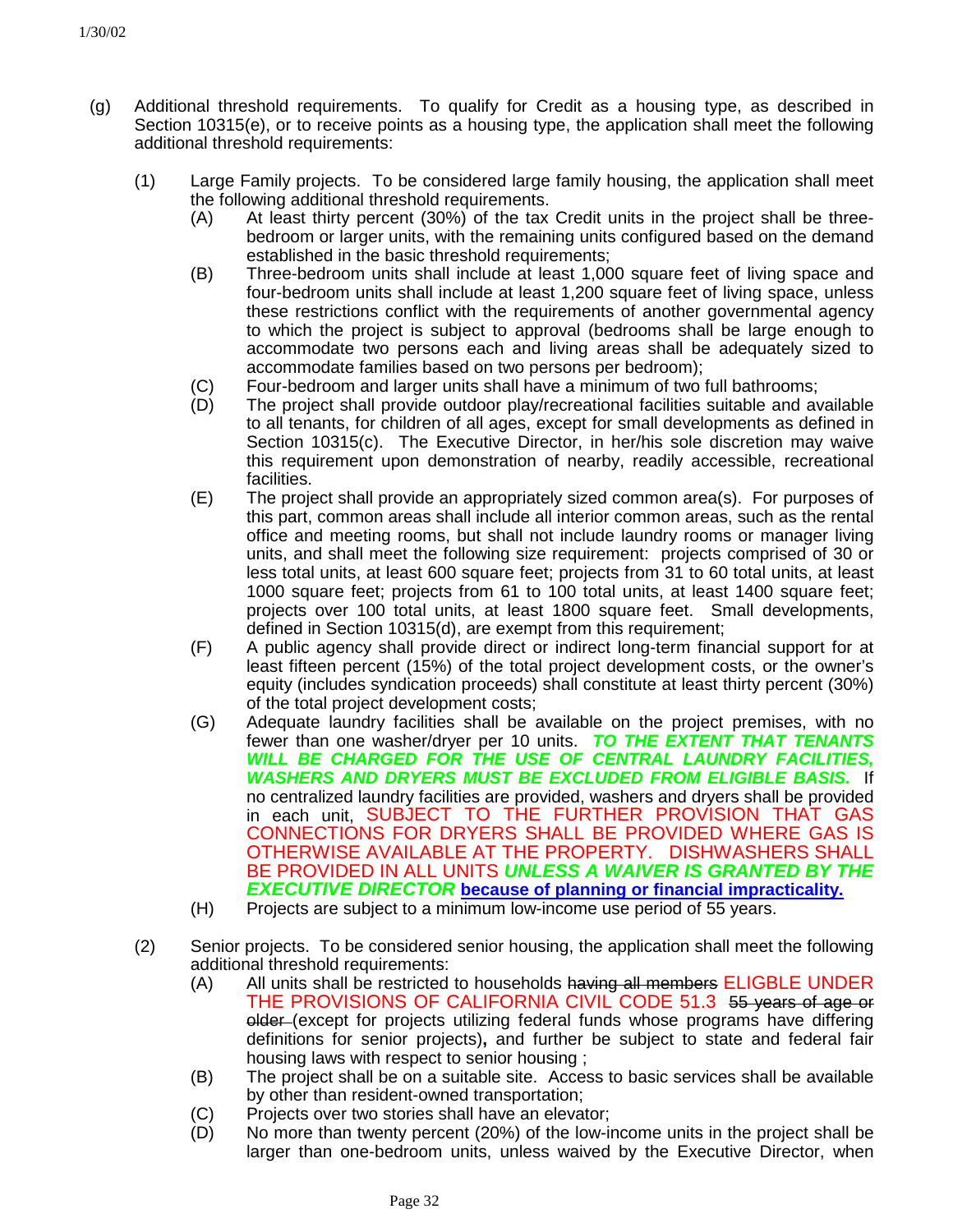(g) Additional threshold requirements. To qualify for Credit as a housing type, as described in Section 10315(e), or to receive points as a housing type, the application shall meet the following additional threshold requirements:

(1) Large Family projects. To be considered large family housing, the application shall meet the following additional threshold requirements.

(A) At least thirty percent (30%) of the tax Credit units in the project shall be three-bedroom or larger units, with the remaining units configured based on the demand established in the basic threshold requirements;

(B) Three-bedroom units shall include at least 1,000 square feet of living space and four-bedroom units shall include at least 1,200 square feet of living space, unless these restrictions conflict with the requirements of another governmental agency to which the project is subject to approval (bedrooms shall be large enough to accommodate two persons each and living areas shall be adequately sized to accommodate families based on two persons per bedroom);

(C) Four-bedroom and larger units shall have a minimum of two full bathrooms;

(D) The project shall provide outdoor play/recreational facilities suitable and available to all tenants, for children of all ages, except for small developments as defined in Section 10315(c). The Executive Director, in her/his sole discretion may waive this requirement upon demonstration of nearby, readily accessible, recreational facilities.

(E) The project shall provide an appropriately sized common area(s). For purposes of this part, common areas shall include all interior common areas, such as the rental office and meeting rooms, but shall not include laundry rooms or manager living units, and shall meet the following size requirement: projects comprised of 30 or less total units, at least 600 square feet; projects from 31 to 60 total units, at least 1000 square feet; projects from 61 to 100 total units, at least 1400 square feet; projects over 100 total units, at least 1800 square feet. Small developments, defined in Section 10315(d), are exempt from this requirement;

(F) A public agency shall provide direct or indirect long-term financial support for at least fifteen percent (15%) of the total project development costs, or the owner's equity (includes syndication proceeds) shall constitute at least thirty percent (30%) of the total project development costs;

(G) Adequate laundry facilities shall be available on the project premises, with no fewer than one washer/dryer per 10 units. ***TO THE EXTENT THAT TENANTS WILL BE CHARGED FOR THE USE OF CENTRAL LAUNDRY FACILITIES, WASHERS AND DRYERS MUST BE EXCLUDED FROM ELIGIBLE BASIS.*** If no centralized laundry facilities are provided, washers and dryers shall be provided in each unit, SUBJECT TO THE FURTHER PROVISION THAT GAS CONNECTIONS FOR DRYERS SHALL BE PROVIDED WHERE GAS IS OTHERWISE AVAILABLE AT THE PROPERTY. DISHWASHERS SHALL BE PROVIDED IN ALL UNITS ***UNLESS A WAIVER IS GRANTED BY THE EXECUTIVE DIRECTOR*** **because of planning or financial impracticality.**

(H) Projects are subject to a minimum low-income use period of 55 years.

(2) Senior projects. To be considered senior housing, the application shall meet the following additional threshold requirements:

(A) All units shall be restricted to households ~~having all members~~ ELIGBLE UNDER THE PROVISIONS OF CALIFORNIA CIVIL CODE 51.3 ~~55 years of age or older~~ (except for projects utilizing federal funds whose programs have differing definitions for senior projects)**,** and further be subject to state and federal fair housing laws with respect to senior housing ;

(B) The project shall be on a suitable site. Access to basic services shall be available by other than resident-owned transportation;

(C) Projects over two stories shall have an elevator;

(D) No more than twenty percent (20%) of the low-income units in the project shall be larger than one-bedroom units, unless waived by the Executive Director, when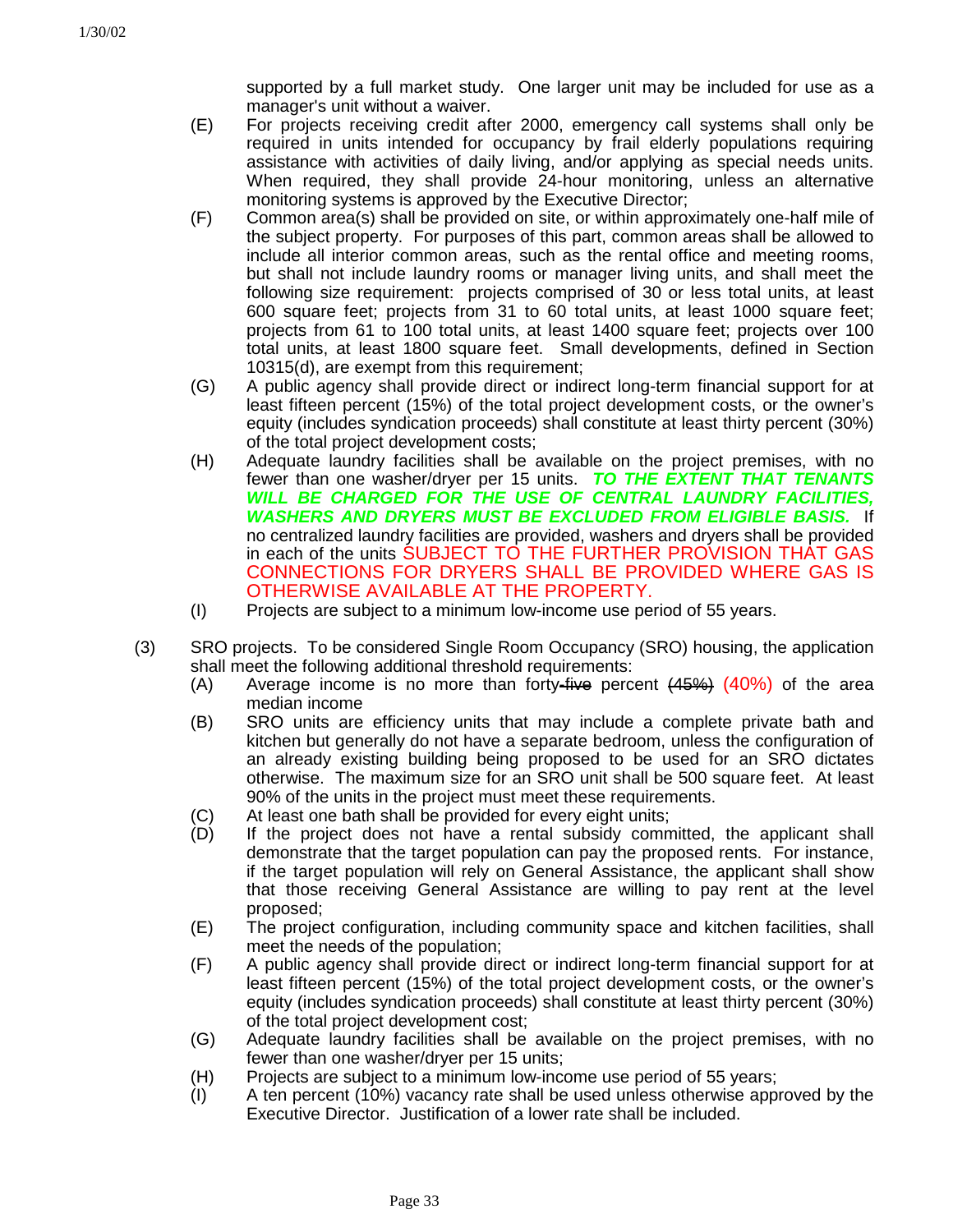supported by a full market study. One larger unit may be included for use as a manager's unit without a waiver.

(E) For projects receiving credit after 2000, emergency call systems shall only be required in units intended for occupancy by frail elderly populations requiring assistance with activities of daily living, and/or applying as special needs units. When required, they shall provide 24-hour monitoring, unless an alternative monitoring systems is approved by the Executive Director;

(F) Common area(s) shall be provided on site, or within approximately one-half mile of the subject property. For purposes of this part, common areas shall be allowed to include all interior common areas, such as the rental office and meeting rooms, but shall not include laundry rooms or manager living units, and shall meet the following size requirement: projects comprised of 30 or less total units, at least 600 square feet; projects from 31 to 60 total units, at least 1000 square feet; projects from 61 to 100 total units, at least 1400 square feet; projects over 100 total units, at least 1800 square feet. Small developments, defined in Section 10315(d), are exempt from this requirement;

(G) A public agency shall provide direct or indirect long-term financial support for at least fifteen percent (15%) of the total project development costs, or the owner's equity (includes syndication proceeds) shall constitute at least thirty percent (30%) of the total project development costs;

(H) Adequate laundry facilities shall be available on the project premises, with no fewer than one washer/dryer per 15 units. ***TO THE EXTENT THAT TENANTS WILL BE CHARGED FOR THE USE OF CENTRAL LAUNDRY FACILITIES, WASHERS AND DRYERS MUST BE EXCLUDED FROM ELIGIBLE BASIS.*** If no centralized laundry facilities are provided, washers and dryers shall be provided in each of the units SUBJECT TO THE FURTHER PROVISION THAT GAS CONNECTIONS FOR DRYERS SHALL BE PROVIDED WHERE GAS IS OTHERWISE AVAILABLE AT THE PROPERTY.

(I) Projects are subject to a minimum low-income use period of 55 years.

(3) SRO projects. To be considered Single Room Occupancy (SRO) housing, the application shall meet the following additional threshold requirements:

(A) Average income is no more than forty~~-five~~ percent ~~(45%)~~ (40%) of the area median income

(B) SRO units are efficiency units that may include a complete private bath and kitchen but generally do not have a separate bedroom, unless the configuration of an already existing building being proposed to be used for an SRO dictates otherwise. The maximum size for an SRO unit shall be 500 square feet. At least 90% of the units in the project must meet these requirements.

(C) At least one bath shall be provided for every eight units;

(D) If the project does not have a rental subsidy committed, the applicant shall demonstrate that the target population can pay the proposed rents. For instance, if the target population will rely on General Assistance, the applicant shall show that those receiving General Assistance are willing to pay rent at the level proposed;

(E) The project configuration, including community space and kitchen facilities, shall meet the needs of the population;

(F) A public agency shall provide direct or indirect long-term financial support for at least fifteen percent (15%) of the total project development costs, or the owner's equity (includes syndication proceeds) shall constitute at least thirty percent (30%) of the total project development cost;

(G) Adequate laundry facilities shall be available on the project premises, with no fewer than one washer/dryer per 15 units;

(H) Projects are subject to a minimum low-income use period of 55 years;

(I) A ten percent (10%) vacancy rate shall be used unless otherwise approved by the Executive Director. Justification of a lower rate shall be included.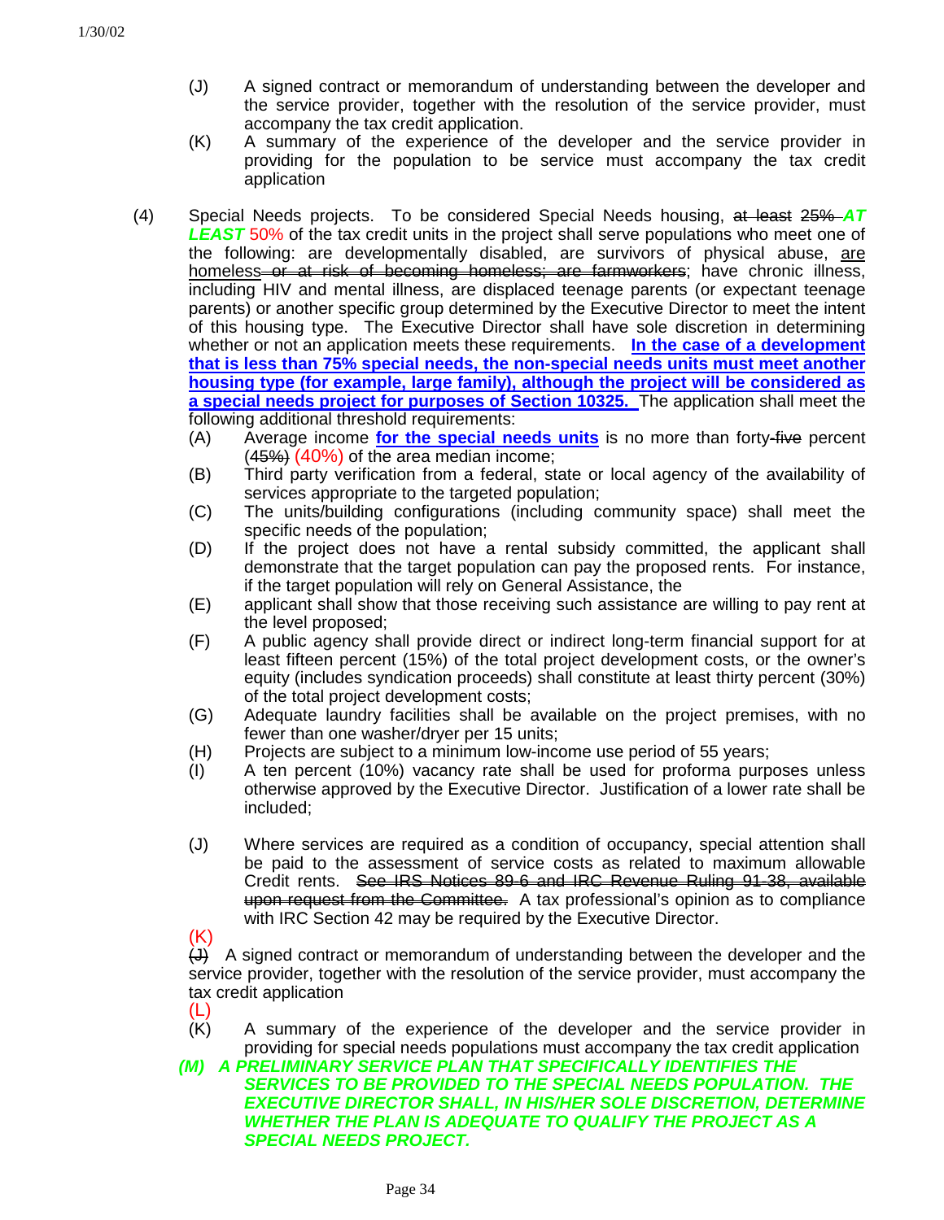(J) A signed contract or memorandum of understanding between the developer and the service provider, together with the resolution of the service provider, must accompany the tax credit application.

(K) A summary of the experience of the developer and the service provider in providing for the population to be service must accompany the tax credit application

(4) Special Needs projects. To be considered Special Needs housing, ~~at least~~ ~~25%~~ ***AT LEAST*** 50% of the tax credit units in the project shall serve populations who meet one of the following: are developmentally disabled, are survivors of physical abuse, are homeless~~ or at risk of becoming homeless; are farmworkers~~; have chronic illness, including HIV and mental illness, are displaced teenage parents (or expectant teenage parents) or another specific group determined by the Executive Director to meet the intent of this housing type. The Executive Director shall have sole discretion in determining whether or not an application meets these requirements. **In the case of a development that is less than 75% special needs, the non-special needs units must meet another housing type (for example, large family), although the project will be considered as a special needs project for purposes of Section 10325.** The application shall meet the following additional threshold requirements:

(A) Average income **for the special needs units** is no more than forty~~-five~~ percent ~~(45%)~~ (40%) of the area median income;

(B) Third party verification from a federal, state or local agency of the availability of services appropriate to the targeted population;

(C) The units/building configurations (including community space) shall meet the specific needs of the population;

(D) If the project does not have a rental subsidy committed, the applicant shall demonstrate that the target population can pay the proposed rents. For instance, if the target population will rely on General Assistance, the

(E) applicant shall show that those receiving such assistance are willing to pay rent at the level proposed;

(F) A public agency shall provide direct or indirect long-term financial support for at least fifteen percent (15%) of the total project development costs, or the owner's equity (includes syndication proceeds) shall constitute at least thirty percent (30%) of the total project development costs;

(G) Adequate laundry facilities shall be available on the project premises, with no fewer than one washer/dryer per 15 units;

(H) Projects are subject to a minimum low-income use period of 55 years;

(I) A ten percent (10%) vacancy rate shall be used for proforma purposes unless otherwise approved by the Executive Director. Justification of a lower rate shall be included;

(J) Where services are required as a condition of occupancy, special attention shall be paid to the assessment of service costs as related to maximum allowable Credit rents. ~~See IRS Notices 89-6 and IRC Revenue Ruling 91-38, available upon request from the Committee.~~ A tax professional's opinion as to compliance with IRC Section 42 may be required by the Executive Director.

(K) ~~(J)~~ A signed contract or memorandum of understanding between the developer and the service provider, together with the resolution of the service provider, must accompany the tax credit application

(L) ~~(K)~~ A summary of the experience of the developer and the service provider in providing for special needs populations must accompany the tax credit application

***(M) A PRELIMINARY SERVICE PLAN THAT SPECIFICALLY IDENTIFIES THE SERVICES TO BE PROVIDED TO THE SPECIAL NEEDS POPULATION. THE EXECUTIVE DIRECTOR SHALL, IN HIS/HER SOLE DISCRETION, DETERMINE WHETHER THE PLAN IS ADEQUATE TO QUALIFY THE PROJECT AS A SPECIAL NEEDS PROJECT.***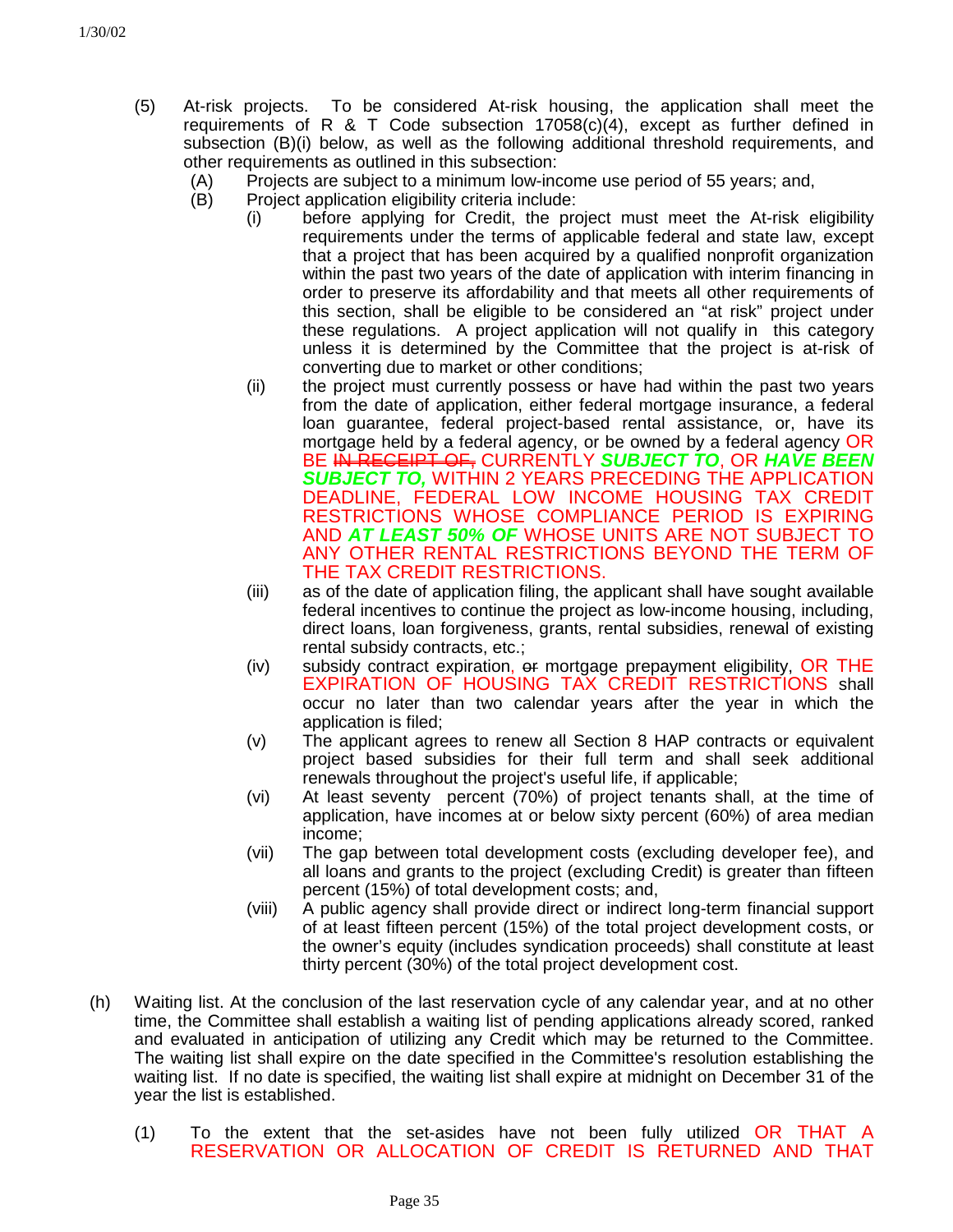(5) At-risk projects. To be considered At-risk housing, the application shall meet the requirements of R & T Code subsection 17058(c)(4), except as further defined in subsection (B)(i) below, as well as the following additional threshold requirements, and other requirements as outlined in this subsection:

   (A) Projects are subject to a minimum low-income use period of 55 years; and,

   (B) Project application eligibility criteria include:

      (i) before applying for Credit, the project must meet the At-risk eligibility requirements under the terms of applicable federal and state law, except that a project that has been acquired by a qualified nonprofit organization within the past two years of the date of application with interim financing in order to preserve its affordability and that meets all other requirements of this section, shall be eligible to be considered an "at risk" project under these regulations. A project application will not qualify in this category unless it is determined by the Committee that the project is at-risk of converting due to market or other conditions;

      (ii) the project must currently possess or have had within the past two years from the date of application, either federal mortgage insurance, a federal loan guarantee, federal project-based rental assistance, or, have its mortgage held by a federal agency, or be owned by a federal agency OR BE ~~IN RECEIPT OF,~~ CURRENTLY ***SUBJECT TO***, OR ***HAVE BEEN SUBJECT TO,*** WITHIN 2 YEARS PRECEDING THE APPLICATION DEADLINE, FEDERAL LOW INCOME HOUSING TAX CREDIT RESTRICTIONS WHOSE COMPLIANCE PERIOD IS EXPIRING AND ***AT LEAST 50% OF*** WHOSE UNITS ARE NOT SUBJECT TO ANY OTHER RENTAL RESTRICTIONS BEYOND THE TERM OF THE TAX CREDIT RESTRICTIONS.

      (iii) as of the date of application filing, the applicant shall have sought available federal incentives to continue the project as low-income housing, including, direct loans, loan forgiveness, grants, rental subsidies, renewal of existing rental subsidy contracts, etc.;

      (iv) subsidy contract expiration, ~~or~~ mortgage prepayment eligibility, OR THE EXPIRATION OF HOUSING TAX CREDIT RESTRICTIONS shall occur no later than two calendar years after the year in which the application is filed;

      (v) The applicant agrees to renew all Section 8 HAP contracts or equivalent project based subsidies for their full term and shall seek additional renewals throughout the project's useful life, if applicable;

      (vi) At least seventy percent (70%) of project tenants shall, at the time of application, have incomes at or below sixty percent (60%) of area median income;

      (vii) The gap between total development costs (excluding developer fee), and all loans and grants to the project (excluding Credit) is greater than fifteen percent (15%) of total development costs; and,

      (viii) A public agency shall provide direct or indirect long-term financial support of at least fifteen percent (15%) of the total project development costs, or the owner's equity (includes syndication proceeds) shall constitute at least thirty percent (30%) of the total project development cost.

(h) Waiting list. At the conclusion of the last reservation cycle of any calendar year, and at no other time, the Committee shall establish a waiting list of pending applications already scored, ranked and evaluated in anticipation of utilizing any Credit which may be returned to the Committee. The waiting list shall expire on the date specified in the Committee's resolution establishing the waiting list. If no date is specified, the waiting list shall expire at midnight on December 31 of the year the list is established.

   (1) To the extent that the set-asides have not been fully utilized OR THAT A RESERVATION OR ALLOCATION OF CREDIT IS RETURNED AND THAT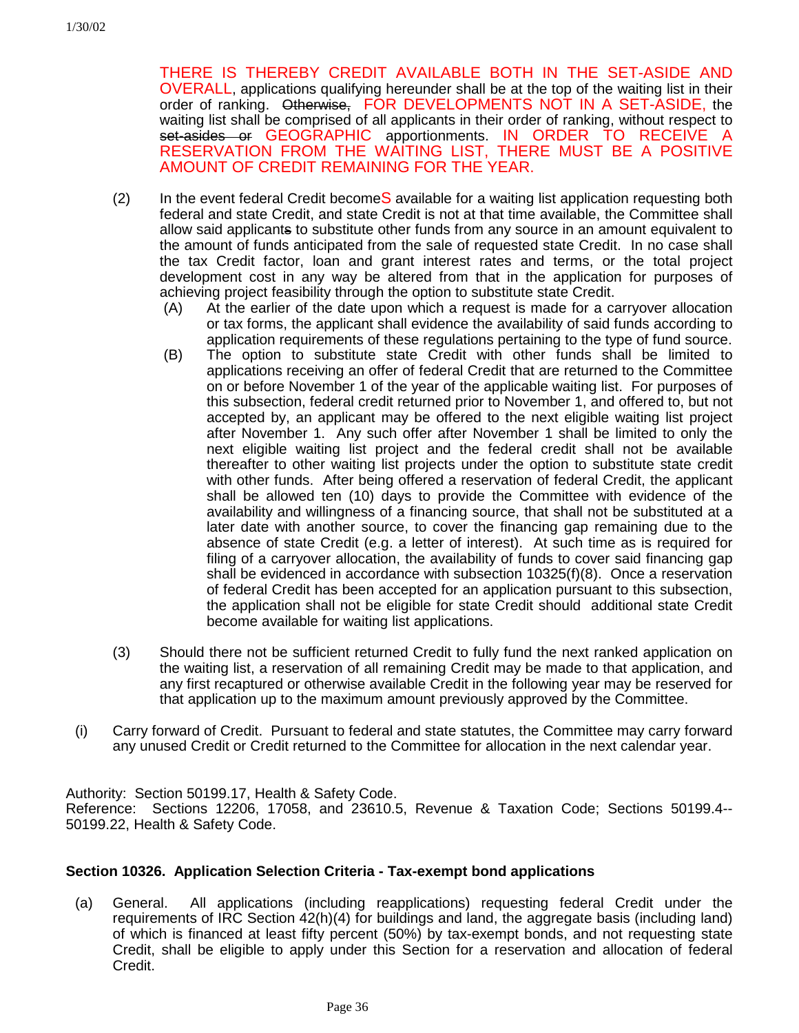THERE IS THEREBY CREDIT AVAILABLE BOTH IN THE SET-ASIDE AND OVERALL, applications qualifying hereunder shall be at the top of the waiting list in their order of ranking. ~~Otherwise,~~ FOR DEVELOPMENTS NOT IN A SET-ASIDE, the waiting list shall be comprised of all applicants in their order of ranking, without respect to ~~set-asides or~~ GEOGRAPHIC apportionments. IN ORDER TO RECEIVE A RESERVATION FROM THE WAITING LIST, THERE MUST BE A POSITIVE AMOUNT OF CREDIT REMAINING FOR THE YEAR.

(2) In the event federal Credit becomeS available for a waiting list application requesting both federal and state Credit, and state Credit is not at that time available, the Committee shall allow said applicant~~s~~ to substitute other funds from any source in an amount equivalent to the amount of funds anticipated from the sale of requested state Credit. In no case shall the tax Credit factor, loan and grant interest rates and terms, or the total project development cost in any way be altered from that in the application for purposes of achieving project feasibility through the option to substitute state Credit.

(A) At the earlier of the date upon which a request is made for a carryover allocation or tax forms, the applicant shall evidence the availability of said funds according to application requirements of these regulations pertaining to the type of fund source.

(B) The option to substitute state Credit with other funds shall be limited to applications receiving an offer of federal Credit that are returned to the Committee on or before November 1 of the year of the applicable waiting list. For purposes of this subsection, federal credit returned prior to November 1, and offered to, but not accepted by, an applicant may be offered to the next eligible waiting list project after November 1. Any such offer after November 1 shall be limited to only the next eligible waiting list project and the federal credit shall not be available thereafter to other waiting list projects under the option to substitute state credit with other funds. After being offered a reservation of federal Credit, the applicant shall be allowed ten (10) days to provide the Committee with evidence of the availability and willingness of a financing source, that shall not be substituted at a later date with another source, to cover the financing gap remaining due to the absence of state Credit (e.g. a letter of interest). At such time as is required for filing of a carryover allocation, the availability of funds to cover said financing gap shall be evidenced in accordance with subsection 10325(f)(8). Once a reservation of federal Credit has been accepted for an application pursuant to this subsection, the application shall not be eligible for state Credit should additional state Credit become available for waiting list applications.

(3) Should there not be sufficient returned Credit to fully fund the next ranked application on the waiting list, a reservation of all remaining Credit may be made to that application, and any first recaptured or otherwise available Credit in the following year may be reserved for that application up to the maximum amount previously approved by the Committee.

(i) Carry forward of Credit. Pursuant to federal and state statutes, the Committee may carry forward any unused Credit or Credit returned to the Committee for allocation in the next calendar year.

Authority: Section 50199.17, Health & Safety Code.
Reference: Sections 12206, 17058, and 23610.5, Revenue & Taxation Code; Sections 50199.4--50199.22, Health & Safety Code.

**Section 10326. Application Selection Criteria - Tax-exempt bond applications**

(a) General. All applications (including reapplications) requesting federal Credit under the requirements of IRC Section 42(h)(4) for buildings and land, the aggregate basis (including land) of which is financed at least fifty percent (50%) by tax-exempt bonds, and not requesting state Credit, shall be eligible to apply under this Section for a reservation and allocation of federal Credit.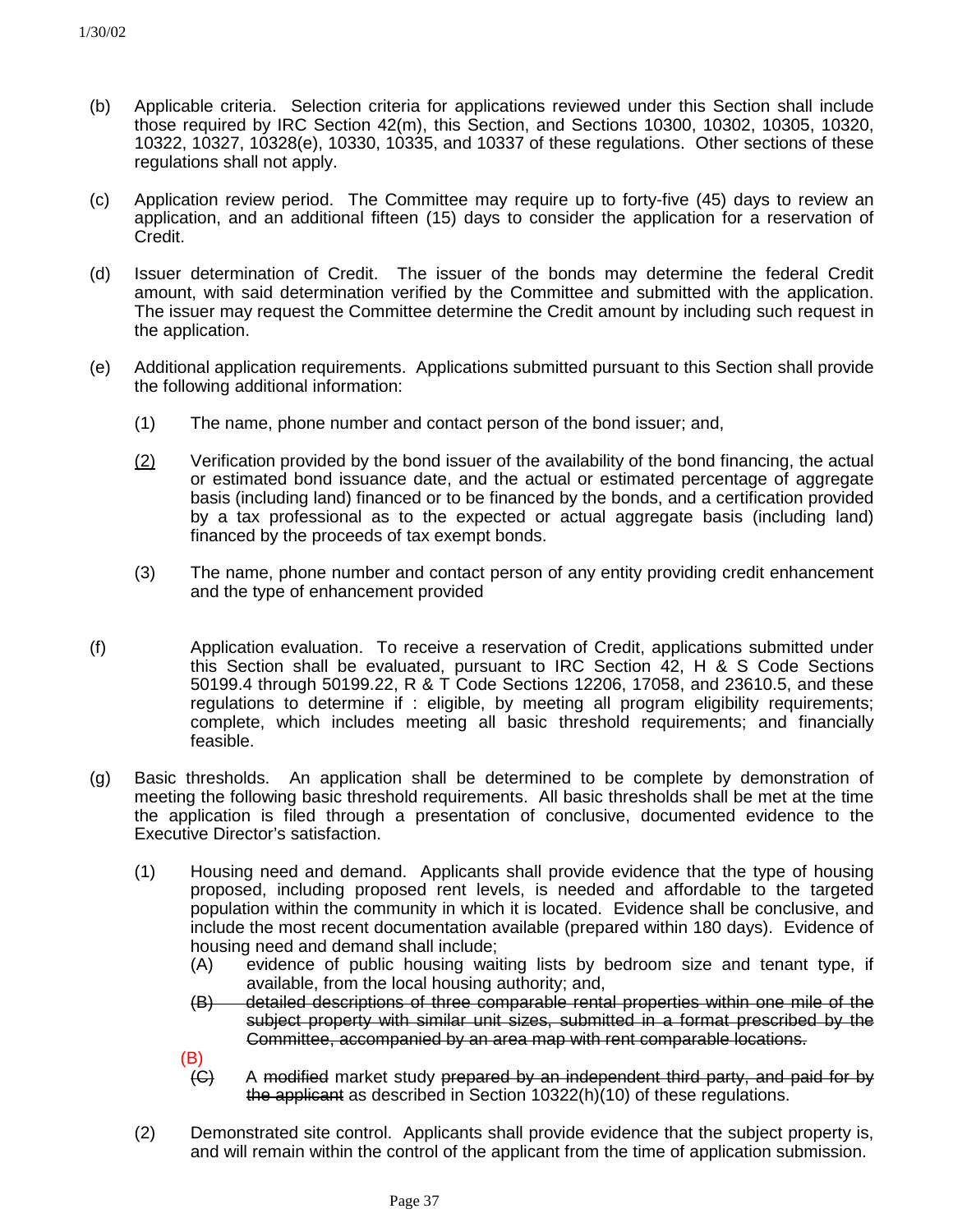(b) Applicable criteria. Selection criteria for applications reviewed under this Section shall include those required by IRC Section 42(m), this Section, and Sections 10300, 10302, 10305, 10320, 10322, 10327, 10328(e), 10330, 10335, and 10337 of these regulations. Other sections of these regulations shall not apply.

(c) Application review period. The Committee may require up to forty-five (45) days to review an application, and an additional fifteen (15) days to consider the application for a reservation of Credit.

(d) Issuer determination of Credit. The issuer of the bonds may determine the federal Credit amount, with said determination verified by the Committee and submitted with the application. The issuer may request the Committee determine the Credit amount by including such request in the application.

(e) Additional application requirements. Applications submitted pursuant to this Section shall provide the following additional information:

(1) The name, phone number and contact person of the bond issuer; and,

(2) Verification provided by the bond issuer of the availability of the bond financing, the actual or estimated bond issuance date, and the actual or estimated percentage of aggregate basis (including land) financed or to be financed by the bonds, and a certification provided by a tax professional as to the expected or actual aggregate basis (including land) financed by the proceeds of tax exempt bonds.

(3) The name, phone number and contact person of any entity providing credit enhancement and the type of enhancement provided

(f) Application evaluation. To receive a reservation of Credit, applications submitted under this Section shall be evaluated, pursuant to IRC Section 42, H & S Code Sections 50199.4 through 50199.22, R & T Code Sections 12206, 17058, and 23610.5, and these regulations to determine if : eligible, by meeting all program eligibility requirements; complete, which includes meeting all basic threshold requirements; and financially feasible.

(g) Basic thresholds. An application shall be determined to be complete by demonstration of meeting the following basic threshold requirements. All basic thresholds shall be met at the time the application is filed through a presentation of conclusive, documented evidence to the Executive Director's satisfaction.

(1) Housing need and demand. Applicants shall provide evidence that the type of housing proposed, including proposed rent levels, is needed and affordable to the targeted population within the community in which it is located. Evidence shall be conclusive, and include the most recent documentation available (prepared within 180 days). Evidence of housing need and demand shall include;

(A) evidence of public housing waiting lists by bedroom size and tenant type, if available, from the local housing authority; and,

~~(B) detailed descriptions of three comparable rental properties within one mile of the subject property with similar unit sizes, submitted in a format prescribed by the Committee, accompanied by an area map with rent comparable locations.~~

(B) ~~(C)~~ A ~~modified~~ market study ~~prepared by an independent third party, and paid for by the applicant~~ as described in Section 10322(h)(10) of these regulations.

(2) Demonstrated site control. Applicants shall provide evidence that the subject property is, and will remain within the control of the applicant from the time of application submission.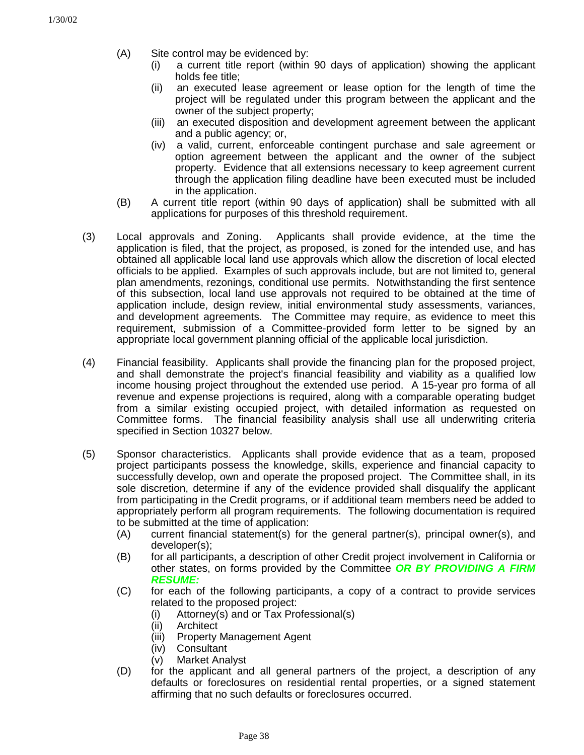(A) Site control may be evidenced by:
   - (i) a current title report (within 90 days of application) showing the applicant holds fee title;
   - (ii) an executed lease agreement or lease option for the length of time the project will be regulated under this program between the applicant and the owner of the subject property;
   - (iii) an executed disposition and development agreement between the applicant and a public agency; or,
   - (iv) a valid, current, enforceable contingent purchase and sale agreement or option agreement between the applicant and the owner of the subject property. Evidence that all extensions necessary to keep agreement current through the application filing deadline have been executed must be included in the application.

(B) A current title report (within 90 days of application) shall be submitted with all applications for purposes of this threshold requirement.

(3) Local approvals and Zoning. Applicants shall provide evidence, at the time the application is filed, that the project, as proposed, is zoned for the intended use, and has obtained all applicable local land use approvals which allow the discretion of local elected officials to be applied. Examples of such approvals include, but are not limited to, general plan amendments, rezonings, conditional use permits. Notwithstanding the first sentence of this subsection, local land use approvals not required to be obtained at the time of application include, design review, initial environmental study assessments, variances, and development agreements. The Committee may require, as evidence to meet this requirement, submission of a Committee-provided form letter to be signed by an appropriate local government planning official of the applicable local jurisdiction.

(4) Financial feasibility. Applicants shall provide the financing plan for the proposed project, and shall demonstrate the project's financial feasibility and viability as a qualified low income housing project throughout the extended use period. A 15-year pro forma of all revenue and expense projections is required, along with a comparable operating budget from a similar existing occupied project, with detailed information as requested on Committee forms. The financial feasibility analysis shall use all underwriting criteria specified in Section 10327 below.

(5) Sponsor characteristics. Applicants shall provide evidence that as a team, proposed project participants possess the knowledge, skills, experience and financial capacity to successfully develop, own and operate the proposed project. The Committee shall, in its sole discretion, determine if any of the evidence provided shall disqualify the applicant from participating in the Credit programs, or if additional team members need be added to appropriately perform all program requirements. The following documentation is required to be submitted at the time of application:

(A) current financial statement(s) for the general partner(s), principal owner(s), and developer(s);

(B) for all participants, a description of other Credit project involvement in California or other states, on forms provided by the Committee ***OR BY PROVIDING A FIRM RESUME:***

(C) for each of the following participants, a copy of a contract to provide services related to the proposed project:
   - (i) Attorney(s) and or Tax Professional(s)
   - (ii) Architect
   - (iii) Property Management Agent
   - (iv) Consultant
   - (v) Market Analyst

(D) for the applicant and all general partners of the project, a description of any defaults or foreclosures on residential rental properties, or a signed statement affirming that no such defaults or foreclosures occurred.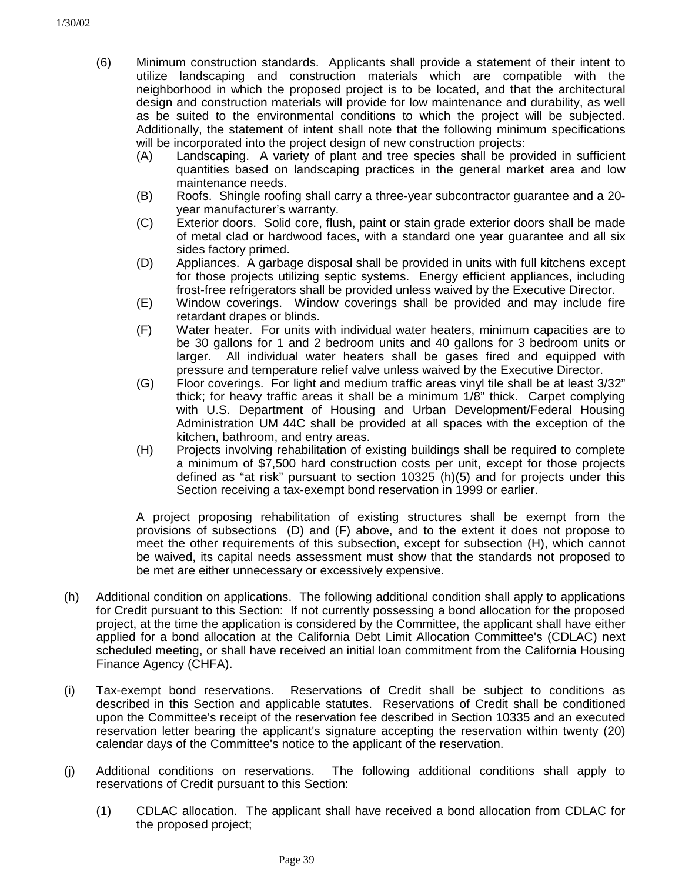(6) Minimum construction standards. Applicants shall provide a statement of their intent to utilize landscaping and construction materials which are compatible with the neighborhood in which the proposed project is to be located, and that the architectural design and construction materials will provide for low maintenance and durability, as well as be suited to the environmental conditions to which the project will be subjected. Additionally, the statement of intent shall note that the following minimum specifications will be incorporated into the project design of new construction projects:

(A) Landscaping. A variety of plant and tree species shall be provided in sufficient quantities based on landscaping practices in the general market area and low maintenance needs.

(B) Roofs. Shingle roofing shall carry a three-year subcontractor guarantee and a 20-year manufacturer's warranty.

(C) Exterior doors. Solid core, flush, paint or stain grade exterior doors shall be made of metal clad or hardwood faces, with a standard one year guarantee and all six sides factory primed.

(D) Appliances. A garbage disposal shall be provided in units with full kitchens except for those projects utilizing septic systems. Energy efficient appliances, including frost-free refrigerators shall be provided unless waived by the Executive Director.

(E) Window coverings. Window coverings shall be provided and may include fire retardant drapes or blinds.

(F) Water heater. For units with individual water heaters, minimum capacities are to be 30 gallons for 1 and 2 bedroom units and 40 gallons for 3 bedroom units or larger. All individual water heaters shall be gases fired and equipped with pressure and temperature relief valve unless waived by the Executive Director.

(G) Floor coverings. For light and medium traffic areas vinyl tile shall be at least 3/32" thick; for heavy traffic areas it shall be a minimum 1/8" thick. Carpet complying with U.S. Department of Housing and Urban Development/Federal Housing Administration UM 44C shall be provided at all spaces with the exception of the kitchen, bathroom, and entry areas.

(H) Projects involving rehabilitation of existing buildings shall be required to complete a minimum of $7,500 hard construction costs per unit, except for those projects defined as "at risk" pursuant to section 10325 (h)(5) and for projects under this Section receiving a tax-exempt bond reservation in 1999 or earlier.

A project proposing rehabilitation of existing structures shall be exempt from the provisions of subsections (D) and (F) above, and to the extent it does not propose to meet the other requirements of this subsection, except for subsection (H), which cannot be waived, its capital needs assessment must show that the standards not proposed to be met are either unnecessary or excessively expensive.

(h) Additional condition on applications. The following additional condition shall apply to applications for Credit pursuant to this Section: If not currently possessing a bond allocation for the proposed project, at the time the application is considered by the Committee, the applicant shall have either applied for a bond allocation at the California Debt Limit Allocation Committee's (CDLAC) next scheduled meeting, or shall have received an initial loan commitment from the California Housing Finance Agency (CHFA).

(i) Tax-exempt bond reservations. Reservations of Credit shall be subject to conditions as described in this Section and applicable statutes. Reservations of Credit shall be conditioned upon the Committee's receipt of the reservation fee described in Section 10335 and an executed reservation letter bearing the applicant's signature accepting the reservation within twenty (20) calendar days of the Committee's notice to the applicant of the reservation.

(j) Additional conditions on reservations. The following additional conditions shall apply to reservations of Credit pursuant to this Section:

(1) CDLAC allocation. The applicant shall have received a bond allocation from CDLAC for the proposed project;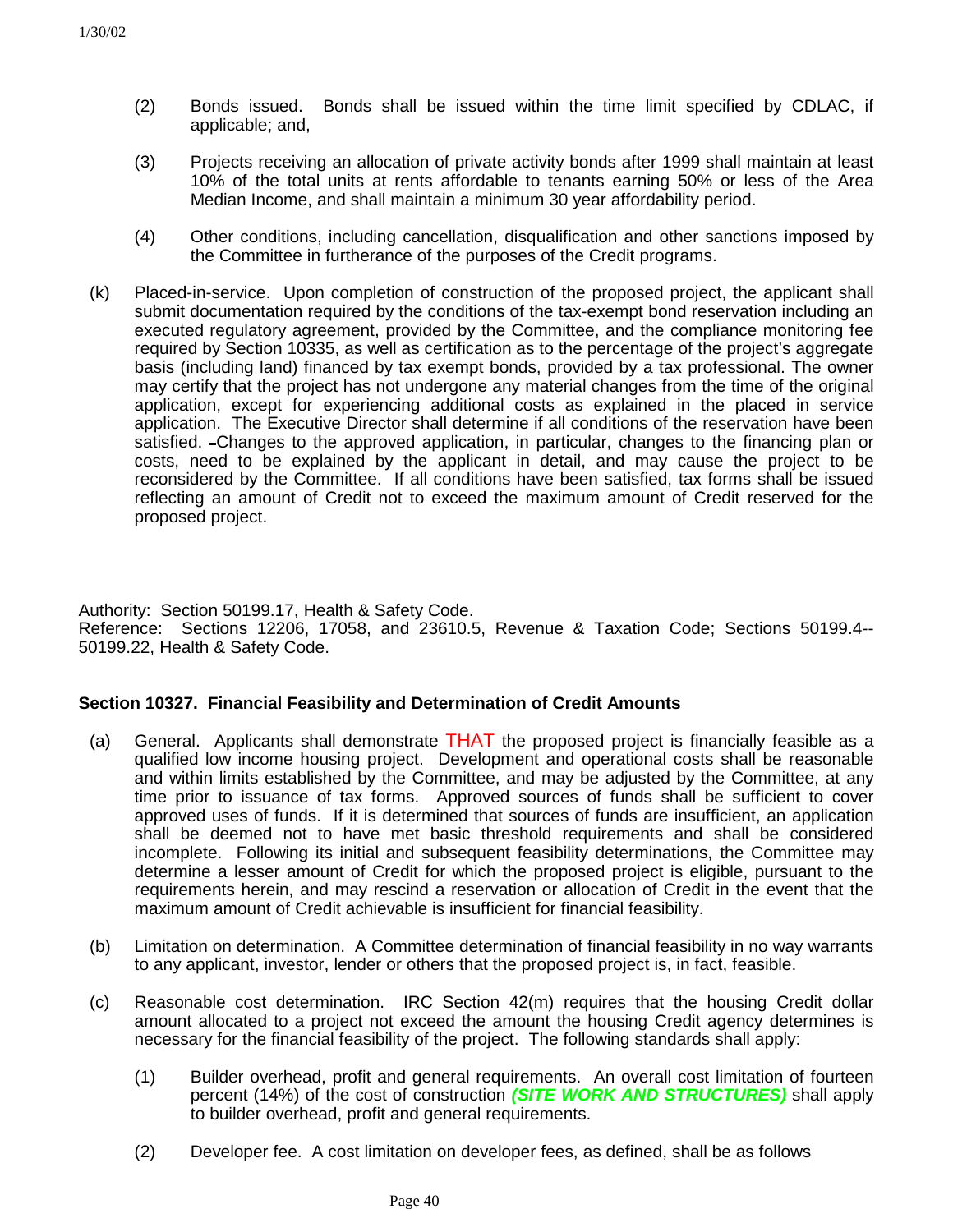(2) Bonds issued. Bonds shall be issued within the time limit specified by CDLAC, if applicable; and,

(3) Projects receiving an allocation of private activity bonds after 1999 shall maintain at least 10% of the total units at rents affordable to tenants earning 50% or less of the Area Median Income, and shall maintain a minimum 30 year affordability period.

(4) Other conditions, including cancellation, disqualification and other sanctions imposed by the Committee in furtherance of the purposes of the Credit programs.

(k) Placed-in-service. Upon completion of construction of the proposed project, the applicant shall submit documentation required by the conditions of the tax-exempt bond reservation including an executed regulatory agreement, provided by the Committee, and the compliance monitoring fee required by Section 10335, as well as certification as to the percentage of the project's aggregate basis (including land) financed by tax exempt bonds, provided by a tax professional. The owner may certify that the project has not undergone any material changes from the time of the original application, except for experiencing additional costs as explained in the placed in service application. The Executive Director shall determine if all conditions of the reservation have been satisfied. Changes to the approved application, in particular, changes to the financing plan or costs, need to be explained by the applicant in detail, and may cause the project to be reconsidered by the Committee. If all conditions have been satisfied, tax forms shall be issued reflecting an amount of Credit not to exceed the maximum amount of Credit reserved for the proposed project.

Authority: Section 50199.17, Health & Safety Code.
Reference: Sections 12206, 17058, and 23610.5, Revenue & Taxation Code; Sections 50199.4--50199.22, Health & Safety Code.

## Section 10327. Financial Feasibility and Determination of Credit Amounts

(a) General. Applicants shall demonstrate THAT the proposed project is financially feasible as a qualified low income housing project. Development and operational costs shall be reasonable and within limits established by the Committee, and may be adjusted by the Committee, at any time prior to issuance of tax forms. Approved sources of funds shall be sufficient to cover approved uses of funds. If it is determined that sources of funds are insufficient, an application shall be deemed not to have met basic threshold requirements and shall be considered incomplete. Following its initial and subsequent feasibility determinations, the Committee may determine a lesser amount of Credit for which the proposed project is eligible, pursuant to the requirements herein, and may rescind a reservation or allocation of Credit in the event that the maximum amount of Credit achievable is insufficient for financial feasibility.

(b) Limitation on determination. A Committee determination of financial feasibility in no way warrants to any applicant, investor, lender or others that the proposed project is, in fact, feasible.

(c) Reasonable cost determination. IRC Section 42(m) requires that the housing Credit dollar amount allocated to a project not exceed the amount the housing Credit agency determines is necessary for the financial feasibility of the project. The following standards shall apply:

(1) Builder overhead, profit and general requirements. An overall cost limitation of fourteen percent (14%) of the cost of construction ***(SITE WORK AND STRUCTURES)*** shall apply to builder overhead, profit and general requirements.

(2) Developer fee. A cost limitation on developer fees, as defined, shall be as follows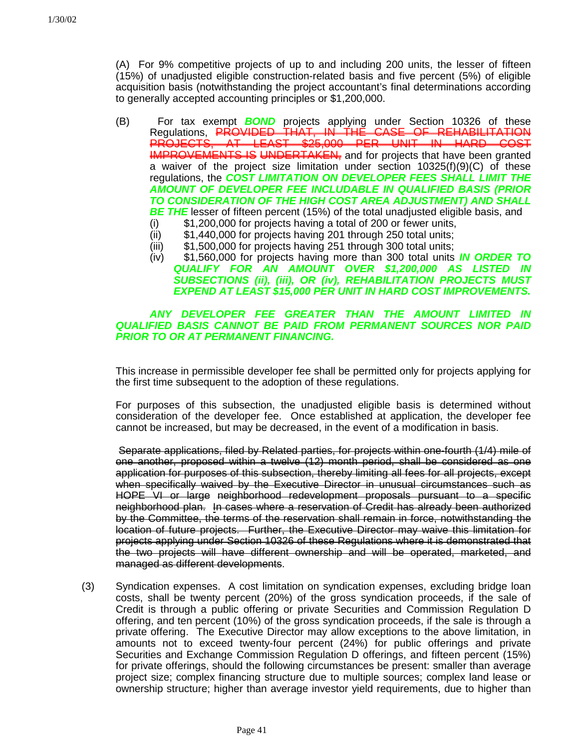(A) For 9% competitive projects of up to and including 200 units, the lesser of fifteen (15%) of unadjusted eligible construction-related basis and five percent (5%) of eligible acquisition basis (notwithstanding the project accountant's final determinations according to generally accepted accounting principles or $1,200,000.

(B) For tax exempt ***BOND*** projects applying under Section 10326 of these Regulations, ~~PROVIDED THAT, IN THE CASE OF REHABILITATION PROJECTS, AT LEAST $25,000 PER UNIT IN HARD COST IMPROVEMENTS IS UNDERTAKEN,~~ and for projects that have been granted a waiver of the project size limitation under section 10325(f)(9)(C) of these regulations, the ***COST LIMITATION ON DEVELOPER FEES SHALL LIMIT THE AMOUNT OF DEVELOPER FEE INCLUDABLE IN QUALIFIED BASIS (PRIOR TO CONSIDERATION OF THE HIGH COST AREA ADJUSTMENT) AND SHALL BE THE*** lesser of fifteen percent (15%) of the total unadjusted eligible basis, and

(i) $1,200,000 for projects having a total of 200 or fewer units,
(ii) $1,440,000 for projects having 201 through 250 total units;
(iii) $1,500,000 for projects having 251 through 300 total units;
(iv) $1,560,000 for projects having more than 300 total units ***IN ORDER TO QUALIFY FOR AN AMOUNT OVER $1,200,000 AS LISTED IN SUBSECTIONS (ii), (iii), OR (iv), REHABILITATION PROJECTS MUST EXPEND AT LEAST $15,000 PER UNIT IN HARD COST IMPROVEMENTS.***

***ANY DEVELOPER FEE GREATER THAN THE AMOUNT LIMITED IN QUALIFIED BASIS CANNOT BE PAID FROM PERMANENT SOURCES NOR PAID PRIOR TO OR AT PERMANENT FINANCING.***

This increase in permissible developer fee shall be permitted only for projects applying for the first time subsequent to the adoption of these regulations.

For purposes of this subsection, the unadjusted eligible basis is determined without consideration of the developer fee. Once established at application, the developer fee cannot be increased, but may be decreased, in the event of a modification in basis.

~~Separate applications, filed by Related parties, for projects within one-fourth (1/4) mile of one another, proposed within a twelve (12) month period, shall be considered as one application for purposes of this subsection, thereby limiting all fees for all projects, except when specifically waived by the Executive Director in unusual circumstances such as HOPE VI or large neighborhood redevelopment proposals pursuant to a specific neighborhood plan. In cases where a reservation of Credit has already been authorized by the Committee, the terms of the reservation shall remain in force, notwithstanding the location of future projects. Further, the Executive Director may waive this limitation for projects applying under Section 10326 of these Regulations where it is demonstrated that the two projects will have different ownership and will be operated, marketed, and managed as different developments.~~

(3) Syndication expenses. A cost limitation on syndication expenses, excluding bridge loan costs, shall be twenty percent (20%) of the gross syndication proceeds, if the sale of Credit is through a public offering or private Securities and Commission Regulation D offering, and ten percent (10%) of the gross syndication proceeds, if the sale is through a private offering. The Executive Director may allow exceptions to the above limitation, in amounts not to exceed twenty-four percent (24%) for public offerings and private Securities and Exchange Commission Regulation D offerings, and fifteen percent (15%) for private offerings, should the following circumstances be present: smaller than average project size; complex financing structure due to multiple sources; complex land lease or ownership structure; higher than average investor yield requirements, due to higher than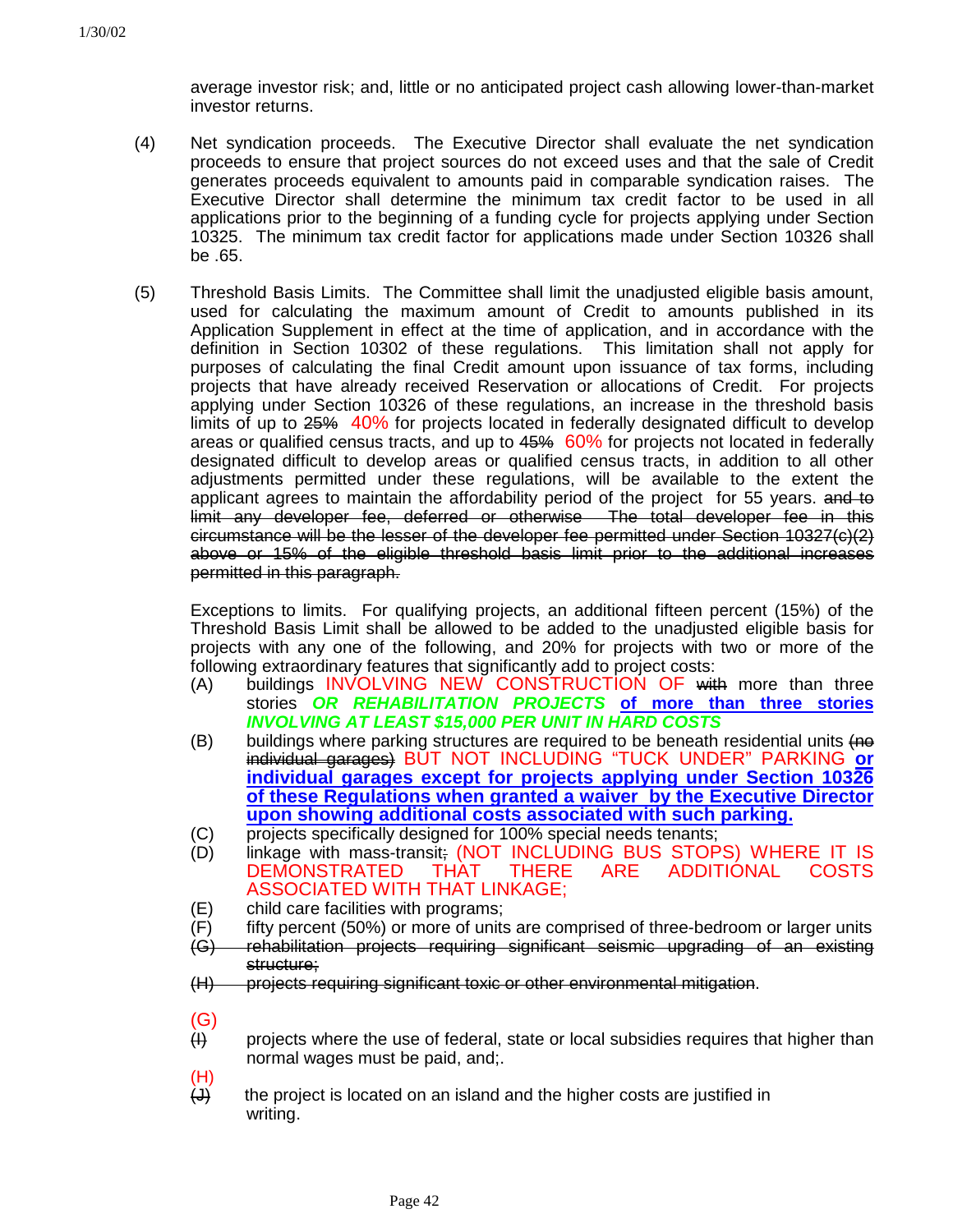average investor risk; and, little or no anticipated project cash allowing lower-than-market investor returns.

(4) Net syndication proceeds. The Executive Director shall evaluate the net syndication proceeds to ensure that project sources do not exceed uses and that the sale of Credit generates proceeds equivalent to amounts paid in comparable syndication raises. The Executive Director shall determine the minimum tax credit factor to be used in all applications prior to the beginning of a funding cycle for projects applying under Section 10325. The minimum tax credit factor for applications made under Section 10326 shall be .65.

(5) Threshold Basis Limits. The Committee shall limit the unadjusted eligible basis amount, used for calculating the maximum amount of Credit to amounts published in its Application Supplement in effect at the time of application, and in accordance with the definition in Section 10302 of these regulations. This limitation shall not apply for purposes of calculating the final Credit amount upon issuance of tax forms, including projects that have already received Reservation or allocations of Credit. For projects applying under Section 10326 of these regulations, an increase in the threshold basis limits of up to ~~25%~~ 40% for projects located in federally designated difficult to develop areas or qualified census tracts, and up to ~~45%~~ 60% for projects not located in federally designated difficult to develop areas or qualified census tracts, in addition to all other adjustments permitted under these regulations, will be available to the extent the applicant agrees to maintain the affordability period of the project for 55 years. ~~and to limit any developer fee, deferred or otherwise. The total developer fee in this circumstance will be the lesser of the developer fee permitted under Section 10327(c)(2) above or 15% of the eligible threshold basis limit prior to the additional increases permitted in this paragraph.~~

Exceptions to limits. For qualifying projects, an additional fifteen percent (15%) of the Threshold Basis Limit shall be allowed to be added to the unadjusted eligible basis for projects with any one of the following, and 20% for projects with two or more of the following extraordinary features that significantly add to project costs:

(A) buildings INVOLVING NEW CONSTRUCTION OF ~~with~~ more than three stories ***OR REHABILITATION PROJECTS*** **of more than three stories** ***INVOLVING AT LEAST $15,000 PER UNIT IN HARD COSTS***

(B) buildings where parking structures are required to be beneath residential units ~~(no individual garages)~~ BUT NOT INCLUDING "TUCK UNDER" PARKING **or individual garages except for projects applying under Section 10326 of these Regulations when granted a waiver by the Executive Director upon showing additional costs associated with such parking.**

(C) projects specifically designed for 100% special needs tenants;

(D) linkage with mass-transit~~;~~ (NOT INCLUDING BUS STOPS) WHERE IT IS DEMONSTRATED THAT THERE ARE ADDITIONAL COSTS ASSOCIATED WITH THAT LINKAGE;

(E) child care facilities with programs;

(F) fifty percent (50%) or more of units are comprised of three-bedroom or larger units

~~(G) rehabilitation projects requiring significant seismic upgrading of an existing structure;~~

~~(H) projects requiring significant toxic or other environmental mitigation.~~

(G) ~~(I)~~ projects where the use of federal, state or local subsidies requires that higher than normal wages must be paid, and;.

(H) ~~(J)~~ the project is located on an island and the higher costs are justified in writing.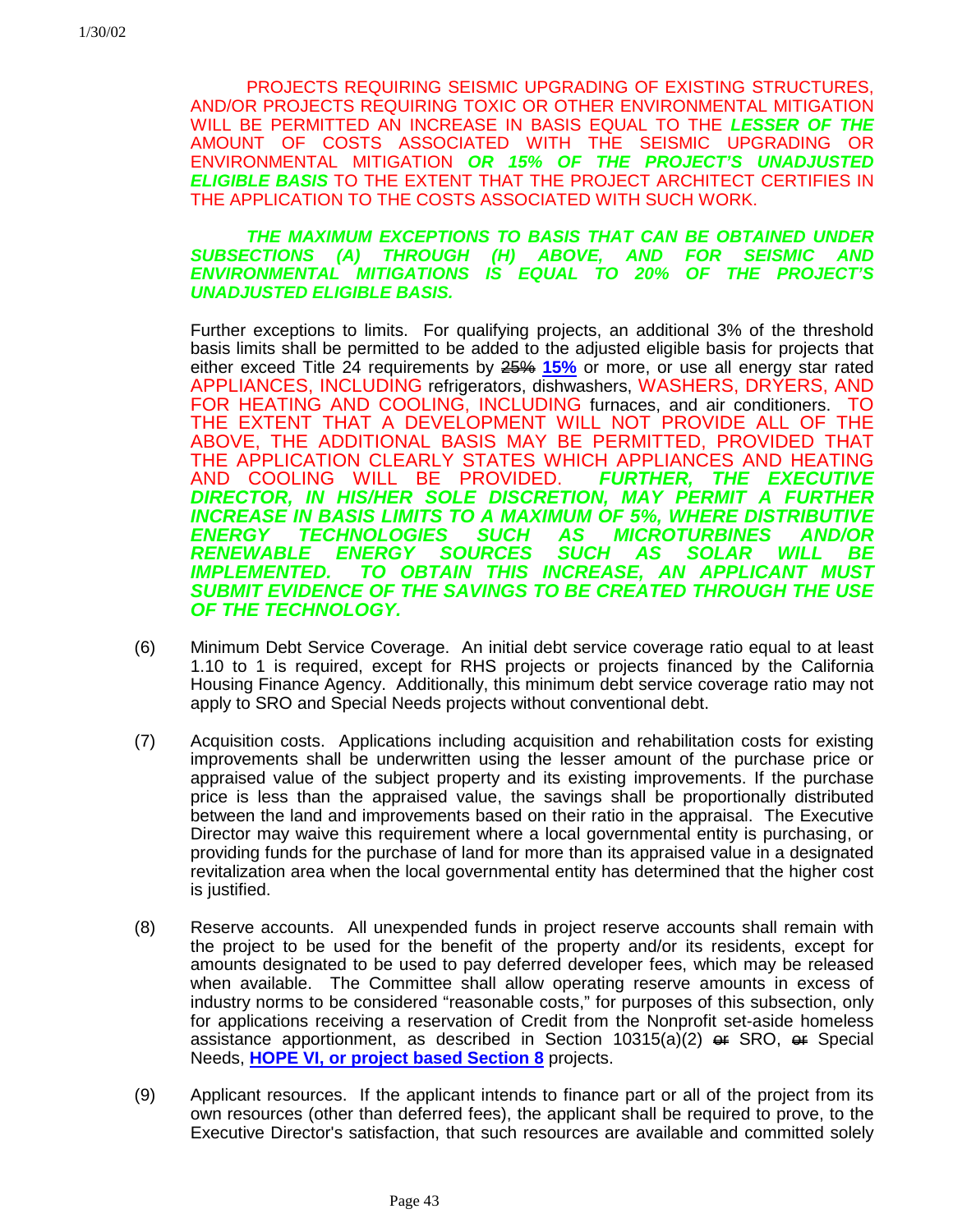PROJECTS REQUIRING SEISMIC UPGRADING OF EXISTING STRUCTURES, AND/OR PROJECTS REQUIRING TOXIC OR OTHER ENVIRONMENTAL MITIGATION WILL BE PERMITTED AN INCREASE IN BASIS EQUAL TO THE ***LESSER OF THE*** AMOUNT OF COSTS ASSOCIATED WITH THE SEISMIC UPGRADING OR ENVIRONMENTAL MITIGATION ***OR 15% OF THE PROJECT'S UNADJUSTED ELIGIBLE BASIS*** TO THE EXTENT THAT THE PROJECT ARCHITECT CERTIFIES IN THE APPLICATION TO THE COSTS ASSOCIATED WITH SUCH WORK.

***THE MAXIMUM EXCEPTIONS TO BASIS THAT CAN BE OBTAINED UNDER SUBSECTIONS (A) THROUGH (H) ABOVE, AND FOR SEISMIC AND ENVIRONMENTAL MITIGATIONS IS EQUAL TO 20% OF THE PROJECT'S UNADJUSTED ELIGIBLE BASIS.***

Further exceptions to limits. For qualifying projects, an additional 3% of the threshold basis limits shall be permitted to be added to the adjusted eligible basis for projects that either exceed Title 24 requirements by ~~25%~~ **15%** or more, or use all energy star rated APPLIANCES, INCLUDING refrigerators, dishwashers, WASHERS, DRYERS, AND FOR HEATING AND COOLING, INCLUDING furnaces, and air conditioners. TO THE EXTENT THAT A DEVELOPMENT WILL NOT PROVIDE ALL OF THE ABOVE, THE ADDITIONAL BASIS MAY BE PERMITTED, PROVIDED THAT THE APPLICATION CLEARLY STATES WHICH APPLIANCES AND HEATING AND COOLING WILL BE PROVIDED. ***FURTHER, THE EXECUTIVE DIRECTOR, IN HIS/HER SOLE DISCRETION, MAY PERMIT A FURTHER INCREASE IN BASIS LIMITS TO A MAXIMUM OF 5%, WHERE DISTRIBUTIVE ENERGY TECHNOLOGIES SUCH AS MICROTURBINES AND/OR RENEWABLE ENERGY SOURCES SUCH AS SOLAR WILL BE IMPLEMENTED. TO OBTAIN THIS INCREASE, AN APPLICANT MUST SUBMIT EVIDENCE OF THE SAVINGS TO BE CREATED THROUGH THE USE OF THE TECHNOLOGY.***

(6) Minimum Debt Service Coverage. An initial debt service coverage ratio equal to at least 1.10 to 1 is required, except for RHS projects or projects financed by the California Housing Finance Agency. Additionally, this minimum debt service coverage ratio may not apply to SRO and Special Needs projects without conventional debt.

(7) Acquisition costs. Applications including acquisition and rehabilitation costs for existing improvements shall be underwritten using the lesser amount of the purchase price or appraised value of the subject property and its existing improvements. If the purchase price is less than the appraised value, the savings shall be proportionally distributed between the land and improvements based on their ratio in the appraisal. The Executive Director may waive this requirement where a local governmental entity is purchasing, or providing funds for the purchase of land for more than its appraised value in a designated revitalization area when the local governmental entity has determined that the higher cost is justified.

(8) Reserve accounts. All unexpended funds in project reserve accounts shall remain with the project to be used for the benefit of the property and/or its residents, except for amounts designated to be used to pay deferred developer fees, which may be released when available. The Committee shall allow operating reserve amounts in excess of industry norms to be considered "reasonable costs," for purposes of this subsection, only for applications receiving a reservation of Credit from the Nonprofit set-aside homeless assistance apportionment, as described in Section 10315(a)(2) ~~or~~ SRO, ~~or~~ Special Needs, **HOPE VI, or project based Section 8** projects.

(9) Applicant resources. If the applicant intends to finance part or all of the project from its own resources (other than deferred fees), the applicant shall be required to prove, to the Executive Director's satisfaction, that such resources are available and committed solely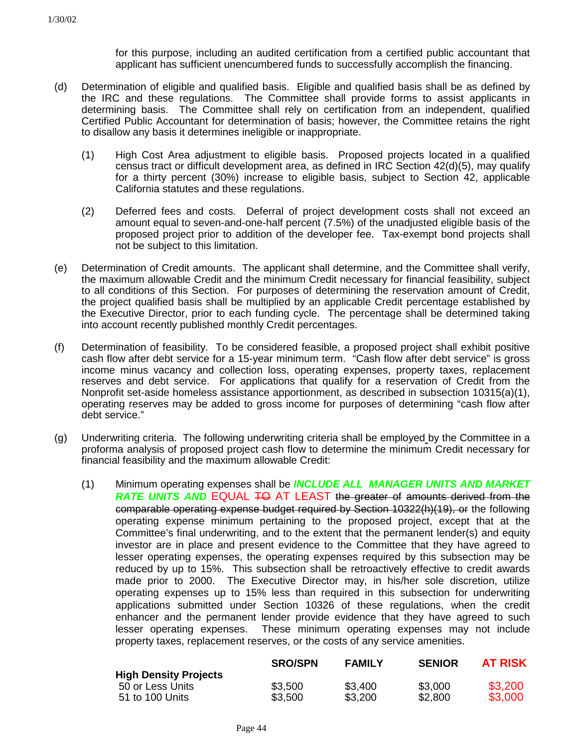for this purpose, including an audited certification from a certified public accountant that applicant has sufficient unencumbered funds to successfully accomplish the financing.

(d) Determination of eligible and qualified basis. Eligible and qualified basis shall be as defined by the IRC and these regulations. The Committee shall provide forms to assist applicants in determining basis. The Committee shall rely on certification from an independent, qualified Certified Public Accountant for determination of basis; however, the Committee retains the right to disallow any basis it determines ineligible or inappropriate.

(1) High Cost Area adjustment to eligible basis. Proposed projects located in a qualified census tract or difficult development area, as defined in IRC Section 42(d)(5), may qualify for a thirty percent (30%) increase to eligible basis, subject to Section 42, applicable California statutes and these regulations.

(2) Deferred fees and costs. Deferral of project development costs shall not exceed an amount equal to seven-and-one-half percent (7.5%) of the unadjusted eligible basis of the proposed project prior to addition of the developer fee. Tax-exempt bond projects shall not be subject to this limitation.

(e) Determination of Credit amounts. The applicant shall determine, and the Committee shall verify, the maximum allowable Credit and the minimum Credit necessary for financial feasibility, subject to all conditions of this Section. For purposes of determining the reservation amount of Credit, the project qualified basis shall be multiplied by an applicable Credit percentage established by the Executive Director, prior to each funding cycle. The percentage shall be determined taking into account recently published monthly Credit percentages.

(f) Determination of feasibility. To be considered feasible, a proposed project shall exhibit positive cash flow after debt service for a 15-year minimum term. "Cash flow after debt service" is gross income minus vacancy and collection loss, operating expenses, property taxes, replacement reserves and debt service. For applications that qualify for a reservation of Credit from the Nonprofit set-aside homeless assistance apportionment, as described in subsection 10315(a)(1), operating reserves may be added to gross income for purposes of determining "cash flow after debt service."

(g) Underwriting criteria. The following underwriting criteria shall be employed by the Committee in a proforma analysis of proposed project cash flow to determine the minimum Credit necessary for financial feasibility and the maximum allowable Credit:

(1) Minimum operating expenses shall be ***INCLUDE ALL MANAGER UNITS AND MARKET RATE UNITS AND*** EQUAL ~~TO~~ AT LEAST ~~the greater of amounts derived from the comparable operating expense budget required by Section 10322(h)(19), or~~ the following operating expense minimum pertaining to the proposed project, except that at the Committee's final underwriting, and to the extent that the permanent lender(s) and equity investor are in place and present evidence to the Committee that they have agreed to lesser operating expenses, the operating expenses required by this subsection may be reduced by up to 15%. This subsection shall be retroactively effective to credit awards made prior to 2000. The Executive Director may, in his/her sole discretion, utilize operating expenses up to 15% less than required in this subsection for underwriting applications submitted under Section 10326 of these regulations, when the credit enhancer and the permanent lender provide evidence that they have agreed to such lesser operating expenses. These minimum operating expenses may not include property taxes, replacement reserves, or the costs of any service amenities.

| | SRO/SPN | FAMILY | SENIOR | AT RISK |
|---|---|---|---|---|
| **High Density Projects** | | | | |
| 50 or Less Units | $3,500 | $3,400 | $3,000 | $3,200 |
| 51 to 100 Units | $3,500 | $3,200 | $2,800 | $3,000 |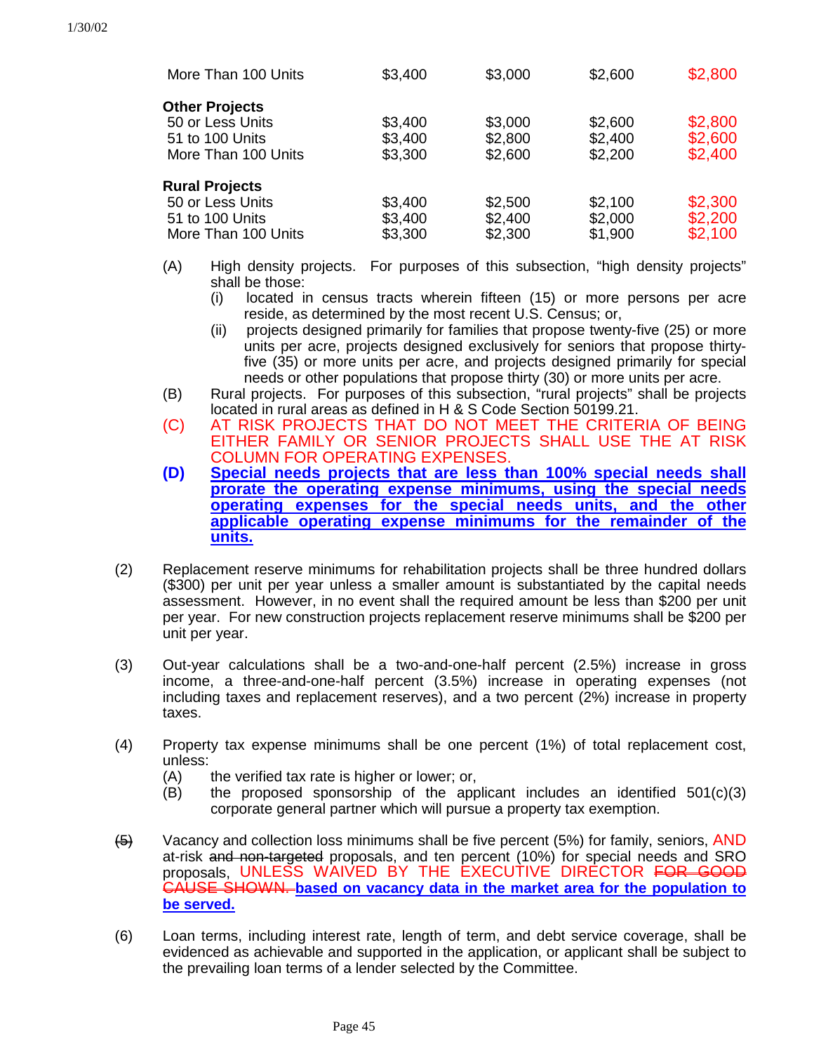| | | | | |
|---|---|---|---|---|
| More Than 100 Units | $3,400 | $3,000 | $2,600 | $2,800 |
| **Other Projects** | | | | |
| 50 or Less Units | $3,400 | $3,000 | $2,600 | $2,800 |
| 51 to 100 Units | $3,400 | $2,800 | $2,400 | $2,600 |
| More Than 100 Units | $3,300 | $2,600 | $2,200 | $2,400 |
| **Rural Projects** | | | | |
| 50 or Less Units | $3,400 | $2,500 | $2,100 | $2,300 |
| 51 to 100 Units | $3,400 | $2,400 | $2,000 | $2,200 |
| More Than 100 Units | $3,300 | $2,300 | $1,900 | $2,100 |

(A) High density projects. For purposes of this subsection, "high density projects" shall be those:

(i) located in census tracts wherein fifteen (15) or more persons per acre reside, as determined by the most recent U.S. Census; or,

(ii) projects designed primarily for families that propose twenty-five (25) or more units per acre, projects designed exclusively for seniors that propose thirty-five (35) or more units per acre, and projects designed primarily for special needs or other populations that propose thirty (30) or more units per acre.

(B) Rural projects. For purposes of this subsection, "rural projects" shall be projects located in rural areas as defined in H & S Code Section 50199.21.

(C) AT RISK PROJECTS THAT DO NOT MEET THE CRITERIA OF BEING EITHER FAMILY OR SENIOR PROJECTS SHALL USE THE AT RISK COLUMN FOR OPERATING EXPENSES.

**(D) <u>Special needs projects that are less than 100% special needs shall prorate the operating expense minimums, using the special needs operating expenses for the special needs units, and the other applicable operating expense minimums for the remainder of the units.</u>**

(2) Replacement reserve minimums for rehabilitation projects shall be three hundred dollars ($300) per unit per year unless a smaller amount is substantiated by the capital needs assessment. However, in no event shall the required amount be less than $200 per unit per year. For new construction projects replacement reserve minimums shall be $200 per unit per year.

(3) Out-year calculations shall be a two-and-one-half percent (2.5%) increase in gross income, a three-and-one-half percent (3.5%) increase in operating expenses (not including taxes and replacement reserves), and a two percent (2%) increase in property taxes.

(4) Property tax expense minimums shall be one percent (1%) of total replacement cost, unless:

(A) the verified tax rate is higher or lower; or,

(B) the proposed sponsorship of the applicant includes an identified 501(c)(3) corporate general partner which will pursue a property tax exemption.

~~(5)~~ Vacancy and collection loss minimums shall be five percent (5%) for family, seniors, AND at-risk ~~and non-targeted~~ proposals, and ten percent (10%) for special needs and SRO proposals, UNLESS WAIVED BY THE EXECUTIVE DIRECTOR ~~FOR GOOD CAUSE SHOWN.~~ **<u>based on vacancy data in the market area for the population to be served.</u>**

(6) Loan terms, including interest rate, length of term, and debt service coverage, shall be evidenced as achievable and supported in the application, or applicant shall be subject to the prevailing loan terms of a lender selected by the Committee.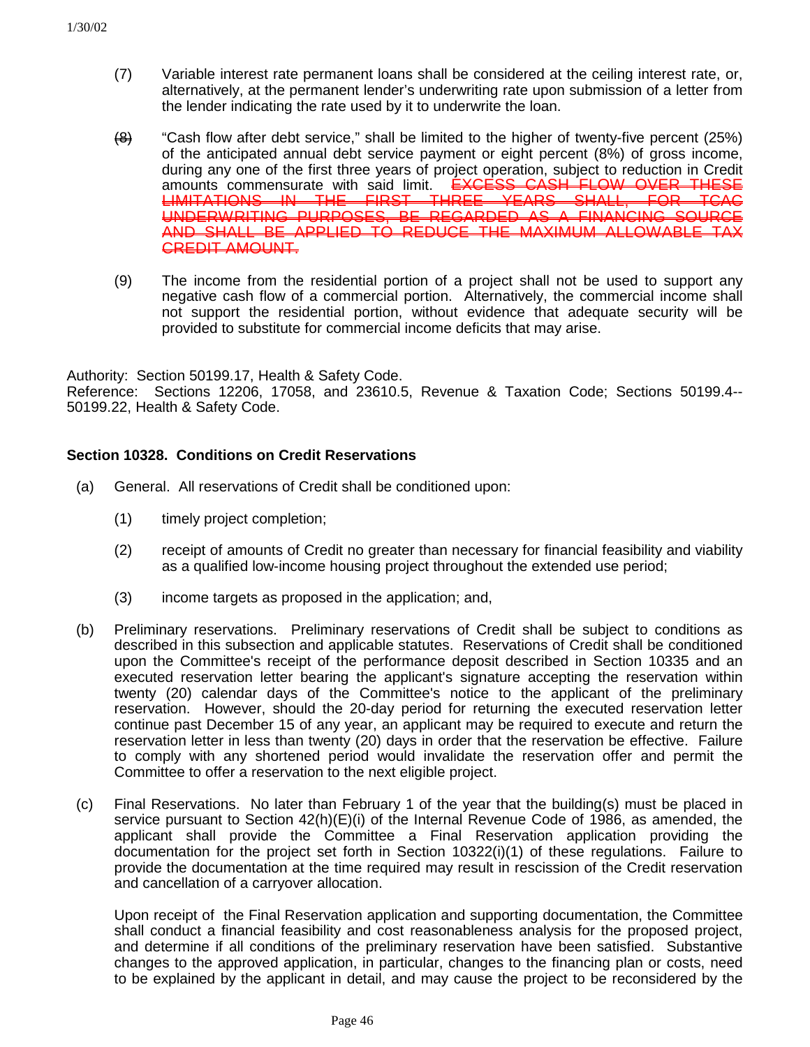(7) Variable interest rate permanent loans shall be considered at the ceiling interest rate, or, alternatively, at the permanent lender's underwriting rate upon submission of a letter from the lender indicating the rate used by it to underwrite the loan.

~~(8)~~ "Cash flow after debt service," shall be limited to the higher of twenty-five percent (25%) of the anticipated annual debt service payment or eight percent (8%) of gross income, during any one of the first three years of project operation, subject to reduction in Credit amounts commensurate with said limit. ~~EXCESS CASH FLOW OVER THESE LIMITATIONS IN THE FIRST THREE YEARS SHALL, FOR TCAC UNDERWRITING PURPOSES, BE REGARDED AS A FINANCING SOURCE AND SHALL BE APPLIED TO REDUCE THE MAXIMUM ALLOWABLE TAX CREDIT AMOUNT.~~

(9) The income from the residential portion of a project shall not be used to support any negative cash flow of a commercial portion. Alternatively, the commercial income shall not support the residential portion, without evidence that adequate security will be provided to substitute for commercial income deficits that may arise.

Authority: Section 50199.17, Health & Safety Code.
Reference: Sections 12206, 17058, and 23610.5, Revenue & Taxation Code; Sections 50199.4--50199.22, Health & Safety Code.

**Section 10328. Conditions on Credit Reservations**

(a) General. All reservations of Credit shall be conditioned upon:

(1) timely project completion;

(2) receipt of amounts of Credit no greater than necessary for financial feasibility and viability as a qualified low-income housing project throughout the extended use period;

(3) income targets as proposed in the application; and,

(b) Preliminary reservations. Preliminary reservations of Credit shall be subject to conditions as described in this subsection and applicable statutes. Reservations of Credit shall be conditioned upon the Committee's receipt of the performance deposit described in Section 10335 and an executed reservation letter bearing the applicant's signature accepting the reservation within twenty (20) calendar days of the Committee's notice to the applicant of the preliminary reservation. However, should the 20-day period for returning the executed reservation letter continue past December 15 of any year, an applicant may be required to execute and return the reservation letter in less than twenty (20) days in order that the reservation be effective. Failure to comply with any shortened period would invalidate the reservation offer and permit the Committee to offer a reservation to the next eligible project.

(c) Final Reservations. No later than February 1 of the year that the building(s) must be placed in service pursuant to Section 42(h)(E)(i) of the Internal Revenue Code of 1986, as amended, the applicant shall provide the Committee a Final Reservation application providing the documentation for the project set forth in Section 10322(i)(1) of these regulations. Failure to provide the documentation at the time required may result in rescission of the Credit reservation and cancellation of a carryover allocation.

Upon receipt of the Final Reservation application and supporting documentation, the Committee shall conduct a financial feasibility and cost reasonableness analysis for the proposed project, and determine if all conditions of the preliminary reservation have been satisfied. Substantive changes to the approved application, in particular, changes to the financing plan or costs, need to be explained by the applicant in detail, and may cause the project to be reconsidered by the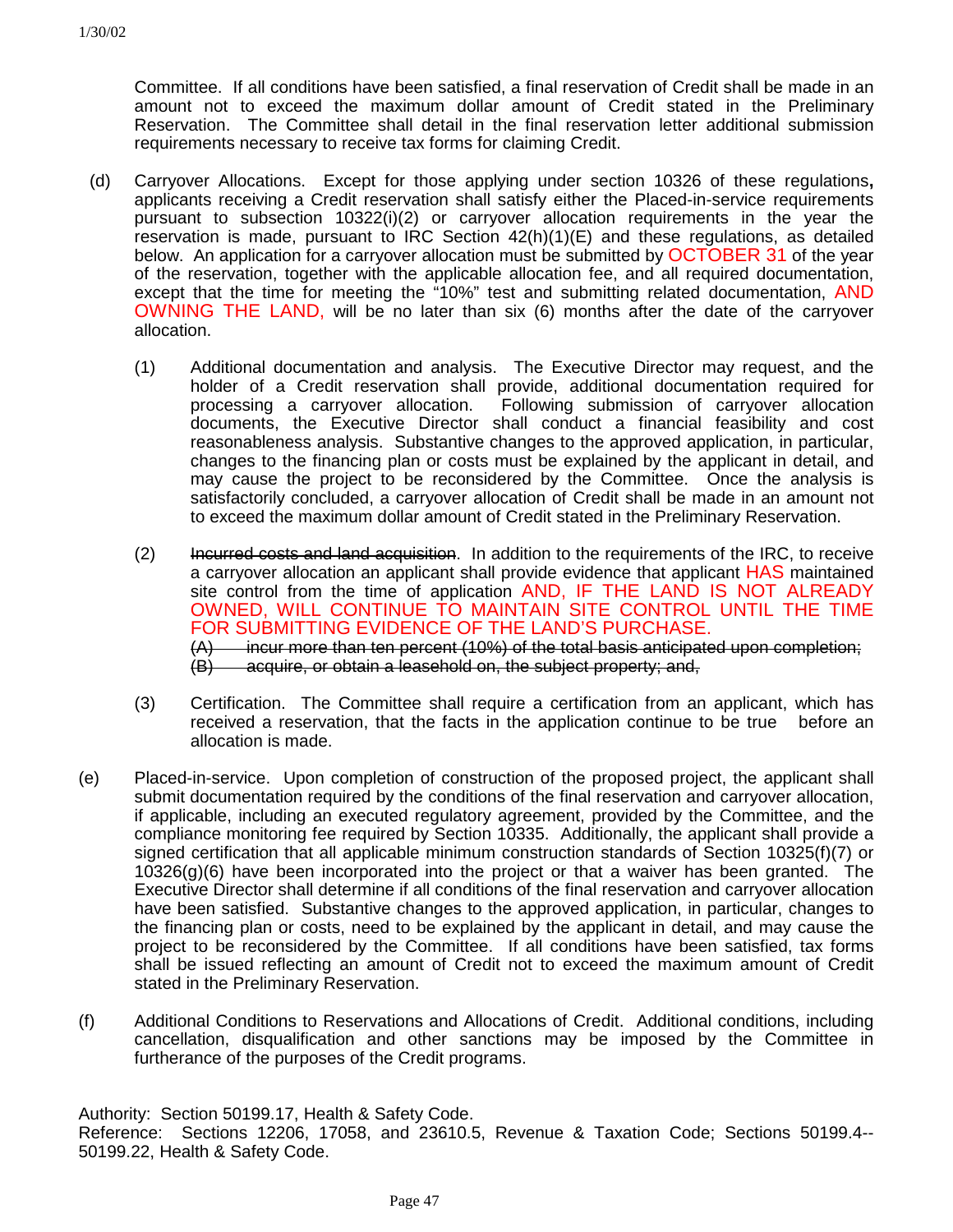Committee. If all conditions have been satisfied, a final reservation of Credit shall be made in an amount not to exceed the maximum dollar amount of Credit stated in the Preliminary Reservation. The Committee shall detail in the final reservation letter additional submission requirements necessary to receive tax forms for claiming Credit.

(d) Carryover Allocations. Except for those applying under section 10326 of these regulations**,** applicants receiving a Credit reservation shall satisfy either the Placed-in-service requirements pursuant to subsection 10322(i)(2) or carryover allocation requirements in the year the reservation is made, pursuant to IRC Section 42(h)(1)(E) and these regulations, as detailed below. An application for a carryover allocation must be submitted by OCTOBER 31 of the year of the reservation, together with the applicable allocation fee, and all required documentation, except that the time for meeting the "10%" test and submitting related documentation, AND OWNING THE LAND, will be no later than six (6) months after the date of the carryover allocation.

(1) Additional documentation and analysis. The Executive Director may request, and the holder of a Credit reservation shall provide, additional documentation required for processing a carryover allocation. Following submission of carryover allocation documents, the Executive Director shall conduct a financial feasibility and cost reasonableness analysis. Substantive changes to the approved application, in particular, changes to the financing plan or costs must be explained by the applicant in detail, and may cause the project to be reconsidered by the Committee. Once the analysis is satisfactorily concluded, a carryover allocation of Credit shall be made in an amount not to exceed the maximum dollar amount of Credit stated in the Preliminary Reservation.

(2) ~~Incurred costs and land acquisition~~. In addition to the requirements of the IRC, to receive a carryover allocation an applicant shall provide evidence that applicant HAS maintained site control from the time of application AND, IF THE LAND IS NOT ALREADY OWNED, WILL CONTINUE TO MAINTAIN SITE CONTROL UNTIL THE TIME FOR SUBMITTING EVIDENCE OF THE LAND'S PURCHASE.
~~(A) incur more than ten percent (10%) of the total basis anticipated upon completion;~~
~~(B) acquire, or obtain a leasehold on, the subject property; and,~~

(3) Certification. The Committee shall require a certification from an applicant, which has received a reservation, that the facts in the application continue to be true before an allocation is made.

(e) Placed-in-service. Upon completion of construction of the proposed project, the applicant shall submit documentation required by the conditions of the final reservation and carryover allocation, if applicable, including an executed regulatory agreement, provided by the Committee, and the compliance monitoring fee required by Section 10335. Additionally, the applicant shall provide a signed certification that all applicable minimum construction standards of Section 10325(f)(7) or 10326(g)(6) have been incorporated into the project or that a waiver has been granted. The Executive Director shall determine if all conditions of the final reservation and carryover allocation have been satisfied. Substantive changes to the approved application, in particular, changes to the financing plan or costs, need to be explained by the applicant in detail, and may cause the project to be reconsidered by the Committee. If all conditions have been satisfied, tax forms shall be issued reflecting an amount of Credit not to exceed the maximum amount of Credit stated in the Preliminary Reservation.

(f) Additional Conditions to Reservations and Allocations of Credit. Additional conditions, including cancellation, disqualification and other sanctions may be imposed by the Committee in furtherance of the purposes of the Credit programs.

Authority: Section 50199.17, Health & Safety Code.
Reference: Sections 12206, 17058, and 23610.5, Revenue & Taxation Code; Sections 50199.4--50199.22, Health & Safety Code.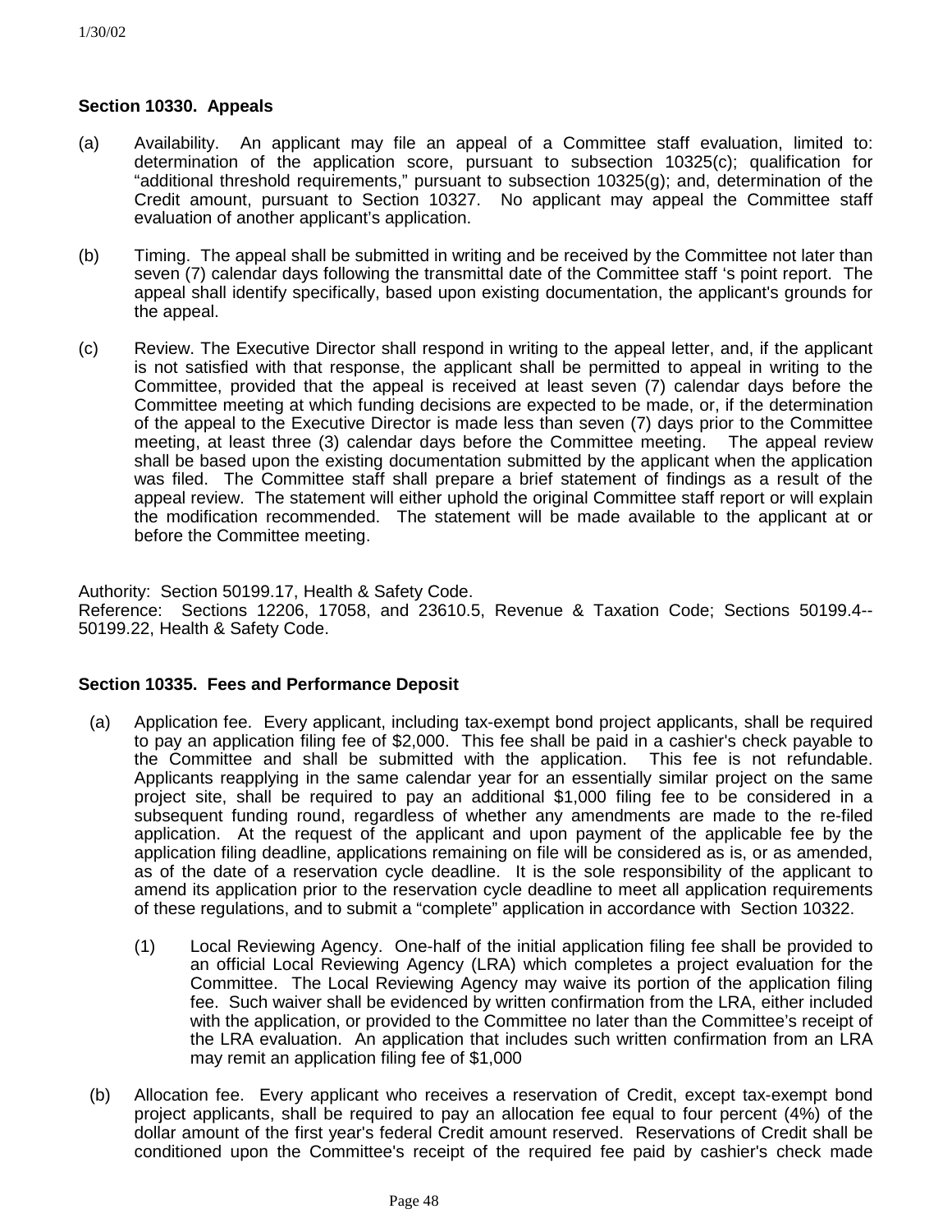### Section 10330. Appeals

(a) Availability. An applicant may file an appeal of a Committee staff evaluation, limited to: determination of the application score, pursuant to subsection 10325(c); qualification for "additional threshold requirements," pursuant to subsection 10325(g); and, determination of the Credit amount, pursuant to Section 10327. No applicant may appeal the Committee staff evaluation of another applicant's application.

(b) Timing. The appeal shall be submitted in writing and be received by the Committee not later than seven (7) calendar days following the transmittal date of the Committee staff 's point report. The appeal shall identify specifically, based upon existing documentation, the applicant's grounds for the appeal.

(c) Review. The Executive Director shall respond in writing to the appeal letter, and, if the applicant is not satisfied with that response, the applicant shall be permitted to appeal in writing to the Committee, provided that the appeal is received at least seven (7) calendar days before the Committee meeting at which funding decisions are expected to be made, or, if the determination of the appeal to the Executive Director is made less than seven (7) days prior to the Committee meeting, at least three (3) calendar days before the Committee meeting. The appeal review shall be based upon the existing documentation submitted by the applicant when the application was filed. The Committee staff shall prepare a brief statement of findings as a result of the appeal review. The statement will either uphold the original Committee staff report or will explain the modification recommended. The statement will be made available to the applicant at or before the Committee meeting.

Authority: Section 50199.17, Health & Safety Code.
Reference: Sections 12206, 17058, and 23610.5, Revenue & Taxation Code; Sections 50199.4--50199.22, Health & Safety Code.

### Section 10335. Fees and Performance Deposit

(a) Application fee. Every applicant, including tax-exempt bond project applicants, shall be required to pay an application filing fee of $2,000. This fee shall be paid in a cashier's check payable to the Committee and shall be submitted with the application. This fee is not refundable. Applicants reapplying in the same calendar year for an essentially similar project on the same project site, shall be required to pay an additional $1,000 filing fee to be considered in a subsequent funding round, regardless of whether any amendments are made to the re-filed application. At the request of the applicant and upon payment of the applicable fee by the application filing deadline, applications remaining on file will be considered as is, or as amended, as of the date of a reservation cycle deadline. It is the sole responsibility of the applicant to amend its application prior to the reservation cycle deadline to meet all application requirements of these regulations, and to submit a "complete" application in accordance with Section 10322.

(1) Local Reviewing Agency. One-half of the initial application filing fee shall be provided to an official Local Reviewing Agency (LRA) which completes a project evaluation for the Committee. The Local Reviewing Agency may waive its portion of the application filing fee. Such waiver shall be evidenced by written confirmation from the LRA, either included with the application, or provided to the Committee no later than the Committee's receipt of the LRA evaluation. An application that includes such written confirmation from an LRA may remit an application filing fee of $1,000

(b) Allocation fee. Every applicant who receives a reservation of Credit, except tax-exempt bond project applicants, shall be required to pay an allocation fee equal to four percent (4%) of the dollar amount of the first year's federal Credit amount reserved. Reservations of Credit shall be conditioned upon the Committee's receipt of the required fee paid by cashier's check made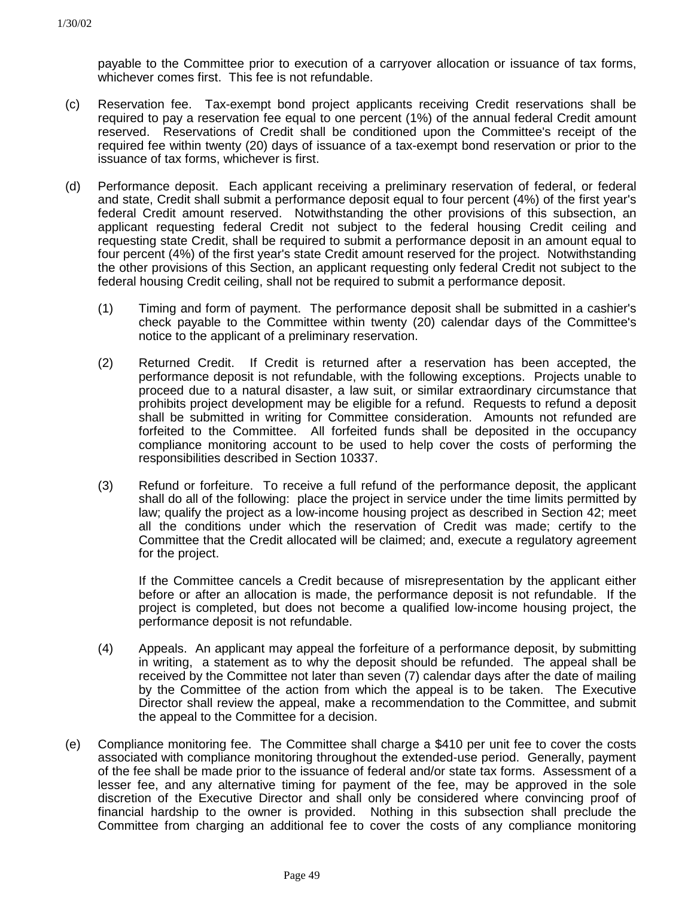payable to the Committee prior to execution of a carryover allocation or issuance of tax forms, whichever comes first. This fee is not refundable.

(c) Reservation fee. Tax-exempt bond project applicants receiving Credit reservations shall be required to pay a reservation fee equal to one percent (1%) of the annual federal Credit amount reserved. Reservations of Credit shall be conditioned upon the Committee's receipt of the required fee within twenty (20) days of issuance of a tax-exempt bond reservation or prior to the issuance of tax forms, whichever is first.

(d) Performance deposit. Each applicant receiving a preliminary reservation of federal, or federal and state, Credit shall submit a performance deposit equal to four percent (4%) of the first year's federal Credit amount reserved. Notwithstanding the other provisions of this subsection, an applicant requesting federal Credit not subject to the federal housing Credit ceiling and requesting state Credit, shall be required to submit a performance deposit in an amount equal to four percent (4%) of the first year's state Credit amount reserved for the project. Notwithstanding the other provisions of this Section, an applicant requesting only federal Credit not subject to the federal housing Credit ceiling, shall not be required to submit a performance deposit.

(1) Timing and form of payment. The performance deposit shall be submitted in a cashier's check payable to the Committee within twenty (20) calendar days of the Committee's notice to the applicant of a preliminary reservation.

(2) Returned Credit. If Credit is returned after a reservation has been accepted, the performance deposit is not refundable, with the following exceptions. Projects unable to proceed due to a natural disaster, a law suit, or similar extraordinary circumstance that prohibits project development may be eligible for a refund. Requests to refund a deposit shall be submitted in writing for Committee consideration. Amounts not refunded are forfeited to the Committee. All forfeited funds shall be deposited in the occupancy compliance monitoring account to be used to help cover the costs of performing the responsibilities described in Section 10337.

(3) Refund or forfeiture. To receive a full refund of the performance deposit, the applicant shall do all of the following: place the project in service under the time limits permitted by law; qualify the project as a low-income housing project as described in Section 42; meet all the conditions under which the reservation of Credit was made; certify to the Committee that the Credit allocated will be claimed; and, execute a regulatory agreement for the project.

If the Committee cancels a Credit because of misrepresentation by the applicant either before or after an allocation is made, the performance deposit is not refundable. If the project is completed, but does not become a qualified low-income housing project, the performance deposit is not refundable.

(4) Appeals. An applicant may appeal the forfeiture of a performance deposit, by submitting in writing, a statement as to why the deposit should be refunded. The appeal shall be received by the Committee not later than seven (7) calendar days after the date of mailing by the Committee of the action from which the appeal is to be taken. The Executive Director shall review the appeal, make a recommendation to the Committee, and submit the appeal to the Committee for a decision.

(e) Compliance monitoring fee. The Committee shall charge a $410 per unit fee to cover the costs associated with compliance monitoring throughout the extended-use period. Generally, payment of the fee shall be made prior to the issuance of federal and/or state tax forms. Assessment of a lesser fee, and any alternative timing for payment of the fee, may be approved in the sole discretion of the Executive Director and shall only be considered where convincing proof of financial hardship to the owner is provided. Nothing in this subsection shall preclude the Committee from charging an additional fee to cover the costs of any compliance monitoring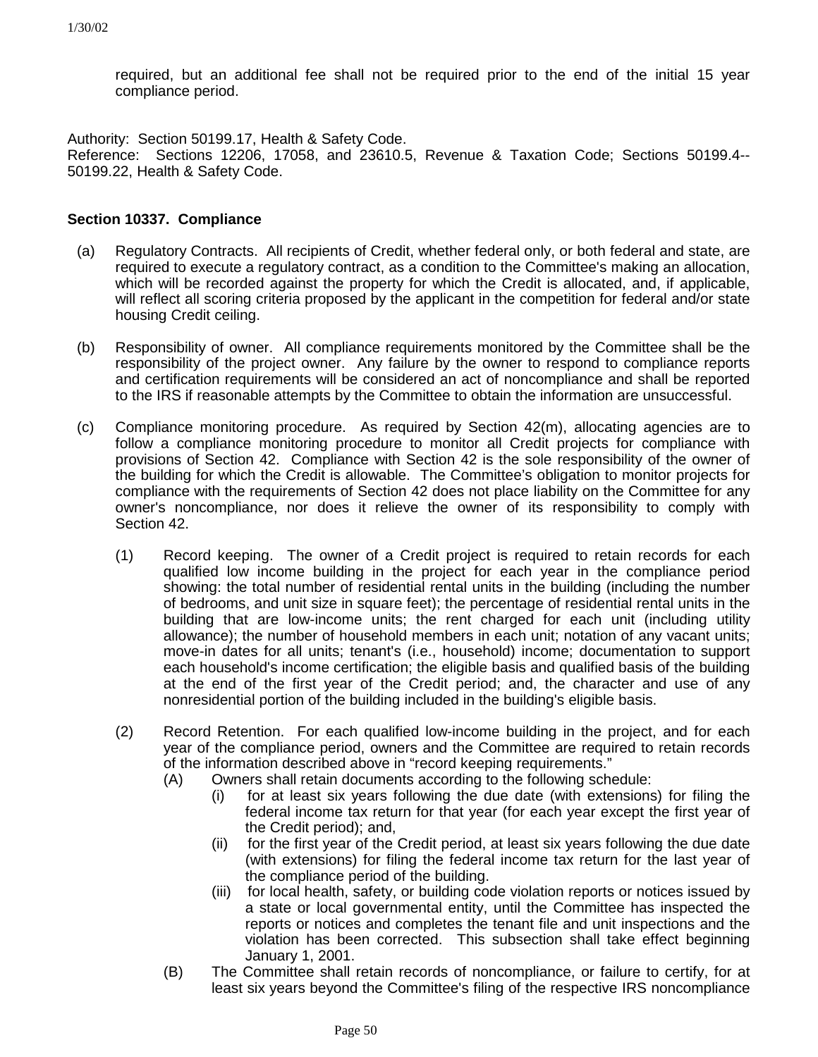required, but an additional fee shall not be required prior to the end of the initial 15 year compliance period.

Authority: Section 50199.17, Health & Safety Code.
Reference: Sections 12206, 17058, and 23610.5, Revenue & Taxation Code; Sections 50199.4--50199.22, Health & Safety Code.

**Section 10337. Compliance**

(a) Regulatory Contracts. All recipients of Credit, whether federal only, or both federal and state, are required to execute a regulatory contract, as a condition to the Committee's making an allocation, which will be recorded against the property for which the Credit is allocated, and, if applicable, will reflect all scoring criteria proposed by the applicant in the competition for federal and/or state housing Credit ceiling.

(b) Responsibility of owner. All compliance requirements monitored by the Committee shall be the responsibility of the project owner. Any failure by the owner to respond to compliance reports and certification requirements will be considered an act of noncompliance and shall be reported to the IRS if reasonable attempts by the Committee to obtain the information are unsuccessful.

(c) Compliance monitoring procedure. As required by Section 42(m), allocating agencies are to follow a compliance monitoring procedure to monitor all Credit projects for compliance with provisions of Section 42. Compliance with Section 42 is the sole responsibility of the owner of the building for which the Credit is allowable. The Committee's obligation to monitor projects for compliance with the requirements of Section 42 does not place liability on the Committee for any owner's noncompliance, nor does it relieve the owner of its responsibility to comply with Section 42.

(1) Record keeping. The owner of a Credit project is required to retain records for each qualified low income building in the project for each year in the compliance period showing: the total number of residential rental units in the building (including the number of bedrooms, and unit size in square feet); the percentage of residential rental units in the building that are low-income units; the rent charged for each unit (including utility allowance); the number of household members in each unit; notation of any vacant units; move-in dates for all units; tenant's (i.e., household) income; documentation to support each household's income certification; the eligible basis and qualified basis of the building at the end of the first year of the Credit period; and, the character and use of any nonresidential portion of the building included in the building's eligible basis.

(2) Record Retention. For each qualified low-income building in the project, and for each year of the compliance period, owners and the Committee are required to retain records of the information described above in "record keeping requirements."

(A) Owners shall retain documents according to the following schedule:

(i) for at least six years following the due date (with extensions) for filing the federal income tax return for that year (for each year except the first year of the Credit period); and,

(ii) for the first year of the Credit period, at least six years following the due date (with extensions) for filing the federal income tax return for the last year of the compliance period of the building.

(iii) for local health, safety, or building code violation reports or notices issued by a state or local governmental entity, until the Committee has inspected the reports or notices and completes the tenant file and unit inspections and the violation has been corrected. This subsection shall take effect beginning January 1, 2001.

(B) The Committee shall retain records of noncompliance, or failure to certify, for at least six years beyond the Committee's filing of the respective IRS noncompliance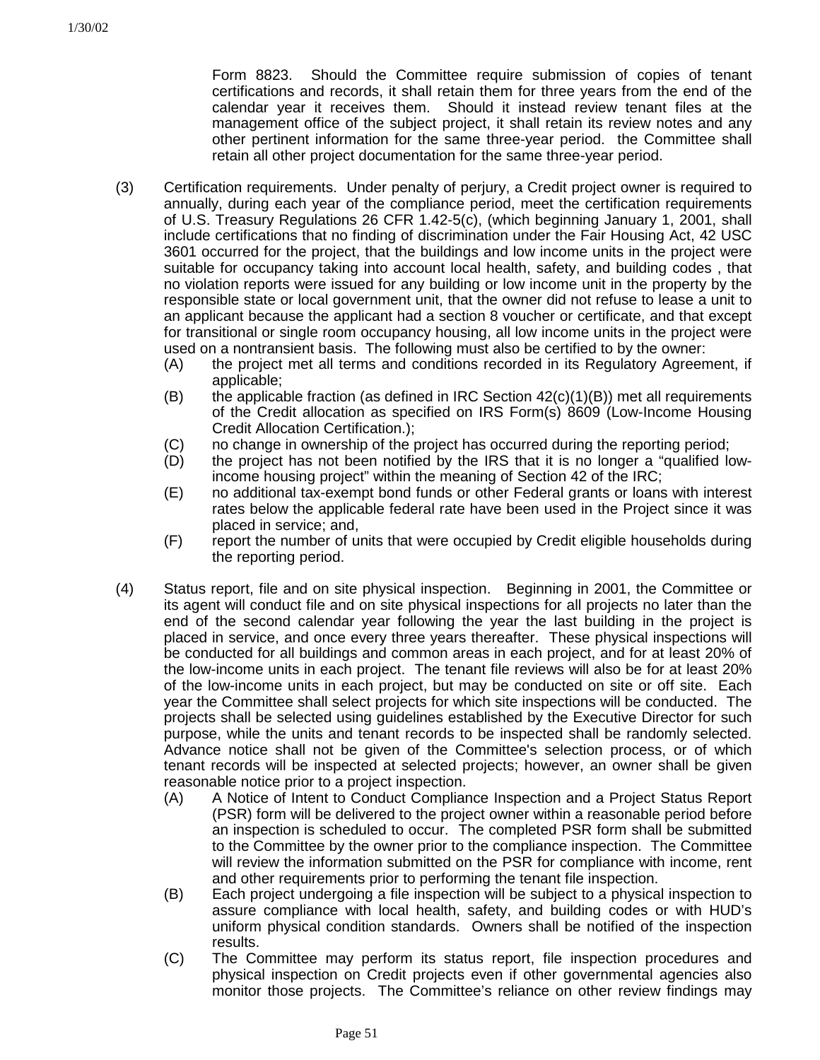Form 8823. Should the Committee require submission of copies of tenant certifications and records, it shall retain them for three years from the end of the calendar year it receives them. Should it instead review tenant files at the management office of the subject project, it shall retain its review notes and any other pertinent information for the same three-year period. the Committee shall retain all other project documentation for the same three-year period.

(3) Certification requirements. Under penalty of perjury, a Credit project owner is required to annually, during each year of the compliance period, meet the certification requirements of U.S. Treasury Regulations 26 CFR 1.42-5(c), (which beginning January 1, 2001, shall include certifications that no finding of discrimination under the Fair Housing Act, 42 USC 3601 occurred for the project, that the buildings and low income units in the project were suitable for occupancy taking into account local health, safety, and building codes , that no violation reports were issued for any building or low income unit in the property by the responsible state or local government unit, that the owner did not refuse to lease a unit to an applicant because the applicant had a section 8 voucher or certificate, and that except for transitional or single room occupancy housing, all low income units in the project were used on a nontransient basis. The following must also be certified to by the owner:

- (A) the project met all terms and conditions recorded in its Regulatory Agreement, if applicable;
- (B) the applicable fraction (as defined in IRC Section 42(c)(1)(B)) met all requirements of the Credit allocation as specified on IRS Form(s) 8609 (Low-Income Housing Credit Allocation Certification.);
- (C) no change in ownership of the project has occurred during the reporting period;
- (D) the project has not been notified by the IRS that it is no longer a "qualified low-income housing project" within the meaning of Section 42 of the IRC;
- (E) no additional tax-exempt bond funds or other Federal grants or loans with interest rates below the applicable federal rate have been used in the Project since it was placed in service; and,
- (F) report the number of units that were occupied by Credit eligible households during the reporting period.

(4) Status report, file and on site physical inspection. Beginning in 2001, the Committee or its agent will conduct file and on site physical inspections for all projects no later than the end of the second calendar year following the year the last building in the project is placed in service, and once every three years thereafter. These physical inspections will be conducted for all buildings and common areas in each project, and for at least 20% of the low-income units in each project. The tenant file reviews will also be for at least 20% of the low-income units in each project, but may be conducted on site or off site. Each year the Committee shall select projects for which site inspections will be conducted. The projects shall be selected using guidelines established by the Executive Director for such purpose, while the units and tenant records to be inspected shall be randomly selected. Advance notice shall not be given of the Committee's selection process, or of which tenant records will be inspected at selected projects; however, an owner shall be given reasonable notice prior to a project inspection.

- (A) A Notice of Intent to Conduct Compliance Inspection and a Project Status Report (PSR) form will be delivered to the project owner within a reasonable period before an inspection is scheduled to occur. The completed PSR form shall be submitted to the Committee by the owner prior to the compliance inspection. The Committee will review the information submitted on the PSR for compliance with income, rent and other requirements prior to performing the tenant file inspection.
- (B) Each project undergoing a file inspection will be subject to a physical inspection to assure compliance with local health, safety, and building codes or with HUD's uniform physical condition standards. Owners shall be notified of the inspection results.
- (C) The Committee may perform its status report, file inspection procedures and physical inspection on Credit projects even if other governmental agencies also monitor those projects. The Committee's reliance on other review findings may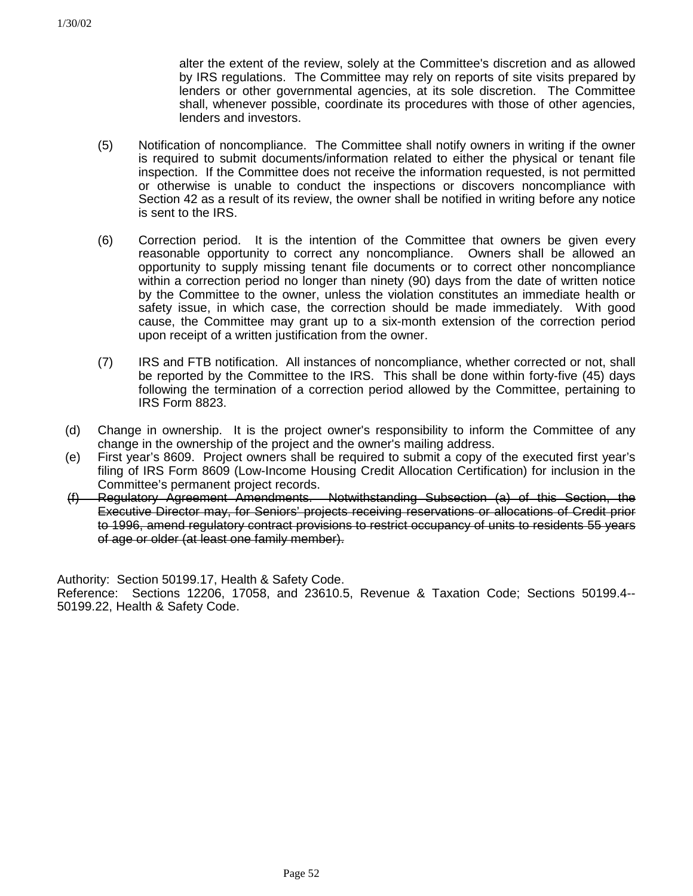alter the extent of the review, solely at the Committee's discretion and as allowed by IRS regulations. The Committee may rely on reports of site visits prepared by lenders or other governmental agencies, at its sole discretion. The Committee shall, whenever possible, coordinate its procedures with those of other agencies, lenders and investors.

(5) Notification of noncompliance. The Committee shall notify owners in writing if the owner is required to submit documents/information related to either the physical or tenant file inspection. If the Committee does not receive the information requested, is not permitted or otherwise is unable to conduct the inspections or discovers noncompliance with Section 42 as a result of its review, the owner shall be notified in writing before any notice is sent to the IRS.

(6) Correction period. It is the intention of the Committee that owners be given every reasonable opportunity to correct any noncompliance. Owners shall be allowed an opportunity to supply missing tenant file documents or to correct other noncompliance within a correction period no longer than ninety (90) days from the date of written notice by the Committee to the owner, unless the violation constitutes an immediate health or safety issue, in which case, the correction should be made immediately. With good cause, the Committee may grant up to a six-month extension of the correction period upon receipt of a written justification from the owner.

(7) IRS and FTB notification. All instances of noncompliance, whether corrected or not, shall be reported by the Committee to the IRS. This shall be done within forty-five (45) days following the termination of a correction period allowed by the Committee, pertaining to IRS Form 8823.

(d) Change in ownership. It is the project owner's responsibility to inform the Committee of any change in the ownership of the project and the owner's mailing address.

(e) First year's 8609. Project owners shall be required to submit a copy of the executed first year's filing of IRS Form 8609 (Low-Income Housing Credit Allocation Certification) for inclusion in the Committee's permanent project records.

~~(f) Regulatory Agreement Amendments. Notwithstanding Subsection (a) of this Section, the Executive Director may, for Seniors' projects receiving reservations or allocations of Credit prior to 1996, amend regulatory contract provisions to restrict occupancy of units to residents 55 years of age or older (at least one family member).~~

Authority: Section 50199.17, Health & Safety Code.
Reference: Sections 12206, 17058, and 23610.5, Revenue & Taxation Code; Sections 50199.4--50199.22, Health & Safety Code.